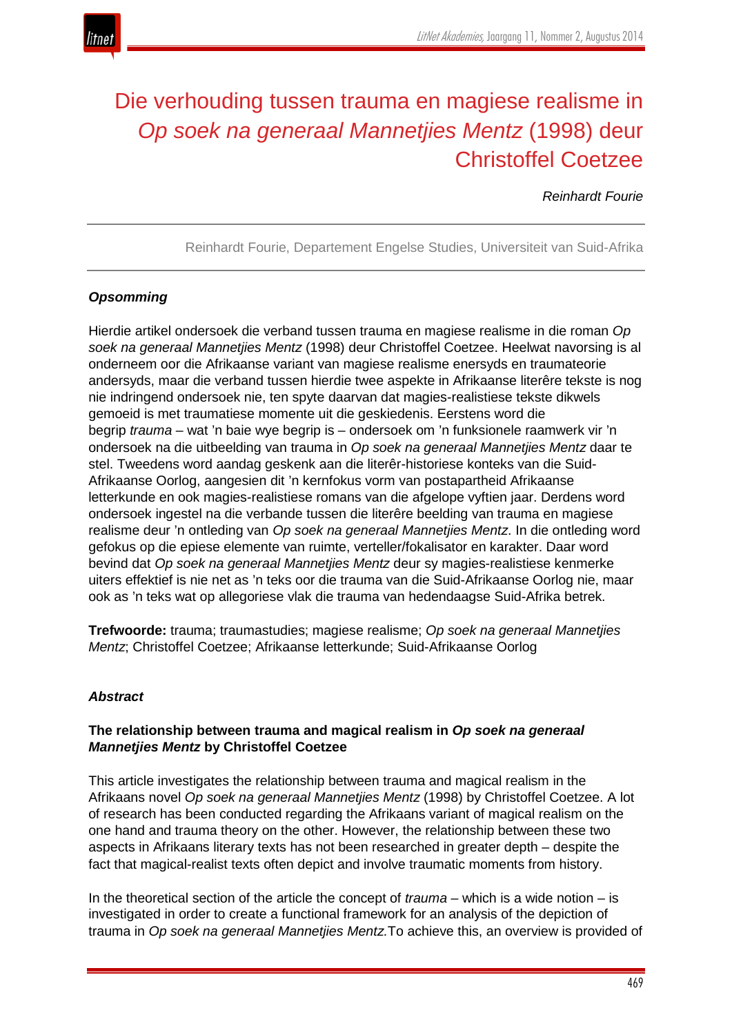# Die verhouding tussen trauma en magiese realisme in *Op soek na generaal Mannetjies Mentz* (1998) deur Christoffel Coetzee

*Reinhardt Fourie*

Reinhardt Fourie, Departement Engelse Studies, Universiteit van Suid-Afrika

***Opsomming***

Hierdie artikel ondersoek die verband tussen trauma en magiese realisme in die roman *Op soek na generaal Mannetjies Mentz* (1998) deur Christoffel Coetzee. Heelwat navorsing is al onderneem oor die Afrikaanse variant van magiese realisme enersyds en traumateorie andersyds, maar die verband tussen hierdie twee aspekte in Afrikaanse literêre tekste is nog nie indringend ondersoek nie, ten spyte daarvan dat magies-realistiese tekste dikwels gemoeid is met traumatiese momente uit die geskiedenis. Eerstens word die begrip *trauma* – wat 'n baie wye begrip is – ondersoek om 'n funksionele raamwerk vir 'n ondersoek na die uitbeelding van trauma in *Op soek na generaal Mannetjies Mentz* daar te stel. Tweedens word aandag geskenk aan die literêr-historiese konteks van die Suid-Afrikaanse Oorlog, aangesien dit 'n kernfokus vorm van postapartheid Afrikaanse letterkunde en ook magies-realistiese romans van die afgelope vyftien jaar. Derdens word ondersoek ingestel na die verbande tussen die literêre beelding van trauma en magiese realisme deur 'n ontleding van *Op soek na generaal Mannetjies Mentz*. In die ontleding word gefokus op die epiese elemente van ruimte, verteller/fokalisator en karakter. Daar word bevind dat *Op soek na generaal Mannetjies Mentz* deur sy magies-realistiese kenmerke uiters effektief is nie net as 'n teks oor die trauma van die Suid-Afrikaanse Oorlog nie, maar ook as 'n teks wat op allegoriese vlak die trauma van hedendaagse Suid-Afrika betrek.

**Trefwoorde:** trauma; traumastudies; magiese realisme; *Op soek na generaal Mannetjies Mentz*; Christoffel Coetzee; Afrikaanse letterkunde; Suid-Afrikaanse Oorlog

***Abstract***

**The relationship between trauma and magical realism in *Op soek na generaal Mannetjies Mentz* by Christoffel Coetzee**

This article investigates the relationship between trauma and magical realism in the Afrikaans novel *Op soek na generaal Mannetjies Mentz* (1998) by Christoffel Coetzee. A lot of research has been conducted regarding the Afrikaans variant of magical realism on the one hand and trauma theory on the other. However, the relationship between these two aspects in Afrikaans literary texts has not been researched in greater depth – despite the fact that magical-realist texts often depict and involve traumatic moments from history.

In the theoretical section of the article the concept of *trauma* – which is a wide notion – is investigated in order to create a functional framework for an analysis of the depiction of trauma in *Op soek na generaal Mannetjies Mentz.* To achieve this, an overview is provided of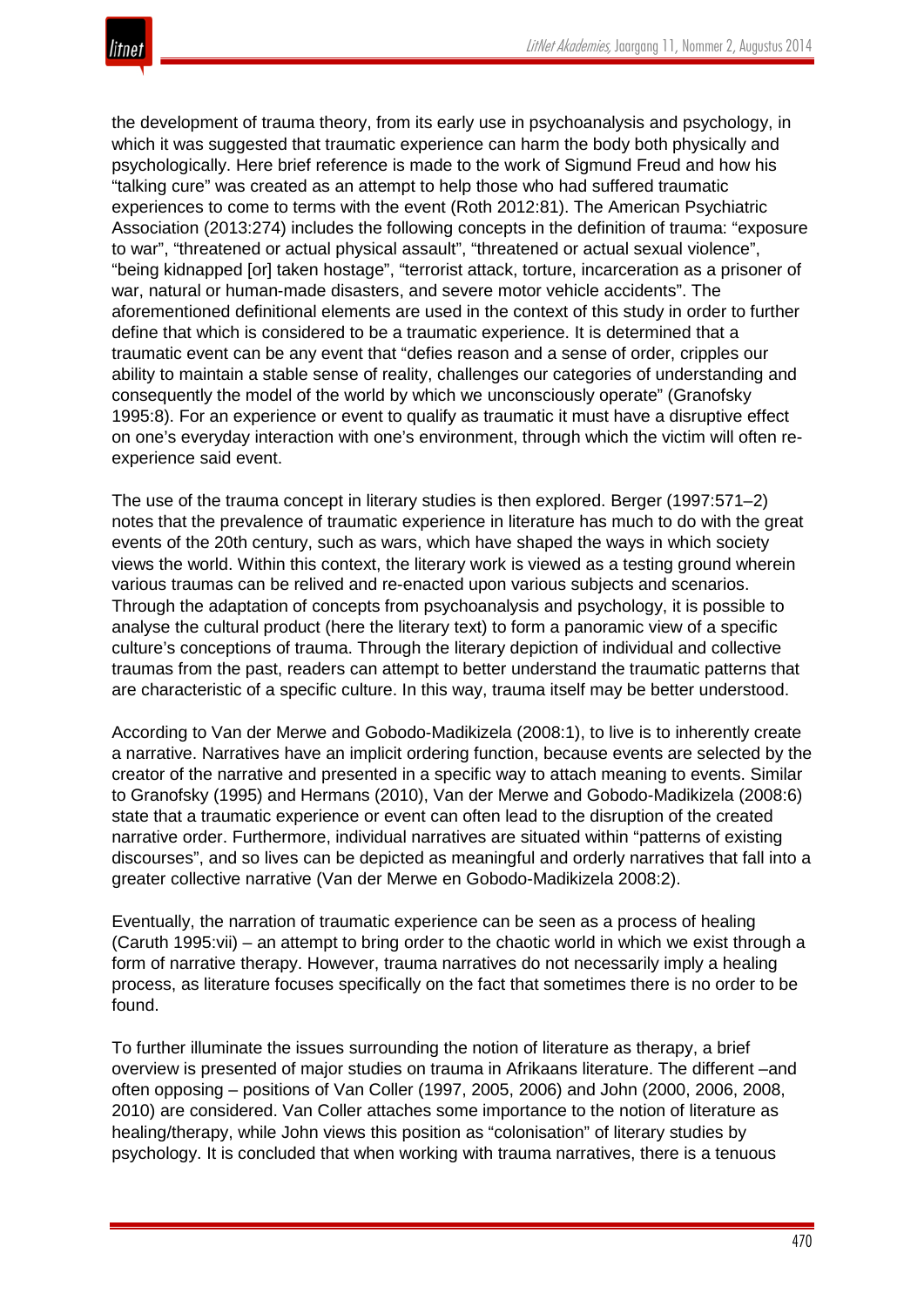the development of trauma theory, from its early use in psychoanalysis and psychology, in which it was suggested that traumatic experience can harm the body both physically and psychologically. Here brief reference is made to the work of Sigmund Freud and how his "talking cure" was created as an attempt to help those who had suffered traumatic experiences to come to terms with the event (Roth 2012:81). The American Psychiatric Association (2013:274) includes the following concepts in the definition of trauma: "exposure to war", "threatened or actual physical assault", "threatened or actual sexual violence", "being kidnapped [or] taken hostage", "terrorist attack, torture, incarceration as a prisoner of war, natural or human-made disasters, and severe motor vehicle accidents". The aforementioned definitional elements are used in the context of this study in order to further define that which is considered to be a traumatic experience. It is determined that a traumatic event can be any event that "defies reason and a sense of order, cripples our ability to maintain a stable sense of reality, challenges our categories of understanding and consequently the model of the world by which we unconsciously operate" (Granofsky 1995:8). For an experience or event to qualify as traumatic it must have a disruptive effect on one's everyday interaction with one's environment, through which the victim will often re-experience said event.

The use of the trauma concept in literary studies is then explored. Berger (1997:571–2) notes that the prevalence of traumatic experience in literature has much to do with the great events of the 20th century, such as wars, which have shaped the ways in which society views the world. Within this context, the literary work is viewed as a testing ground wherein various traumas can be relived and re-enacted upon various subjects and scenarios. Through the adaptation of concepts from psychoanalysis and psychology, it is possible to analyse the cultural product (here the literary text) to form a panoramic view of a specific culture's conceptions of trauma. Through the literary depiction of individual and collective traumas from the past, readers can attempt to better understand the traumatic patterns that are characteristic of a specific culture. In this way, trauma itself may be better understood.

According to Van der Merwe and Gobodo-Madikizela (2008:1), to live is to inherently create a narrative. Narratives have an implicit ordering function, because events are selected by the creator of the narrative and presented in a specific way to attach meaning to events. Similar to Granofsky (1995) and Hermans (2010), Van der Merwe and Gobodo-Madikizela (2008:6) state that a traumatic experience or event can often lead to the disruption of the created narrative order. Furthermore, individual narratives are situated within "patterns of existing discourses", and so lives can be depicted as meaningful and orderly narratives that fall into a greater collective narrative (Van der Merwe en Gobodo-Madikizela 2008:2).

Eventually, the narration of traumatic experience can be seen as a process of healing (Caruth 1995:vii) – an attempt to bring order to the chaotic world in which we exist through a form of narrative therapy. However, trauma narratives do not necessarily imply a healing process, as literature focuses specifically on the fact that sometimes there is no order to be found.

To further illuminate the issues surrounding the notion of literature as therapy, a brief overview is presented of major studies on trauma in Afrikaans literature. The different –and often opposing – positions of Van Coller (1997, 2005, 2006) and John (2000, 2006, 2008, 2010) are considered. Van Coller attaches some importance to the notion of literature as healing/therapy, while John views this position as "colonisation" of literary studies by psychology. It is concluded that when working with trauma narratives, there is a tenuous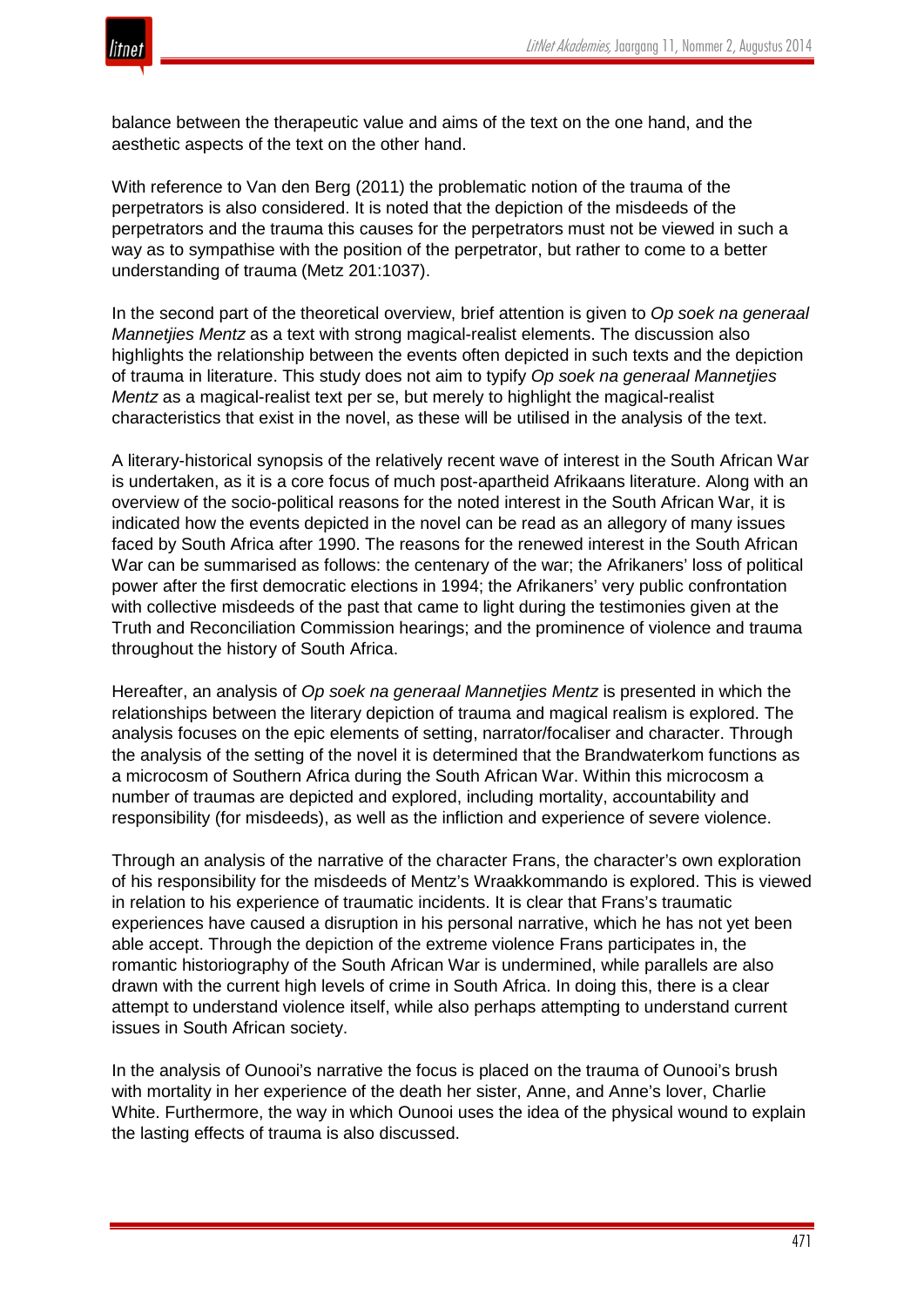balance between the therapeutic value and aims of the text on the one hand, and the aesthetic aspects of the text on the other hand.

With reference to Van den Berg (2011) the problematic notion of the trauma of the perpetrators is also considered. It is noted that the depiction of the misdeeds of the perpetrators and the trauma this causes for the perpetrators must not be viewed in such a way as to sympathise with the position of the perpetrator, but rather to come to a better understanding of trauma (Metz 201:1037).

In the second part of the theoretical overview, brief attention is given to *Op soek na generaal Mannetjies Mentz* as a text with strong magical-realist elements. The discussion also highlights the relationship between the events often depicted in such texts and the depiction of trauma in literature. This study does not aim to typify *Op soek na generaal Mannetjies Mentz* as a magical-realist text per se, but merely to highlight the magical-realist characteristics that exist in the novel, as these will be utilised in the analysis of the text.

A literary-historical synopsis of the relatively recent wave of interest in the South African War is undertaken, as it is a core focus of much post-apartheid Afrikaans literature. Along with an overview of the socio-political reasons for the noted interest in the South African War, it is indicated how the events depicted in the novel can be read as an allegory of many issues faced by South Africa after 1990. The reasons for the renewed interest in the South African War can be summarised as follows: the centenary of the war; the Afrikaners' loss of political power after the first democratic elections in 1994; the Afrikaners' very public confrontation with collective misdeeds of the past that came to light during the testimonies given at the Truth and Reconciliation Commission hearings; and the prominence of violence and trauma throughout the history of South Africa.

Hereafter, an analysis of *Op soek na generaal Mannetjies Mentz* is presented in which the relationships between the literary depiction of trauma and magical realism is explored. The analysis focuses on the epic elements of setting, narrator/focaliser and character. Through the analysis of the setting of the novel it is determined that the Brandwaterkom functions as a microcosm of Southern Africa during the South African War. Within this microcosm a number of traumas are depicted and explored, including mortality, accountability and responsibility (for misdeeds), as well as the infliction and experience of severe violence.

Through an analysis of the narrative of the character Frans, the character's own exploration of his responsibility for the misdeeds of Mentz's Wraakkommando is explored. This is viewed in relation to his experience of traumatic incidents. It is clear that Frans's traumatic experiences have caused a disruption in his personal narrative, which he has not yet been able accept. Through the depiction of the extreme violence Frans participates in, the romantic historiography of the South African War is undermined, while parallels are also drawn with the current high levels of crime in South Africa. In doing this, there is a clear attempt to understand violence itself, while also perhaps attempting to understand current issues in South African society.

In the analysis of Ounooi's narrative the focus is placed on the trauma of Ounooi's brush with mortality in her experience of the death her sister, Anne, and Anne's lover, Charlie White. Furthermore, the way in which Ounooi uses the idea of the physical wound to explain the lasting effects of trauma is also discussed.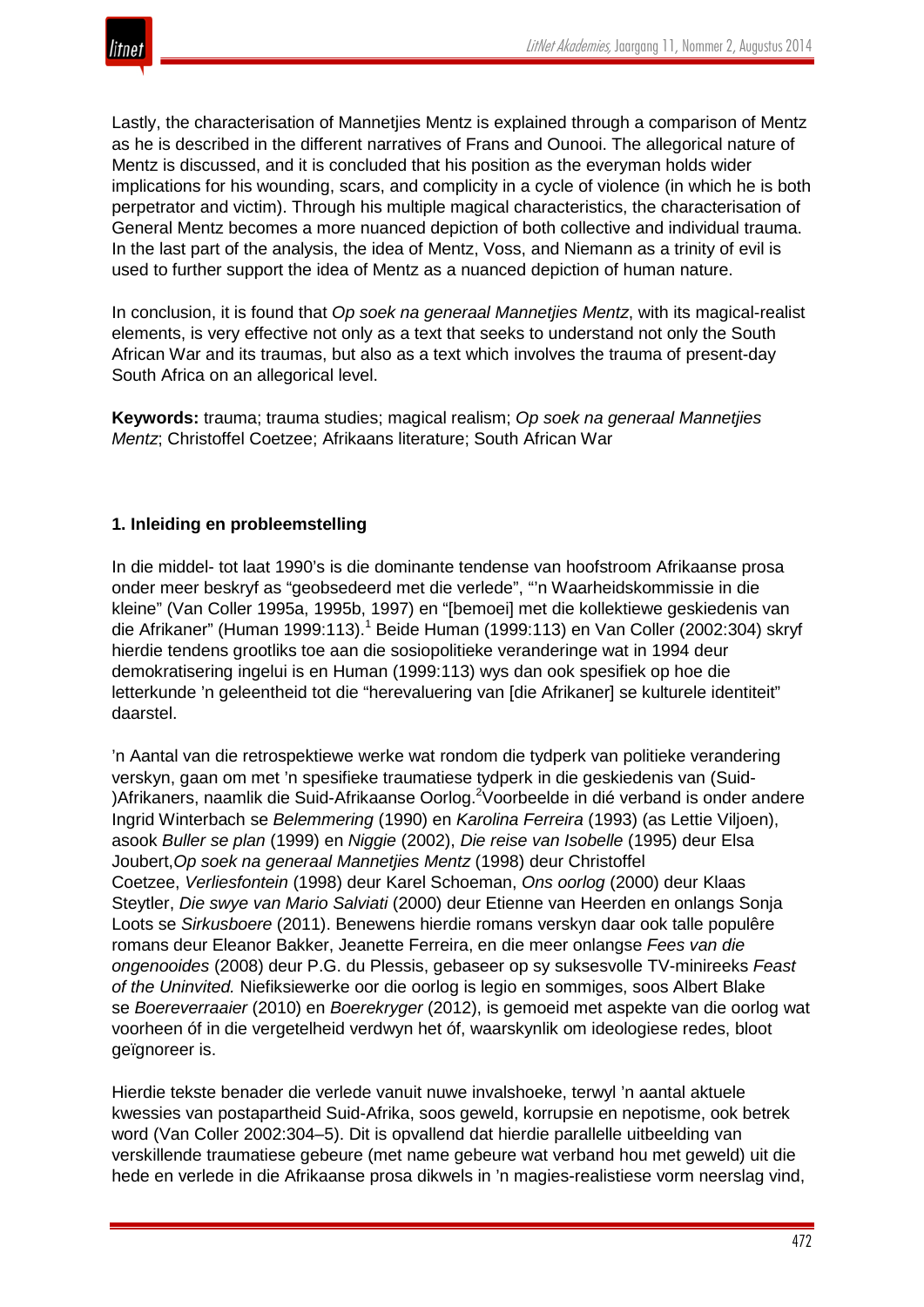Lastly, the characterisation of Mannetjies Mentz is explained through a comparison of Mentz as he is described in the different narratives of Frans and Ounooi. The allegorical nature of Mentz is discussed, and it is concluded that his position as the everyman holds wider implications for his wounding, scars, and complicity in a cycle of violence (in which he is both perpetrator and victim). Through his multiple magical characteristics, the characterisation of General Mentz becomes a more nuanced depiction of both collective and individual trauma. In the last part of the analysis, the idea of Mentz, Voss, and Niemann as a trinity of evil is used to further support the idea of Mentz as a nuanced depiction of human nature.

In conclusion, it is found that *Op soek na generaal Mannetjies Mentz*, with its magical-realist elements, is very effective not only as a text that seeks to understand not only the South African War and its traumas, but also as a text which involves the trauma of present-day South Africa on an allegorical level.

**Keywords:** trauma; trauma studies; magical realism; *Op soek na generaal Mannetjies Mentz*; Christoffel Coetzee; Afrikaans literature; South African War

## 1. Inleiding en probleemstelling

In die middel- tot laat 1990's is die dominante tendense van hoofstroom Afrikaanse prosa onder meer beskryf as "geobsedeerd met die verlede", "'n Waarheidskommissie in die kleine" (Van Coller 1995a, 1995b, 1997) en "[bemoei] met die kollektiewe geskiedenis van die Afrikaner" (Human 1999:113).[1] Beide Human (1999:113) en Van Coller (2002:304) skryf hierdie tendens grootliks toe aan die sosiopolitieke veranderinge wat in 1994 deur demokratisering ingelui is en Human (1999:113) wys dan ook spesifiek op hoe die letterkunde 'n geleentheid tot die "herevaluering van [die Afrikaner] se kulturele identiteit" daarstel.

'n Aantal van die retrospektiewe werke wat rondom die tydperk van politieke verandering verskyn, gaan om met 'n spesifieke traumatiese tydperk in die geskiedenis van (Suid-)Afrikaners, naamlik die Suid-Afrikaanse Oorlog.[2] Voorbeelde in dié verband is onder andere Ingrid Winterbach se *Belemmering* (1990) en *Karolina Ferreira* (1993) (as Lettie Viljoen), asook *Buller se plan* (1999) en *Niggie* (2002), *Die reise van Isobelle* (1995) deur Elsa Joubert, *Op soek na generaal Mannetjies Mentz* (1998) deur Christoffel Coetzee, *Verliesfontein* (1998) deur Karel Schoeman, *Ons oorlog* (2000) deur Klaas Steytler, *Die swye van Mario Salviati* (2000) deur Etienne van Heerden en onlangs Sonja Loots se *Sirkusboere* (2011). Benewens hierdie romans verskyn daar ook talle populêre romans deur Eleanor Bakker, Jeanette Ferreira, en die meer onlangse *Fees van die ongenooides* (2008) deur P.G. du Plessis, gebaseer op sy suksesvolle TV-minireeks *Feast of the Uninvited.* Niefiksiewerke oor die oorlog is legio en sommiges, soos Albert Blake se *Boereverraaier* (2010) en *Boerekryger* (2012), is gemoeid met aspekte van die oorlog wat voorheen óf in die vergetelheid verdwyn het óf, waarskynlik om ideologiese redes, bloot geïgnoreer is.

Hierdie tekste benader die verlede vanuit nuwe invalshoeke, terwyl 'n aantal aktuele kwessies van postapartheid Suid-Afrika, soos geweld, korrupsie en nepotisme, ook betrek word (Van Coller 2002:304–5). Dit is opvallend dat hierdie parallelle uitbeelding van verskillende traumatiese gebeure (met name gebeure wat verband hou met geweld) uit die hede en verlede in die Afrikaanse prosa dikwels in 'n magies-realistiese vorm neerslag vind,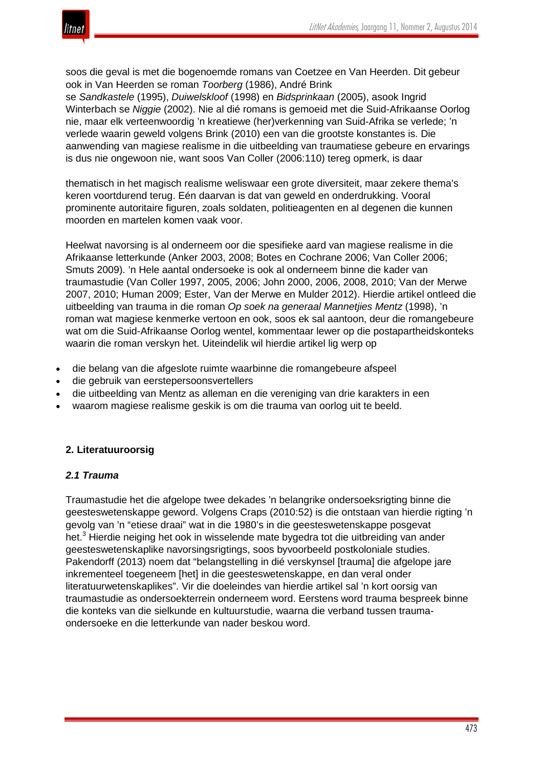soos die geval is met die bogenoemde romans van Coetzee en Van Heerden. Dit gebeur ook in Van Heerden se roman *Toorberg* (1986), André Brink se *Sandkastele* (1995), *Duiwelskloof* (1998) en *Bidsprinkaan* (2005), asook Ingrid Winterbach se *Niggie* (2002). Nie al dié romans is gemoeid met die Suid-Afrikaanse Oorlog nie, maar elk verteenwoordig 'n kreatiewe (her)verkenning van Suid-Afrika se verlede; 'n verlede waarin geweld volgens Brink (2010) een van die grootste konstantes is. Die aanwending van magiese realisme in die uitbeelding van traumatiese gebeure en ervarings is dus nie ongewoon nie, want soos Van Coller (2006:110) tereg opmerk, is daar

> thematisch in het magisch realisme weliswaar een grote diversiteit, maar zekere thema's keren voortdurend terug. Eén daarvan is dat van geweld en onderdrukking. Vooral prominente autoritaire figuren, zoals soldaten, politieagenten en al degenen die kunnen moorden en martelen komen vaak voor.

Heelwat navorsing is al onderneem oor die spesifieke aard van magiese realisme in die Afrikaanse letterkunde (Anker 2003, 2008; Botes en Cochrane 2006; Van Coller 2006; Smuts 2009). 'n Hele aantal ondersoeke is ook al onderneem binne die kader van traumastudie (Van Coller 1997, 2005, 2006; John 2000, 2006, 2008, 2010; Van der Merwe 2007, 2010; Human 2009; Ester, Van der Merwe en Mulder 2012). Hierdie artikel ontleed die uitbeelding van trauma in die roman *Op soek na generaal Mannetjies Mentz* (1998), 'n roman wat magiese kenmerke vertoon en ook, soos ek sal aantoon, deur die romangebeure wat om die Suid-Afrikaanse Oorlog wentel, kommentaar lewer op die postapartheidskonteks waarin die roman verskyn het. Uiteindelik wil hierdie artikel lig werp op

- die belang van die afgeslote ruimte waarbinne die romangebeure afspeel
- die gebruik van eerstepersoonsvertellers
- die uitbeelding van Mentz as alleman en die vereniging van drie karakters in een
- waarom magiese realisme geskik is om die trauma van oorlog uit te beeld.

## 2. Literatuuroorsig

### *2.1 Trauma*

Traumastudie het die afgelope twee dekades 'n belangrike ondersoeksrigting binne die geesteswetenskappe geword. Volgens Craps (2010:52) is die ontstaan van hierdie rigting 'n gevolg van 'n "etiese draai" wat in die 1980's in die geesteswetenskappe posgevat het.[3] Hierdie neiging het ook in wisselende mate bygedra tot die uitbreiding van ander geesteswetenskaplike navorsingsrigtings, soos byvoorbeeld postkoloniale studies. Pakendorff (2013) noem dat "belangstelling in dié verskynsel [trauma] die afgelope jare inkrementeel toegeneem [het] in die geesteswetenskappe, en dan veral onder literatuurwetenskaplikes". Vir die doeleindes van hierdie artikel sal 'n kort oorsig van traumastudie as ondersoekterrein onderneem word. Eerstens word trauma bespreek binne die konteks van die sielkunde en kultuurstudie, waarna die verband tussen trauma-ondersoeke en die letterkunde van nader beskou word.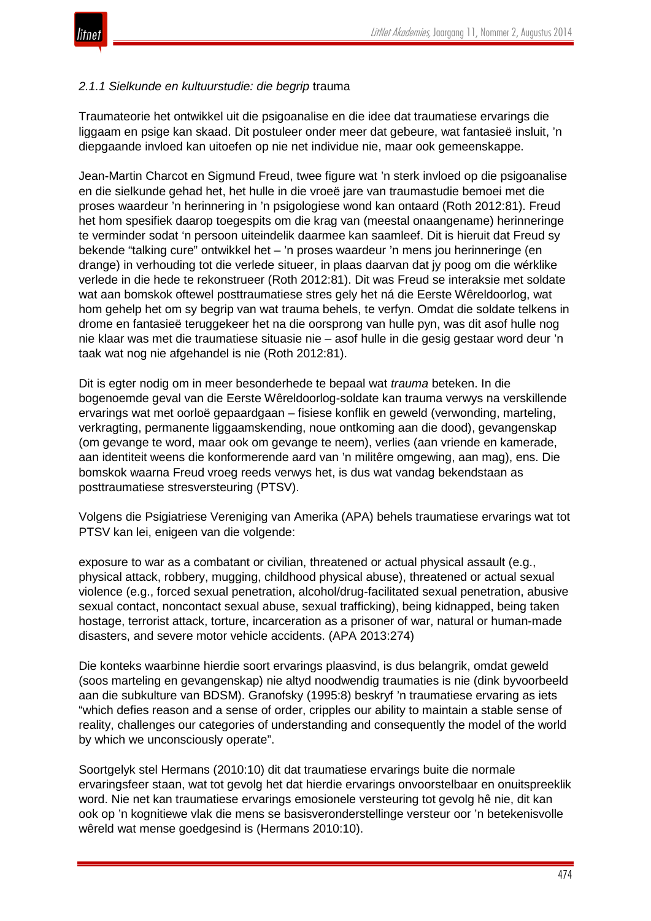#### *2.1.1 Sielkunde en kultuurstudie: die begrip* trauma

Traumateorie het ontwikkel uit die psigoanalise en die idee dat traumatiese ervarings die liggaam en psige kan skaad. Dit postuleer onder meer dat gebeure, wat fantasieë insluit, 'n diepgaande invloed kan uitoefen op nie net individue nie, maar ook gemeenskappe.

Jean-Martin Charcot en Sigmund Freud, twee figure wat 'n sterk invloed op die psigoanalise en die sielkunde gehad het, het hulle in die vroeë jare van traumastudie bemoei met die proses waardeur 'n herinnering in 'n psigologiese wond kan ontaard (Roth 2012:81). Freud het hom spesifiek daarop toegespits om die krag van (meestal onaangename) herinneringe te verminder sodat 'n persoon uiteindelik daarmee kan saamleef. Dit is hieruit dat Freud sy bekende "talking cure" ontwikkel het – 'n proses waardeur 'n mens jou herinneringe (en drange) in verhouding tot die verlede situeer, in plaas daarvan dat jy poog om die wérklike verlede in die hede te rekonstrueer (Roth 2012:81). Dit was Freud se interaksie met soldate wat aan bomskok oftewel posttraumatiese stres gely het ná die Eerste Wêreldoorlog, wat hom gehelp het om sy begrip van wat trauma behels, te verfyn. Omdat die soldate telkens in drome en fantasieë teruggekeer het na die oorsprong van hulle pyn, was dit asof hulle nog nie klaar was met die traumatiese situasie nie – asof hulle in die gesig gestaar word deur 'n taak wat nog nie afgehandel is nie (Roth 2012:81).

Dit is egter nodig om in meer besonderhede te bepaal wat *trauma* beteken. In die bogenoemde geval van die Eerste Wêreldoorlog-soldate kan trauma verwys na verskillende ervarings wat met oorloë gepaardgaan – fisiese konflik en geweld (verwonding, marteling, verkragting, permanente liggaamskending, noue ontkoming aan die dood), gevangenskap (om gevange te word, maar ook om gevange te neem), verlies (aan vriende en kamerade, aan identiteit weens die konformerende aard van 'n militêre omgewing, aan mag), ens. Die bomskok waarna Freud vroeg reeds verwys het, is dus wat vandag bekendstaan as posttraumatiese stresversteuring (PTSV).

Volgens die Psigiatriese Vereniging van Amerika (APA) behels traumatiese ervarings wat tot PTSV kan lei, enigeen van die volgende:

> exposure to war as a combatant or civilian, threatened or actual physical assault (e.g., physical attack, robbery, mugging, childhood physical abuse), threatened or actual sexual violence (e.g., forced sexual penetration, alcohol/drug-facilitated sexual penetration, abusive sexual contact, noncontact sexual abuse, sexual trafficking), being kidnapped, being taken hostage, terrorist attack, torture, incarceration as a prisoner of war, natural or human-made disasters, and severe motor vehicle accidents. (APA 2013:274)

Die konteks waarbinne hierdie soort ervarings plaasvind, is dus belangrik, omdat geweld (soos marteling en gevangenskap) nie altyd noodwendig traumaties is nie (dink byvoorbeeld aan die subkulture van BDSM). Granofsky (1995:8) beskryf 'n traumatiese ervaring as iets "which defies reason and a sense of order, cripples our ability to maintain a stable sense of reality, challenges our categories of understanding and consequently the model of the world by which we unconsciously operate".

Soortgelyk stel Hermans (2010:10) dit dat traumatiese ervarings buite die normale ervaringsfeer staan, wat tot gevolg het dat hierdie ervarings onvoorstelbaar en onuitspreeklik word. Nie net kan traumatiese ervarings emosionele versteuring tot gevolg hê nie, dit kan ook op 'n kognitiewe vlak die mens se basisveronderstellinge versteur oor 'n betekenisvolle wêreld wat mense goedgesind is (Hermans 2010:10).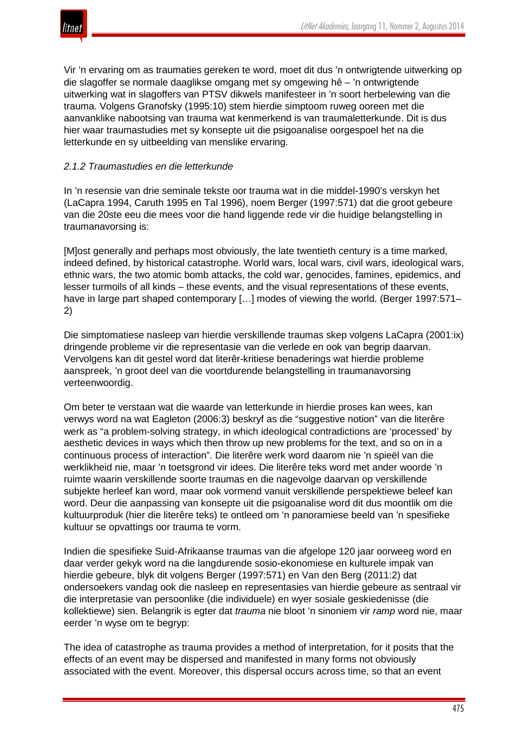Vir 'n ervaring om as traumaties gereken te word, moet dit dus 'n ontwrigtende uitwerking op die slagoffer se normale daaglikse omgang met sy omgewing hê – 'n ontwrigtende uitwerking wat in slagoffers van PTSV dikwels manifesteer in 'n soort herbelewing van die trauma. Volgens Granofsky (1995:10) stem hierdie simptoom rueweg ooreen met die aanvanklike nabootsing van trauma wat kenmerkend is van traumaletterkunde. Dit is dus hier waar traumastudies met sy konsepte uit die psigoanalise oorgespoel het na die letterkunde en sy uitbeelding van menslike ervaring.

### *2.1.2 Traumastudies en die letterkunde*

In 'n resensie van drie seminale tekste oor trauma wat in die middel-1990's verskyn het (LaCapra 1994, Caruth 1995 en Tal 1996), noem Berger (1997:571) dat die groot gebeure van die 20ste eeu die mees voor die hand liggende rede vir die huidige belangstelling in traumanavorsing is:

[M]ost generally and perhaps most obviously, the late twentieth century is a time marked, indeed defined, by historical catastrophe. World wars, local wars, civil wars, ideological wars, ethnic wars, the two atomic bomb attacks, the cold war, genocides, famines, epidemics, and lesser turmoils of all kinds – these events, and the visual representations of these events, have in large part shaped contemporary […] modes of viewing the world. (Berger 1997:571–2)

Die simptomatiese nasleep van hierdie verskillende traumas skep volgens LaCapra (2001:ix) dringende probleme vir die representasie van die verlede en ook van begrip daarvan. Vervolgens kan dit gestel word dat literêr-kritiese benaderings wat hierdie probleme aanspreek, 'n groot deel van die voortdurende belangstelling in traumanavorsing verteenwoordig.

Om beter te verstaan wat die waarde van letterkunde in hierdie proses kan wees, kan verwys word na wat Eagleton (2006:3) beskryf as die "suggestive notion" van die literêre werk as "a problem-solving strategy, in which ideological contradictions are 'processed' by aesthetic devices in ways which then throw up new problems for the text, and so on in a continuous process of interaction". Die literêre werk word daarom nie 'n spieël van die werklikheid nie, maar 'n toetsgrond vir idees. Die literêre teks word met ander woorde 'n ruimte waarin verskillende soorte traumas en die nagevolge daarvan op verskillende subjekte herleef kan word, maar ook vormend vanuit verskillende perspektiewe beleef kan word. Deur die aanpassing van konsepte uit die psigoanalise word dit dus moontlik om die kultuurproduk (hier die literêre teks) te ontleed om 'n panoramiese beeld van 'n spesifieke kultuur se opvattings oor trauma te vorm.

Indien die spesifieke Suid-Afrikaanse traumas van die afgelope 120 jaar oorweeg word en daar verder gekyk word na die langdurende sosio-ekonomiese en kulturele impak van hierdie gebeure, blyk dit volgens Berger (1997:571) en Van den Berg (2011:2) dat ondersoekers vandag ook die nasleep en representasies van hierdie gebeure as sentraal vir die interpretasie van persoonlike (die individuele) en wyer sosiale geskiedenisse (die kollektiewe) sien. Belangrik is egter dat *trauma* nie bloot 'n sinoniem vir *ramp* word nie, maar eerder 'n wyse om te begryp:

The idea of catastrophe as trauma provides a method of interpretation, for it posits that the effects of an event may be dispersed and manifested in many forms not obviously associated with the event. Moreover, this dispersal occurs across time, so that an event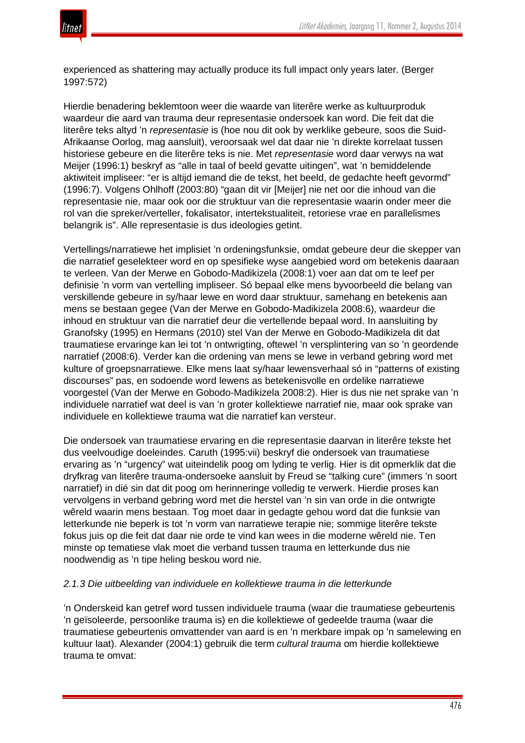experienced as shattering may actually produce its full impact only years later. (Berger 1997:572)

Hierdie benadering beklemtoon weer die waarde van literêre werke as kultuurproduk waardeur die aard van trauma deur representasie ondersoek kan word. Die feit dat die literêre teks altyd 'n *representasie* is (hoe nou dit ook by werklike gebeure, soos die Suid-Afrikaanse Oorlog, mag aansluit), veroorsaak wel dat daar nie 'n direkte korrelaat tussen historiese gebeure en die literêre teks is nie. Met *representasie* word daar verwys na wat Meijer (1996:1) beskryf as "alle in taal of beeld gevatte uitingen", wat 'n bemiddelende aktiwiteit impliseer: "er is altijd iemand die de tekst, het beeld, de gedachte heeft gevormd" (1996:7). Volgens Ohlhoff (2003:80) "gaan dit vir [Meijer] nie net oor die inhoud van die representasie nie, maar ook oor die struktuur van die representasie waarin onder meer die rol van die spreker/verteller, fokalisator, intertekstualiteit, retoriese vrae en parallelismes belangrik is". Alle representasie is dus ideologies getint.

Vertellings/narratiewe het implisiet 'n ordeningsfunksie, omdat gebeure deur die skepper van die narratief geselekteer word en op spesifieke wyse aangebied word om betekenis daaraan te verleen. Van der Merwe en Gobodo-Madikizela (2008:1) voer aan dat om te leef per definisie 'n vorm van vertelling impliseer. Só bepaal elke mens byvoorbeeld die belang van verskillende gebeure in sy/haar lewe en word daar struktuur, samehang en betekenis aan mens se bestaan gegee (Van der Merwe en Gobodo-Madikizela 2008:6), waardeur die inhoud en struktuur van die narratief deur die vertellende bepaal word. In aansluiting by Granofsky (1995) en Hermans (2010) stel Van der Merwe en Gobodo-Madikizela dit dat traumatiese ervaringe kan lei tot 'n ontwrigting, oftewel 'n versplintering van so 'n geordende narratief (2008:6). Verder kan die ordening van mens se lewe in verband gebring word met kulture of groepsnarratiewe. Elke mens laat sy/haar lewensverhaal só in "patterns of existing discourses" pas, en sodoende word lewens as betekenisvolle en ordelike narratiewe voorgestel (Van der Merwe en Gobodo-Madikizela 2008:2). Hier is dus nie net sprake van 'n individuele narratief wat deel is van 'n groter kollektiewe narratief nie, maar ook sprake van individuele en kollektiewe trauma wat die narratief kan versteur.

Die ondersoek van traumatiese ervaring en die representasie daarvan in literêre tekste het dus veelvoudige doeleindes. Caruth (1995:vii) beskryf die ondersoek van traumatiese ervaring as 'n "urgency" wat uiteindelik poog om lyding te verlig. Hier is dit opmerklik dat die dryfkrag van literêre trauma-ondersoeke aansluit by Freud se "talking cure" (immers 'n soort narratief) in dié sin dat dit poog om herinneringe volledig te verwerk. Hierdie proses kan vervolgens in verband gebring word met die herstel van 'n sin van orde in die ontwrigte wêreld waarin mens bestaan. Tog moet daar in gedagte gehou word dat die funksie van letterkunde nie beperk is tot 'n vorm van narratiewe terapie nie; sommige literêre tekste fokus juis op die feit dat daar nie orde te vind kan wees in die moderne wêreld nie. Ten minste op tematiese vlak moet die verband tussen trauma en letterkunde dus nie noodwendig as 'n tipe heling beskou word nie.

#### *2.1.3 Die uitbeelding van individuele en kollektiewe trauma in die letterkunde*

'n Onderskeid kan getref word tussen individuele trauma (waar die traumatiese gebeurtenis 'n geïsoleerde, persoonlike trauma is) en die kollektiewe of gedeelde trauma (waar die traumatiese gebeurtenis omvattender van aard is en 'n merkbare impak op 'n samelewing en kultuur laat). Alexander (2004:1) gebruik die term *cultural trauma* om hierdie kollektiewe trauma te omvat: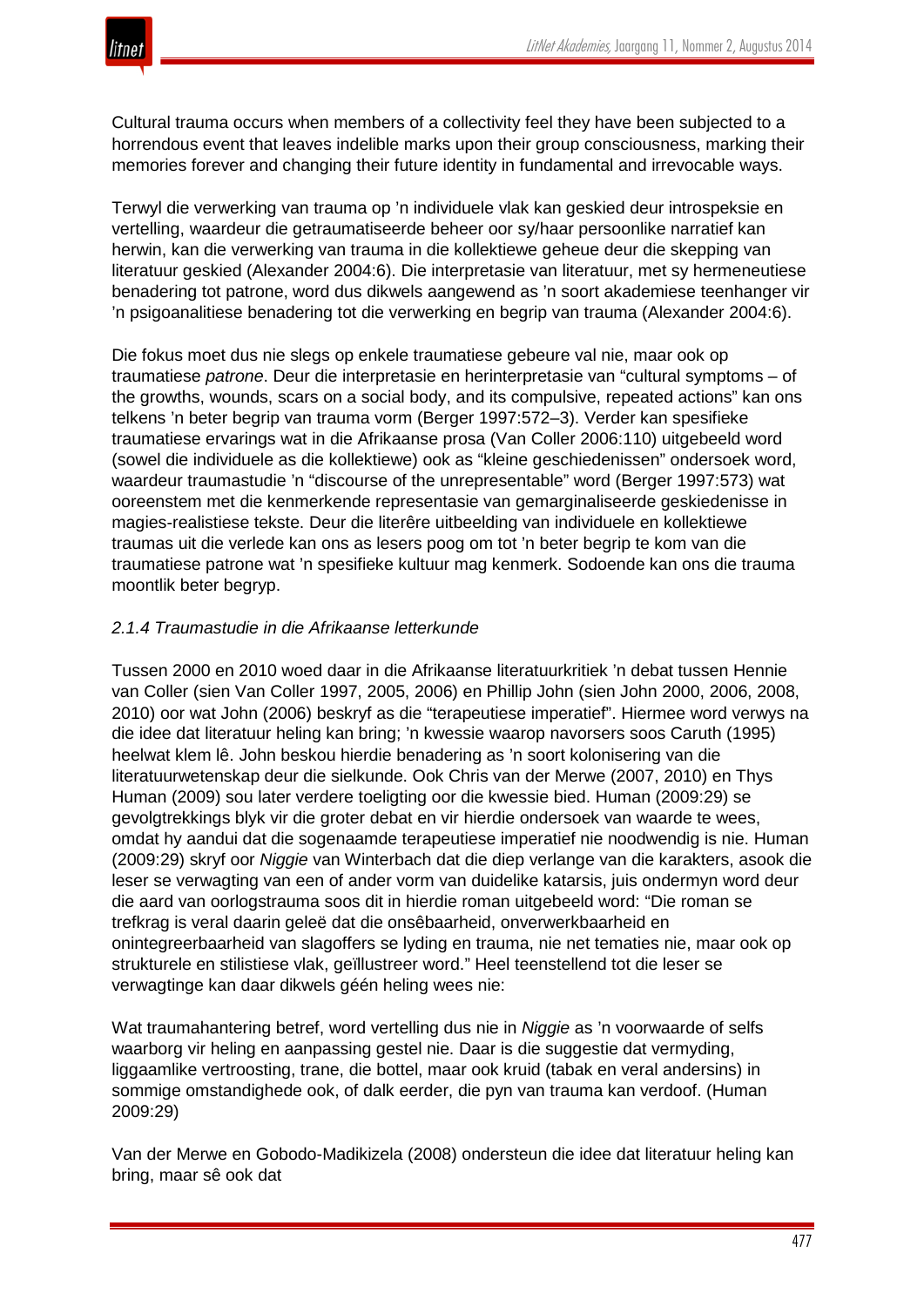Cultural trauma occurs when members of a collectivity feel they have been subjected to a horrendous event that leaves indelible marks upon their group consciousness, marking their memories forever and changing their future identity in fundamental and irrevocable ways.

Terwyl die verwerking van trauma op ’n individuele vlak kan geskied deur introspeksie en vertelling, waardeur die getraumatiseerde beheer oor sy/haar persoonlike narratief kan herwin, kan die verwerking van trauma in die kollektiewe geheue deur die skepping van literatuur geskied (Alexander 2004:6). Die interpretasie van literatuur, met sy hermeneutiese benadering tot patrone, word dus dikwels aangewend as ’n soort akademiese teenhanger vir ’n psigoanalitiese benadering tot die verwerking en begrip van trauma (Alexander 2004:6).

Die fokus moet dus nie slegs op enkele traumatiese gebeure val nie, maar ook op traumatiese *patrone*. Deur die interpretasie en herinterpretasie van “cultural symptoms – of the growths, wounds, scars on a social body, and its compulsive, repeated actions” kan ons telkens ’n beter begrip van trauma vorm (Berger 1997:572–3). Verder kan spesifieke traumatiese ervarings wat in die Afrikaanse prosa (Van Coller 2006:110) uitgebeeld word (sowel die individuele as die kollektiewe) ook as “kleine geschiedenissen” ondersoek word, waardeur traumastudie ’n “discourse of the unrepresentable” word (Berger 1997:573) wat ooreenstem met die kenmerkende representasie van gemarginaliseerde geskiedenisse in magies-realistiese tekste. Deur die literêre uitbeelding van individuele en kollektiewe traumas uit die verlede kan ons as lesers poog om tot ’n beter begrip te kom van die traumatiese patrone wat ’n spesifieke kultuur mag kenmerk. Sodoende kan ons die trauma moontlik beter begryp.

### *2.1.4 Traumastudie in die Afrikaanse letterkunde*

Tussen 2000 en 2010 woed daar in die Afrikaanse literatuurkritiek ’n debat tussen Hennie van Coller (sien Van Coller 1997, 2005, 2006) en Phillip John (sien John 2000, 2006, 2008, 2010) oor wat John (2006) beskryf as die “terapeutiese imperatief”. Hiermee word verwys na die idee dat literatuur heling kan bring; ’n kwessie waarop navorsers soos Caruth (1995) heelwat klem lê. John beskou hierdie benadering as ’n soort kolonisering van die literatuurwetenskap deur die sielkunde. Ook Chris van der Merwe (2007, 2010) en Thys Human (2009) sou later verdere toeligting oor die kwessie bied. Human (2009:29) se gevolgtrekkings blyk vir die groter debat en vir hierdie ondersoek van waarde te wees, omdat hy aandui dat die sogenaamde terapeutiese imperatief nie noodwendig is nie. Human (2009:29) skryf oor *Niggie* van Winterbach dat die diep verlange van die karakters, asook die leser se verwagting van een of ander vorm van duidelike katarsis, juis ondermyn word deur die aard van oorlogstrauma soos dit in hierdie roman uitgebeeld word: “Die roman se trefkrag is veral daarin geleë dat die onsêbaarheid, onverwerkbaarheid en onintegreerbaarheid van slagoffers se lyding en trauma, nie net tematies nie, maar ook op strukturele en stilistiese vlak, geïllustreer word.” Heel teenstellend tot die leser se verwagtinge kan daar dikwels géén heling wees nie:

Wat traumahantering betref, word vertelling dus nie in *Niggie* as ’n voorwaarde of selfs waarborg vir heling en aanpassing gestel nie. Daar is die suggestie dat vermyding, liggaamlike vertroosting, trane, die bottel, maar ook kruid (tabak en veral andersins) in sommige omstandighede ook, of dalk eerder, die pyn van trauma kan verdoof. (Human 2009:29)

Van der Merwe en Gobodo-Madikizela (2008) ondersteun die idee dat literatuur heling kan bring, maar sê ook dat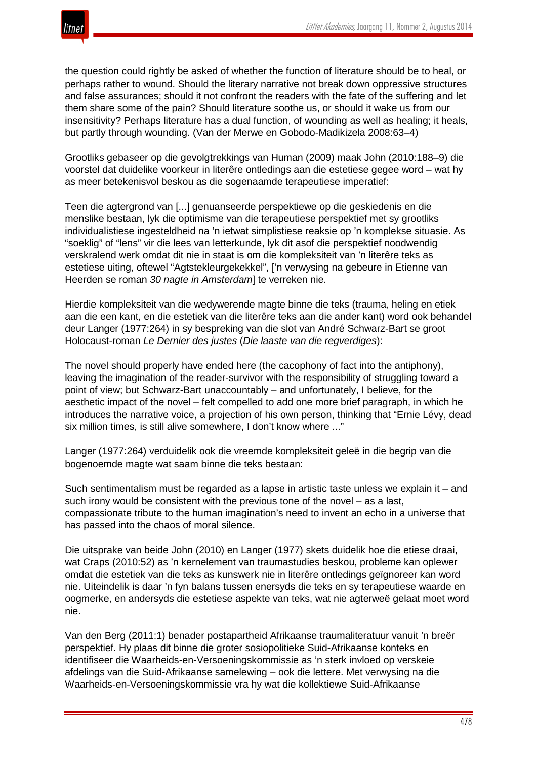the question could rightly be asked of whether the function of literature should be to heal, or perhaps rather to wound. Should the literary narrative not break down oppressive structures and false assurances; should it not confront the readers with the fate of the suffering and let them share some of the pain? Should literature soothe us, or should it wake us from our insensitivity? Perhaps literature has a dual function, of wounding as well as healing; it heals, but partly through wounding. (Van der Merwe en Gobodo-Madikizela 2008:63–4)

Grootliks gebaseer op die gevolgtrekkings van Human (2009) maak John (2010:188–9) die voorstel dat duidelike voorkeur in literêre ontledings aan die estetiese gegee word – wat hy as meer betekenisvol beskou as die sogenaamde terapeutiese imperatief:

Teen die agtergrond van [...] genuanseerde perspektiewe op die geskiedenis en die menslike bestaan, lyk die optimisme van die terapeutiese perspektief met sy grootliks individualistiese ingesteldheid na 'n ietwat simplistiese reaksie op 'n komplekse situasie. As "soeklig" of "lens" vir die lees van letterkunde, lyk dit asof die perspektief noodwendig verskralend werk omdat dit nie in staat is om die kompleksiteit van 'n literêre teks as estetiese uiting, oftewel "Agtstekleurgekekkel", ['n verwysing na gebeure in Etienne van Heerden se roman *30 nagte in Amsterdam*] te verreken nie.

Hierdie kompleksiteit van die wedywerende magte binne die teks (trauma, heling en etiek aan die een kant, en die estetiek van die literêre teks aan die ander kant) word ook behandel deur Langer (1977:264) in sy bespreking van die slot van André Schwarz-Bart se groot Holocaust-roman *Le Dernier des justes* (*Die laaste van die regverdiges*):

The novel should properly have ended here (the cacophony of fact into the antiphony), leaving the imagination of the reader-survivor with the responsibility of struggling toward a point of view; but Schwarz-Bart unaccountably – and unfortunately, I believe, for the aesthetic impact of the novel – felt compelled to add one more brief paragraph, in which he introduces the narrative voice, a projection of his own person, thinking that "Ernie Lévy, dead six million times, is still alive somewhere, I don't know where ..."

Langer (1977:264) verduidelik ook die vreemde kompleksiteit geleë in die begrip van die bogenoemde magte wat saam binne die teks bestaan:

Such sentimentalism must be regarded as a lapse in artistic taste unless we explain it – and such irony would be consistent with the previous tone of the novel – as a last, compassionate tribute to the human imagination's need to invent an echo in a universe that has passed into the chaos of moral silence.

Die uitsprake van beide John (2010) en Langer (1977) skets duidelik hoe die etiese draai, wat Craps (2010:52) as 'n kernelement van traumastudies beskou, probleme kan oplewer omdat die estetiek van die teks as kunswerk nie in literêre ontledings geïgnoreer kan word nie. Uiteindelik is daar 'n fyn balans tussen enersyds die teks en sy terapeutiese waarde en oogmerke, en andersyds die estetiese aspekte van teks, wat nie agterweë gelaat moet word nie.

Van den Berg (2011:1) benader postapartheid Afrikaanse traumaliteratuur vanuit 'n breër perspektief. Hy plaas dit binne die groter sosiopolitieke Suid-Afrikaanse konteks en identifiseer die Waarheids-en-Versoeningskommissie as 'n sterk invloed op verskeie afdelings van die Suid-Afrikaanse samelewing – ook die lettere. Met verwysing na die Waarheids-en-Versoeningskommissie vra hy wat die kollektiewe Suid-Afrikaanse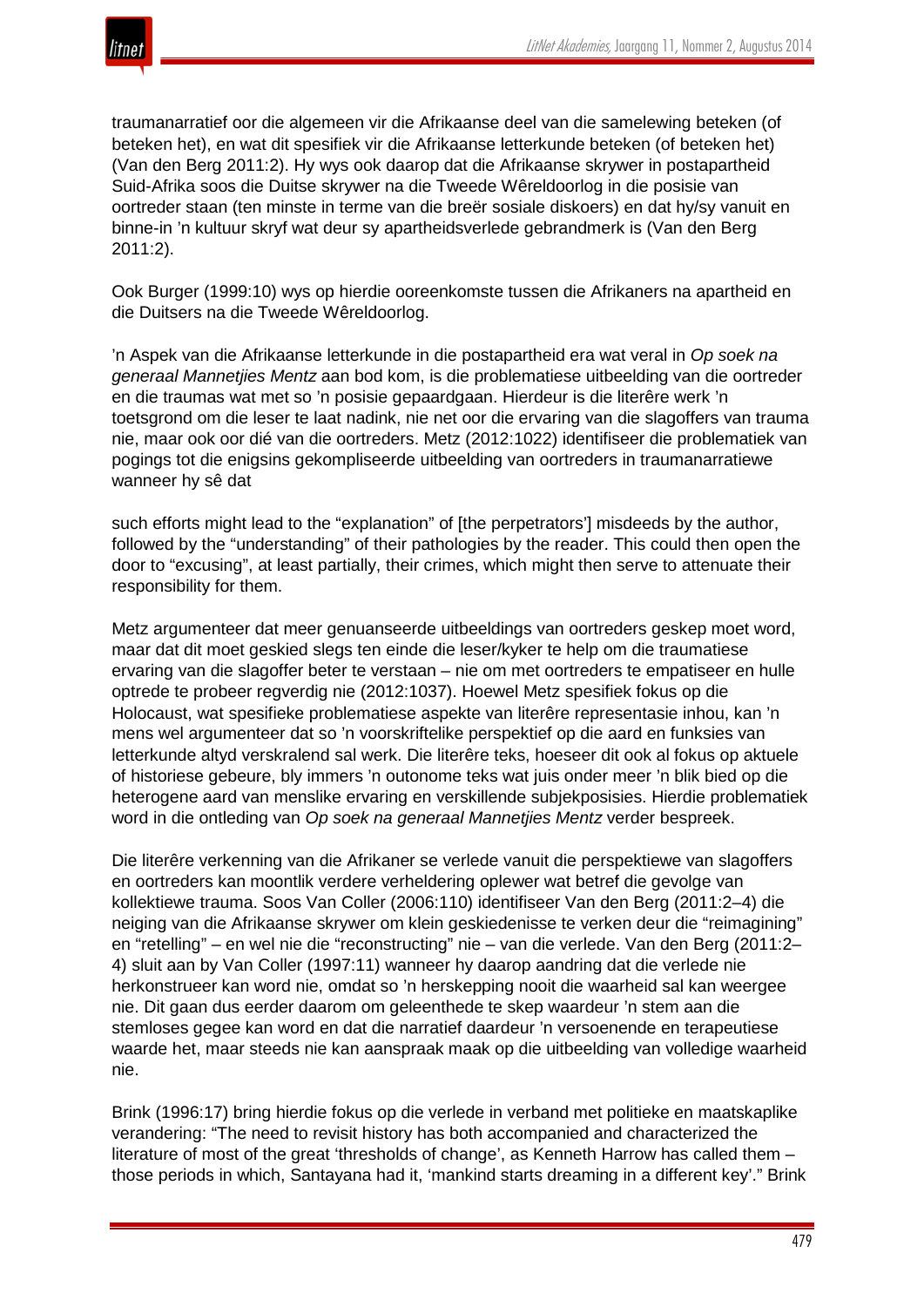traumanarratief oor die algemeen vir die Afrikaanse deel van die samelewing beteken (of beteken het), en wat dit spesifiek vir die Afrikaanse letterkunde beteken (of beteken het) (Van den Berg 2011:2). Hy wys ook daarop dat die Afrikaanse skrywer in postapartheid Suid-Afrika soos die Duitse skrywer na die Tweede Wêreldoorlog in die posisie van oortreder staan (ten minste in terme van die breër sosiale diskoers) en dat hy/sy vanuit en binne-in 'n kultuur skryf wat deur sy apartheidsverlede gebrandmerk is (Van den Berg 2011:2).

Ook Burger (1999:10) wys op hierdie ooreenkomste tussen die Afrikaners na apartheid en die Duitsers na die Tweede Wêreldoorlog.

'n Aspek van die Afrikaanse letterkunde in die postapartheid era wat veral in *Op soek na generaal Mannetjies Mentz* aan bod kom, is die problematiese uitbeelding van die oortreder en die traumas wat met so 'n posisie gepaardgaan. Hierdeur is die literêre werk 'n toetsgrond om die leser te laat nadink, nie net oor die ervaring van die slagoffers van trauma nie, maar ook oor dié van die oortreders. Metz (2012:1022) identifiseer die problematiek van pogings tot die enigsins gekompliseerde uitbeelding van oortreders in traumanarratiewe wanneer hy sê dat

> such efforts might lead to the "explanation" of [the perpetrators'] misdeeds by the author, followed by the "understanding" of their pathologies by the reader. This could then open the door to "excusing", at least partially, their crimes, which might then serve to attenuate their responsibility for them.

Metz argumenteer dat meer genuanseerde uitbeeldings van oortreders geskep moet word, maar dat dit moet geskied slegs ten einde die leser/kyker te help om die traumatiese ervaring van die slagoffer beter te verstaan – nie om met oortreders te empatiseer en hulle optrede te probeer regverdig nie (2012:1037). Hoewel Metz spesifiek fokus op die Holocaust, wat spesifieke problematiese aspekte van literêre representasie inhou, kan 'n mens wel argumenteer dat so 'n voorskriftelike perspektief op die aard en funksies van letterkunde altyd verskralend sal werk. Die literêre teks, hoeseer dit ook al fokus op aktuele of historiese gebeure, bly immers 'n outonome teks wat juis onder meer 'n blik bied op die heterogene aard van menslike ervaring en verskillende subjekposisies. Hierdie problematiek word in die ontleding van *Op soek na generaal Mannetjies Mentz* verder bespreek.

Die literêre verkenning van die Afrikaner se verlede vanuit die perspektiewe van slagoffers en oortreders kan moontlik verdere verheldering oplewer wat betref die gevolge van kollektiewe trauma. Soos Van Coller (2006:110) identifiseer Van den Berg (2011:2–4) die neiging van die Afrikaanse skrywer om klein geskiedenisse te verken deur die "reimagining" en "retelling" – en wel nie die "reconstructing" nie – van die verlede. Van den Berg (2011:2–4) sluit aan by Van Coller (1997:11) wanneer hy daarop aandring dat die verlede nie herkonstrueer kan word nie, omdat so 'n herskepping nooit die waarheid sal kan weergee nie. Dit gaan dus eerder daarom om geleenthede te skep waardeur 'n stem aan die stemloses gegee kan word en dat die narratief daardeur 'n versoenende en terapeutiese waarde het, maar steeds nie kan aanspraak maak op die uitbeelding van volledige waarheid nie.

Brink (1996:17) bring hierdie fokus op die verlede in verband met politieke en maatskaplike verandering: "The need to revisit history has both accompanied and characterized the literature of most of the great 'thresholds of change', as Kenneth Harrow has called them – those periods in which, Santayana had it, 'mankind starts dreaming in a different key'." Brink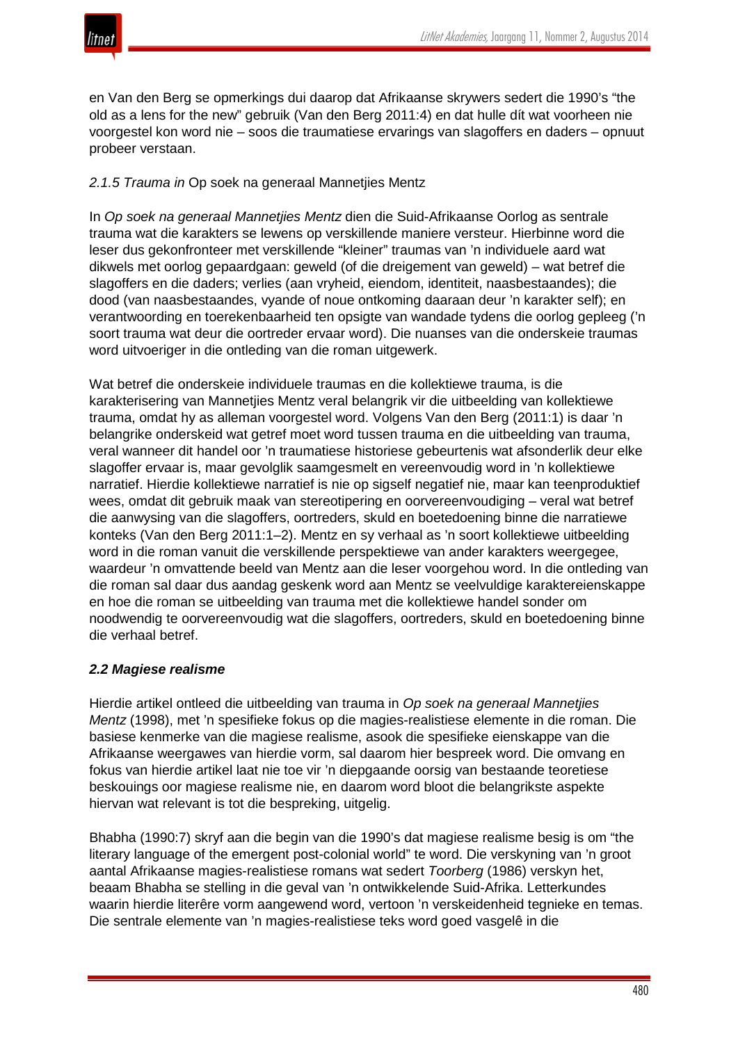en Van den Berg se opmerkings dui daarop dat Afrikaanse skrywers sedert die 1990's "the old as a lens for the new" gebruik (Van den Berg 2011:4) en dat hulle dít wat voorheen nie voorgestel kon word nie – soos die traumatiese ervarings van slagoffers en daders – opnuut probeer verstaan.

#### *2.1.5 Trauma in* Op soek na generaal Mannetjies Mentz

In *Op soek na generaal Mannetjies Mentz* dien die Suid-Afrikaanse Oorlog as sentrale trauma wat die karakters se lewens op verskillende maniere versteur. Hierbinne word die leser dus gekonfronteer met verskillende "kleiner" traumas van 'n individuele aard wat dikwels met oorlog gepaardgaan: geweld (of die dreigement van geweld) – wat betref die slagoffers en die daders; verlies (aan vryheid, eiendom, identiteit, naasbestaandes); die dood (van naasbestaandes, vyande of noue ontkoming daaraan deur 'n karakter self); en verantwoording en toerekenbaarheid ten opsigte van wandade tydens die oorlog gepleeg ('n soort trauma wat deur die oortreder ervaar word). Die nuanses van die onderskeie traumas word uitvoeriger in die ontleding van die roman uitgewerk.

Wat betref die onderskeie individuele traumas en die kollektiewe trauma, is die karakterisering van Mannetjies Mentz veral belangrik vir die uitbeelding van kollektiewe trauma, omdat hy as alleman voorgestel word. Volgens Van den Berg (2011:1) is daar 'n belangrike onderskeid wat getref moet word tussen trauma en die uitbeelding van trauma, veral wanneer dit handel oor 'n traumatiese historiese gebeurtenis wat afsonderlik deur elke slagoffer ervaar is, maar gevolglik saamgesmelt en vereenvoudig word in 'n kollektiewe narratief. Hierdie kollektiewe narratief is nie op sigself negatief nie, maar kan teenproduktief wees, omdat dit gebruik maak van stereotipering en oorvereenvoudiging – veral wat betref die aanwysing van die slagoffers, oortreders, skuld en boetedoening binne die narratiewe konteks (Van den Berg 2011:1–2). Mentz en sy verhaal as 'n soort kollektiewe uitbeelding word in die roman vanuit die verskillende perspektiewe van ander karakters weergegee, waardeur 'n omvattende beeld van Mentz aan die leser voorgehou word. In die ontleding van die roman sal daar dus aandag geskenk word aan Mentz se veelvuldige karaktereienskappe en hoe die roman se uitbeelding van trauma met die kollektiewe handel sonder om noodwendig te oorvereenvoudig wat die slagoffers, oortreders, skuld en boetedoening binne die verhaal betref.

### ***2.2 Magiese realisme***

Hierdie artikel ontleed die uitbeelding van trauma in *Op soek na generaal Mannetjies Mentz* (1998), met 'n spesifieke fokus op die magies-realistiese elemente in die roman. Die basiese kenmerke van die magiese realisme, asook die spesifieke eienskappe van die Afrikaanse weergawes van hierdie vorm, sal daarom hier bespreek word. Die omvang en fokus van hierdie artikel laat nie toe vir 'n diepgaande oorsig van bestaande teoretiese beskouings oor magiese realisme nie, en daarom word bloot die belangrikste aspekte hiervan wat relevant is tot die bespreking, uitgelig.

Bhabha (1990:7) skryf aan die begin van die 1990's dat magiese realisme besig is om "the literary language of the emergent post-colonial world" te word. Die verskyning van 'n groot aantal Afrikaanse magies-realistiese romans wat sedert *Toorberg* (1986) verskyn het, beaam Bhabha se stelling in die geval van 'n ontwikkelende Suid-Afrika. Letterkundes waarin hierdie literêre vorm aangewend word, vertoon 'n verskeidenheid tegnieke en temas. Die sentrale elemente van 'n magies-realistiese teks word goed vasgelê in die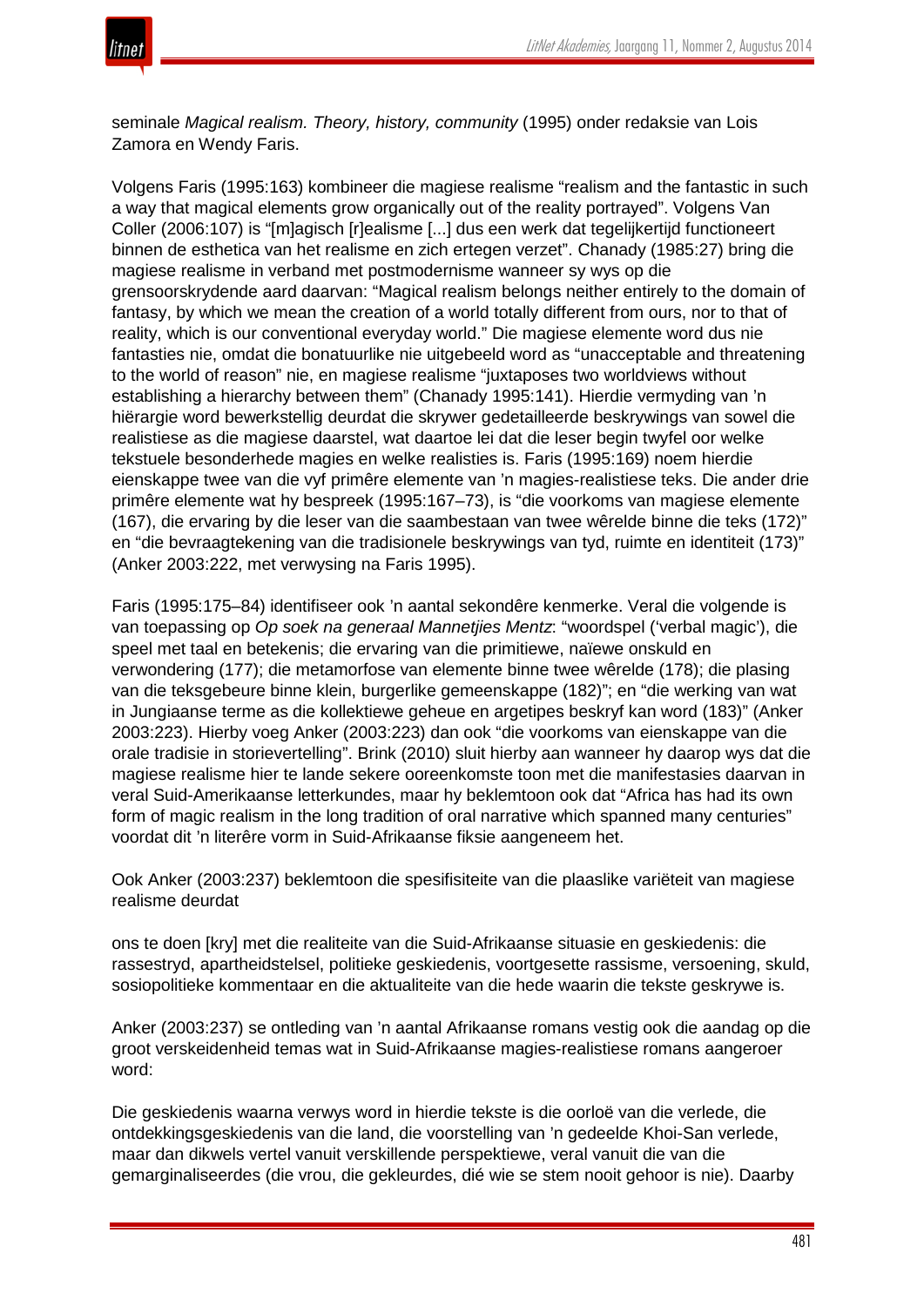seminale *Magical realism. Theory, history, community* (1995) onder redaksie van Lois Zamora en Wendy Faris.

Volgens Faris (1995:163) kombineer die magiese realisme "realism and the fantastic in such a way that magical elements grow organically out of the reality portrayed". Volgens Van Coller (2006:107) is "[m]agisch [r]ealisme [...] dus een werk dat tegelijkertijd functioneert binnen de esthetica van het realisme en zich ertegen verzet". Chanady (1985:27) bring die magiese realisme in verband met postmodernisme wanneer sy wys op die grensoorskrydende aard daarvan: "Magical realism belongs neither entirely to the domain of fantasy, by which we mean the creation of a world totally different from ours, nor to that of reality, which is our conventional everyday world." Die magiese elemente word dus nie fantasties nie, omdat die bonatuurlike nie uitgebeeld word as "unacceptable and threatening to the world of reason" nie, en magiese realisme "juxtaposes two worldviews without establishing a hierarchy between them" (Chanady 1995:141). Hierdie vermyding van 'n hiërargie word bewerkstellig deurdat die skrywer gedetailleerde beskrywings van sowel die realistiese as die magiese daarstel, wat daartoe lei dat die leser begin twyfel oor welke tekstuele besonderhede magies en welke realisties is. Faris (1995:169) noem hierdie eienskappe twee van die vyf primêre elemente van 'n magies-realistiese teks. Die ander drie primêre elemente wat hy bespreek (1995:167–73), is "die voorkoms van magiese elemente (167), die ervaring by die leser van die saambestaan van twee wêrelde binne die teks (172)" en "die bevraagtekening van die tradisionele beskrywings van tyd, ruimte en identiteit (173)" (Anker 2003:222, met verwysing na Faris 1995).

Faris (1995:175–84) identifiseer ook 'n aantal sekondêre kenmerke. Veral die volgende is van toepassing op *Op soek na generaal Mannetjies Mentz*: "woordspel ('verbal magic'), die speel met taal en betekenis; die ervaring van die primitiewe, naïewe onskuld en verwondering (177); die metamorfose van elemente binne twee wêrelde (178); die plasing van die teksgebeure binne klein, burgerlike gemeenskappe (182)"; en "die werking van wat in Jungiaanse terme as die kollektiewe geheue en argetipes beskryf kan word (183)" (Anker 2003:223). Hierby voeg Anker (2003:223) dan ook "die voorkoms van eienskappe van die orale tradisie in storievertelling". Brink (2010) sluit hierby aan wanneer hy daarop wys dat die magiese realisme hier te lande sekere ooreenkomste toon met die manifestasies daarvan in veral Suid-Amerikaanse letterkundes, maar hy beklemtoon ook dat "Africa has had its own form of magic realism in the long tradition of oral narrative which spanned many centuries" voordat dit 'n literêre vorm in Suid-Afrikaanse fiksie aangeneem het.

Ook Anker (2003:237) beklemtoon die spesifisiteite van die plaaslike variëteit van magiese realisme deurdat

> ons te doen [kry] met die realiteite van die Suid-Afrikaanse situasie en geskiedenis: die rassestryd, apartheidstelsel, politieke geskiedenis, voortgesette rassisme, versoening, skuld, sosiopolitieke kommentaar en die aktualiteite van die hede waarin die tekste geskrywe is.

Anker (2003:237) se ontleding van 'n aantal Afrikaanse romans vestig ook die aandag op die groot verskeidenheid temas wat in Suid-Afrikaanse magies-realistiese romans aangeroer word:

> Die geskiedenis waarna verwys word in hierdie tekste is die oorloë van die verlede, die ontdekkingsgeskiedenis van die land, die voorstelling van 'n gedeelde Khoi-San verlede, maar dan dikwels vertel vanuit verskillende perspektiewe, veral vanuit die van die gemarginaliseerdes (die vrou, die gekleurdes, dié wie se stem nooit gehoor is nie). Daarby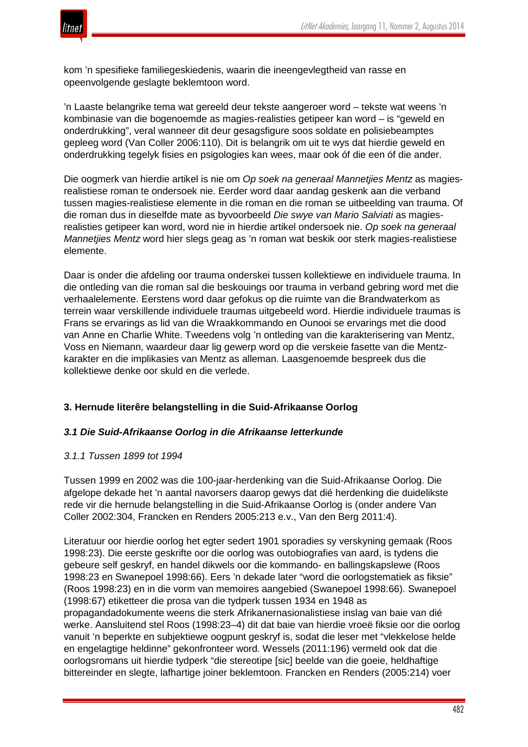kom 'n spesifieke familiegeskiedenis, waarin die ineengevlegtheid van rasse en opeenvolgende geslagte beklemtoon word.

'n Laaste belangrike tema wat gereeld deur tekste aangeroer word – tekste wat weens 'n kombinasie van die bogenoemde as magies-realisties getipeer kan word – is "geweld en onderdrukking", veral wanneer dit deur gesagsfigure soos soldate en polisiebeamptes gepleeg word (Van Coller 2006:110). Dit is belangrik om uit te wys dat hierdie geweld en onderdrukking tegelyk fisies en psigologies kan wees, maar ook óf die een óf die ander.

Die oogmerk van hierdie artikel is nie om *Op soek na generaal Mannetjies Mentz* as magies-realistiese roman te ondersoek nie. Eerder word daar aandag geskenk aan die verband tussen magies-realistiese elemente in die roman en die roman se uitbeelding van trauma. Of die roman dus in dieselfde mate as byvoorbeeld *Die swye van Mario Salviati* as magies-realisties getipeer kan word, word nie in hierdie artikel ondersoek nie. *Op soek na generaal Mannetjies Mentz* word hier slegs geag as 'n roman wat beskik oor sterk magies-realistiese elemente.

Daar is onder die afdeling oor trauma onderskei tussen kollektiewe en individuele trauma. In die ontleding van die roman sal die beskouings oor trauma in verband gebring word met die verhaalelemente. Eerstens word daar gefokus op die ruimte van die Brandwaterkom as terrein waar verskillende individuele traumas uitgebeeld word. Hierdie individuele traumas is Frans se ervarings as lid van die Wraakkommando en Ounooi se ervarings met die dood van Anne en Charlie White. Tweedens volg 'n ontleding van die karakterisering van Mentz, Voss en Niemann, waardeur daar lig gewerp word op die verskeie fasette van die Mentz-karakter en die implikasies van Mentz as alleman. Laasgenoemde bespreek dus die kollektiewe denke oor skuld en die verlede.

## 3. Hernude literêre belangstelling in die Suid-Afrikaanse Oorlog

### *3.1 Die Suid-Afrikaanse Oorlog in die Afrikaanse letterkunde*

#### *3.1.1 Tussen 1899 tot 1994*

Tussen 1999 en 2002 was die 100-jaar-herdenking van die Suid-Afrikaanse Oorlog. Die afgelope dekade het 'n aantal navorsers daarop gewys dat dié herdenking die duidelikste rede vir die hernude belangstelling in die Suid-Afrikaanse Oorlog is (onder andere Van Coller 2002:304, Francken en Renders 2005:213 e.v., Van den Berg 2011:4).

Literatuur oor hierdie oorlog het egter sedert 1901 sporadies sy verskyning gemaak (Roos 1998:23). Die eerste geskrifte oor die oorlog was outobiografies van aard, is tydens die gebeure self geskryf, en handel dikwels oor die kommando- en ballingskapslewe (Roos 1998:23 en Swanepoel 1998:66). Eers 'n dekade later "word die oorlogstematiek as fiksie" (Roos 1998:23) en in die vorm van memoires aangebied (Swanepoel 1998:66). Swanepoel (1998:67) etiketteer die prosa van die tydperk tussen 1934 en 1948 as propagandadokumente weens die sterk Afrikanernasionalistiese inslag van baie van dié werke. Aansluitend stel Roos (1998:23–4) dit dat baie van hierdie vroeë fiksie oor die oorlog vanuit 'n beperkte en subjektiewe oogpunt geskryf is, sodat die leser met "vlekkelose helde en engelagtige heldinne" gekonfronteer word. Wessels (2011:196) vermeld ook dat die oorlogsromans uit hierdie tydperk "die stereotipe [sic] beelde van die goeie, heldhaftige bittereinder en slegte, lafhartige joiner beklemtoon. Francken en Renders (2005:214) voer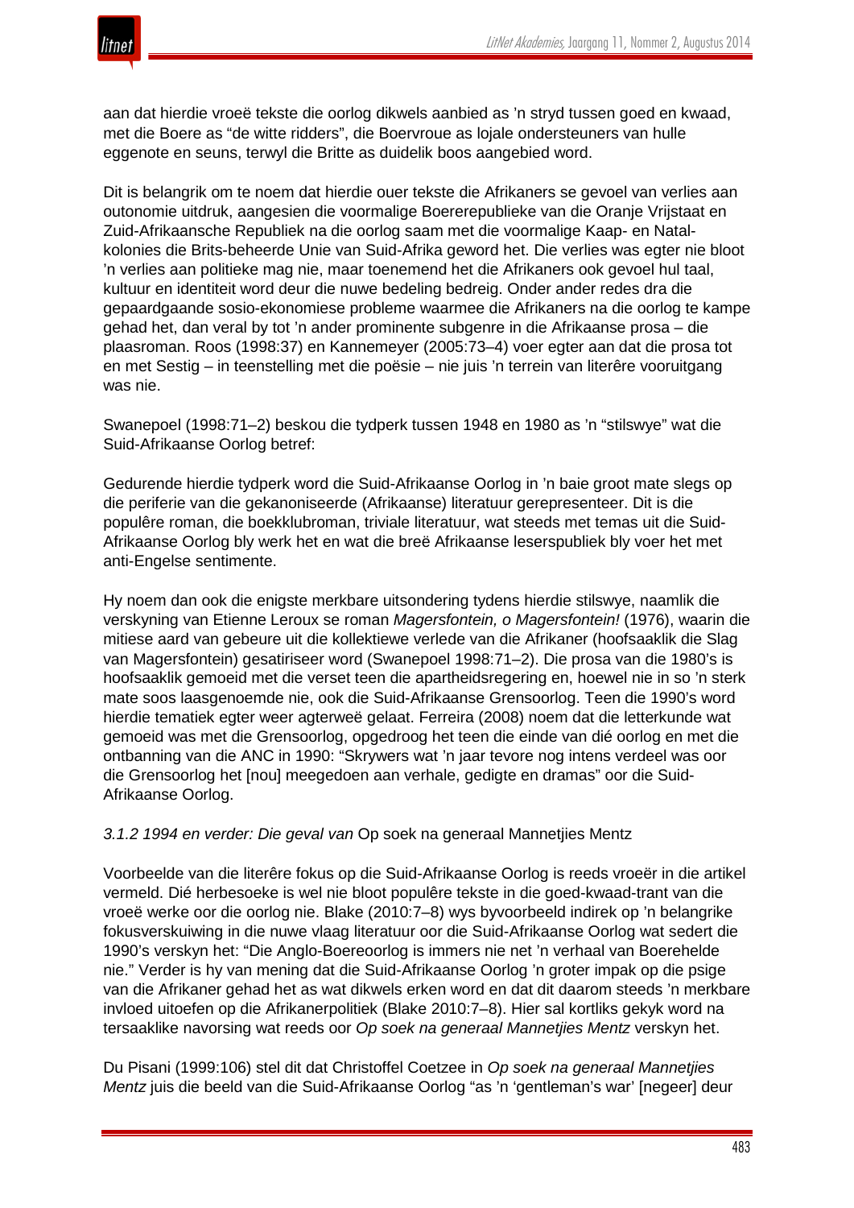aan dat hierdie vroeë tekste die oorlog dikwels aanbied as ’n stryd tussen goed en kwaad, met die Boere as “de witte ridders”, die Boervroue as lojale ondersteuners van hulle eggenote en seuns, terwyl die Britte as duidelik boos aangebied word.

Dit is belangrik om te noem dat hierdie ouer tekste die Afrikaners se gevoel van verlies aan outonomie uitdruk, aangesien die voormalige Boererepublieke van die Oranje Vrijstaat en Zuid-Afrikaansche Republiek na die oorlog saam met die voormalige Kaap- en Natal-kolonies die Brits-beheerde Unie van Suid-Afrika geword het. Die verlies was egter nie bloot ’n verlies aan politieke mag nie, maar toenemend het die Afrikaners ook gevoel hul taal, kultuur en identiteit word deur die nuwe bedeling bedreig. Onder ander redes dra die gepaardgaande sosio-ekonomiese probleme waarmee die Afrikaners na die oorlog te kampe gehad het, dan veral by tot ’n ander prominente subgenre in die Afrikaanse prosa – die plaasroman. Roos (1998:37) en Kannemeyer (2005:73–4) voer egter aan dat die prosa tot en met Sestig – in teenstelling met die poësie – nie juis ’n terrein van literêre vooruitgang was nie.

Swanepoel (1998:71–2) beskou die tydperk tussen 1948 en 1980 as ’n “stilswye” wat die Suid-Afrikaanse Oorlog betref:

Gedurende hierdie tydperk word die Suid-Afrikaanse Oorlog in ’n baie groot mate slegs op die periferie van die gekanoniseerde (Afrikaanse) literatuur gerepresenteer. Dit is die populêre roman, die boekklubroman, triviale literatuur, wat steeds met temas uit die Suid-Afrikaanse Oorlog bly werk het en wat die breë Afrikaanse leserspubliek bly voer het met anti-Engelse sentimente.

Hy noem dan ook die enigste merkbare uitsondering tydens hierdie stilswye, naamlik die verskyning van Etienne Leroux se roman *Magersfontein, o Magersfontein!* (1976), waarin die mitiese aard van gebeure uit die kollektiewe verlede van die Afrikaner (hoofsaaklik die Slag van Magersfontein) gesatiriseer word (Swanepoel 1998:71–2). Die prosa van die 1980’s is hoofsaaklik gemoeid met die verset teen die apartheidsregering en, hoewel nie in so ’n sterk mate soos laasgenoemde nie, ook die Suid-Afrikaanse Grensoorlog. Teen die 1990’s word hierdie tematiek egter weer agterweë gelaat. Ferreira (2008) noem dat die letterkunde wat gemoeid was met die Grensoorlog, opgedroog het teen die einde van dié oorlog en met die ontbanning van die ANC in 1990: “Skrywers wat ’n jaar tevore nog intens verdeel was oor die Grensoorlog het [nou] meegedoen aan verhale, gedigte en dramas” oor die Suid-Afrikaanse Oorlog.

### *3.1.2 1994 en verder: Die geval van* Op soek na generaal Mannetjies Mentz

Voorbeelde van die literêre fokus op die Suid-Afrikaanse Oorlog is reeds vroeër in die artikel vermeld. Dié herbesoeke is wel nie bloot populêre tekste in die goed-kwaad-trant van die vroeë werke oor die oorlog nie. Blake (2010:7–8) wys byvoorbeeld indirek op ’n belangrike fokusverskuiwing in die nuwe vlaag literatuur oor die Suid-Afrikaanse Oorlog wat sedert die 1990’s verskyn het: “Die Anglo-Boereoorlog is immers nie net ’n verhaal van Boerehelde nie.” Verder is hy van mening dat die Suid-Afrikaanse Oorlog ’n groter impak op die psige van die Afrikaner gehad het as wat dikwels erken word en dat dit daarom steeds ’n merkbare invloed uitoefen op die Afrikanerpolitiek (Blake 2010:7–8). Hier sal kortliks gekyk word na tersaaklike navorsing wat reeds oor *Op soek na generaal Mannetjies Mentz* verskyn het.

Du Pisani (1999:106) stel dit dat Christoffel Coetzee in *Op soek na generaal Mannetjies Mentz* juis die beeld van die Suid-Afrikaanse Oorlog “as ’n ‘gentleman’s war’ [negeer] deur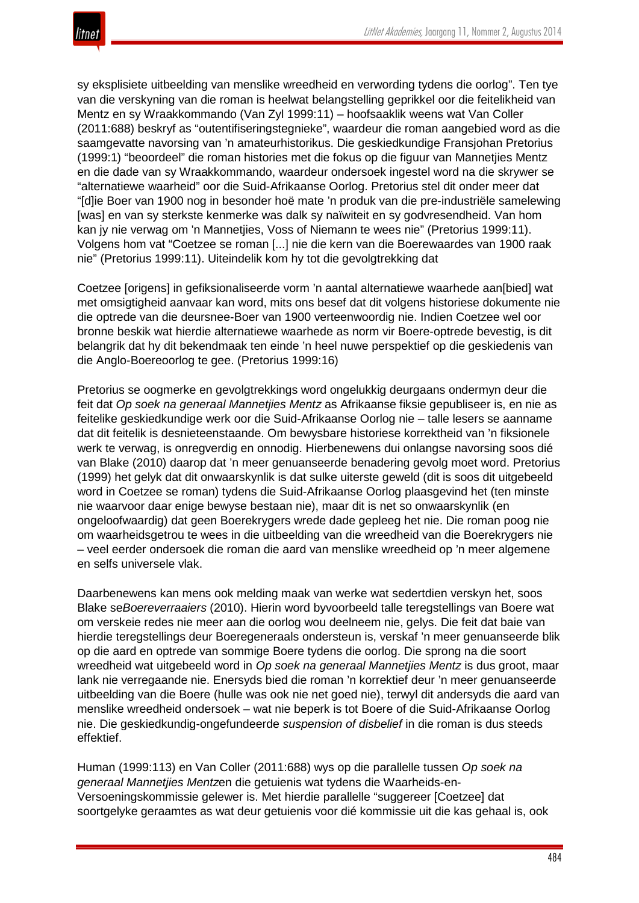sy eksplisiete uitbeelding van menslike wreedheid en verwording tydens die oorlog". Ten tye van die verskyning van die roman is heelwat belangstelling geprikkel oor die feitelikheid van Mentz en sy Wraakkommando (Van Zyl 1999:11) – hoofsaaklik weens wat Van Coller (2011:688) beskryf as "outentifiseringstegnieke", waardeur die roman aangebied word as die saamgevatte navorsing van 'n amateurhistorikus. Die geskiedkundige Fransjohan Pretorius (1999:1) "beoordeel" die roman histories met die fokus op die figuur van Mannetjies Mentz en die dade van sy Wraakkommando, waardeur ondersoek ingestel word na die skrywer se "alternatiewe waarheid" oor die Suid-Afrikaanse Oorlog. Pretorius stel dit onder meer dat "[d]ie Boer van 1900 nog in besonder hoë mate 'n produk van die pre-industriële samelewing [was] en van sy sterkste kenmerke was dalk sy naïwiteit en sy godvresendheid. Van hom kan jy nie verwag om 'n Mannetjies, Voss of Niemann te wees nie" (Pretorius 1999:11). Volgens hom vat "Coetzee se roman [...] nie die kern van die Boerewaardes van 1900 raak nie" (Pretorius 1999:11). Uiteindelik kom hy tot die gevolgtrekking dat

> Coetzee [origens] in gefiksionaliseerde vorm 'n aantal alternatiewe waarhede aan[bied] wat met omsigtigheid aanvaar kan word, mits ons besef dat dit volgens historiese dokumente nie die optrede van die deursnee-Boer van 1900 verteenwoordig nie. Indien Coetzee wel oor bronne beskik wat hierdie alternatiewe waarhede as norm vir Boere-optrede bevestig, is dit belangrik dat hy dit bekendmaak ten einde 'n heel nuwe perspektief op die geskiedenis van die Anglo-Boereoorlog te gee. (Pretorius 1999:16)

Pretorius se oogmerke en gevolgtrekkings word ongelukkig deurgaans ondermyn deur die feit dat *Op soek na generaal Mannetjies Mentz* as Afrikaanse fiksie gepubliseer is, en nie as feitelike geskiedkundige werk oor die Suid-Afrikaanse Oorlog nie – talle lesers se aanname dat dit feitelik is desnieteenstaande. Om bewysbare historiese korrektheid van 'n fiksionele werk te verwag, is onregverdig en onnodig. Hierbenewens dui onlangse navorsing soos dié van Blake (2010) daarop dat 'n meer genuanseerde benadering gevolg moet word. Pretorius (1999) het gelyk dat dit onwaarskynlik is dat sulke uiterste geweld (dit is soos dit uitgebeeld word in Coetzee se roman) tydens die Suid-Afrikaanse Oorlog plaasgevind het (ten minste nie waarvoor daar enige bewyse bestaan nie), maar dit is net so onwaarskynlik (en ongeloofwaardig) dat geen Boerekrygers wrede dade gepleeg het nie. Die roman poog nie om waarheidsgetrou te wees in die uitbeelding van die wreedheid van die Boerekrygers nie – veel eerder ondersoek die roman die aard van menslike wreedheid op 'n meer algemene en selfs universele vlak.

Daarbenewens kan mens ook melding maak van werke wat sedertdien verskyn het, soos Blake se*Boereverraaiers* (2010). Hierin word byvoorbeeld talle teregstellings van Boere wat om verskeie redes nie meer aan die oorlog wou deelneem nie, gelys. Die feit dat baie van hierdie teregstellings deur Boeregeneraals ondersteun is, verskaf 'n meer genuanseerde blik op die aard en optrede van sommige Boere tydens die oorlog. Die sprong na die soort wreedheid wat uitgebeeld word in *Op soek na generaal Mannetjies Mentz* is dus groot, maar lank nie verregaande nie. Enersyds bied die roman 'n korrektief deur 'n meer genuanseerde uitbeelding van die Boere (hulle was ook nie net goed nie), terwyl dit andersyds die aard van menslike wreedheid ondersoek – wat nie beperk is tot Boere of die Suid-Afrikaanse Oorlog nie. Die geskiedkundig-ongefundeerde *suspension of disbelief* in die roman is dus steeds effektief.

Human (1999:113) en Van Coller (2011:688) wys op die parallelle tussen *Op soek na generaal Mannetjies Mentz*en die getuienis wat tydens die Waarheids-en-Versoeningskommissie gelewer is. Met hierdie parallelle "suggereer [Coetzee] dat soortgelyke geraamtes as wat deur getuienis voor dié kommissie uit die kas gehaal is, ook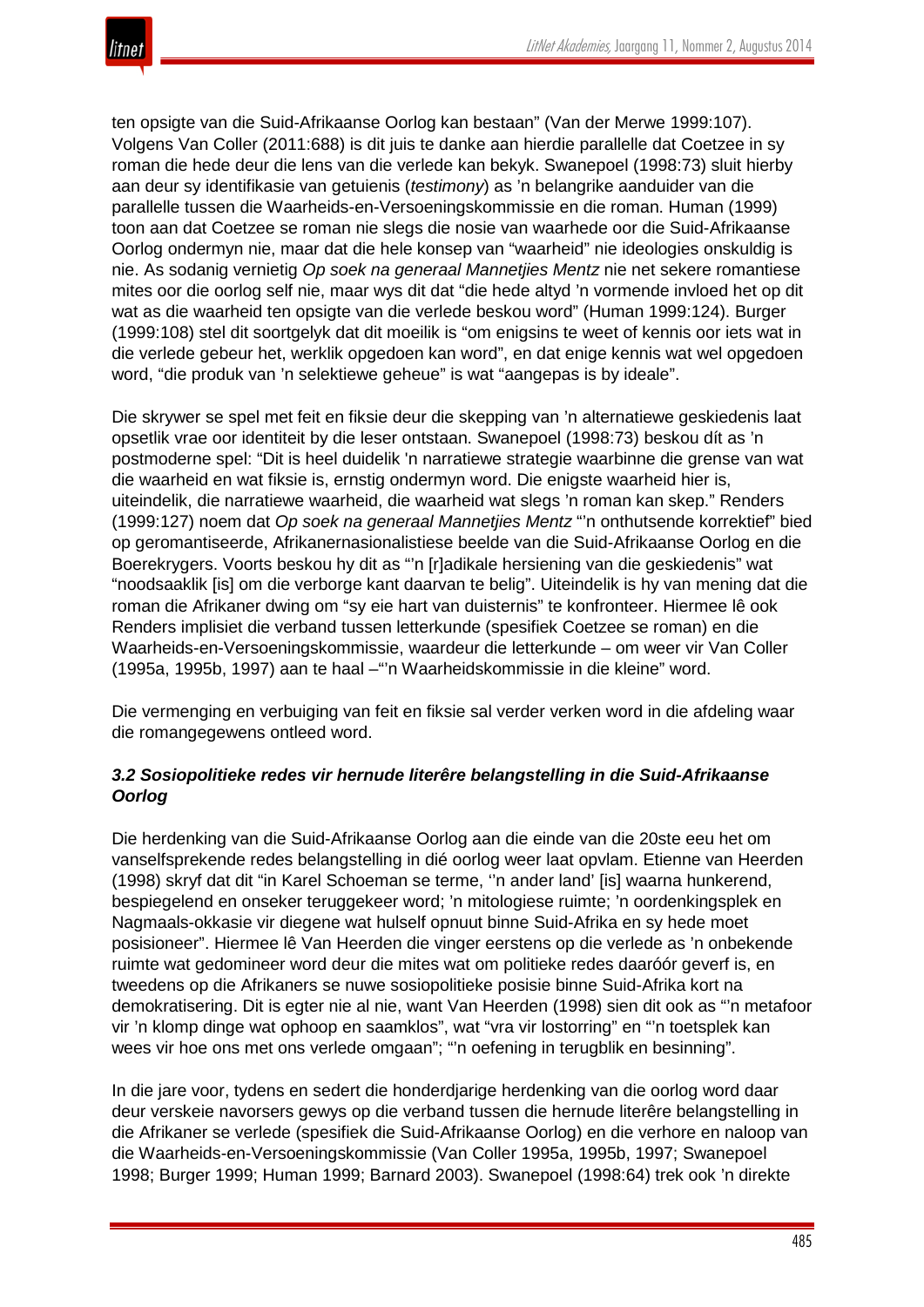ten opsigte van die Suid-Afrikaanse Oorlog kan bestaan" (Van der Merwe 1999:107). Volgens Van Coller (2011:688) is dit juis te danke aan hierdie parallelle dat Coetzee in sy roman die hede deur die lens van die verlede kan bekyk. Swanepoel (1998:73) sluit hierby aan deur sy identifikasie van getuienis (*testimony*) as 'n belangrike aanduider van die parallelle tussen die Waarheids-en-Versoeningskommissie en die roman. Human (1999) toon aan dat Coetzee se roman nie slegs die nosie van waarhede oor die Suid-Afrikaanse Oorlog ondermyn nie, maar dat die hele konsep van "waarheid" nie ideologies onskuldig is nie. As sodanig vernietig *Op soek na generaal Mannetjies Mentz* nie net sekere romantiese mites oor die oorlog self nie, maar wys dit dat "die hede altyd 'n vormende invloed het op dit wat as die waarheid ten opsigte van die verlede beskou word" (Human 1999:124). Burger (1999:108) stel dit soortgelyk dat dit moeilik is "om enigsins te weet of kennis oor iets wat in die verlede gebeur het, werklik opgedoen kan word", en dat enige kennis wat wel opgedoen word, "die produk van 'n selektiewe geheue" is wat "aangepas is by ideale".

Die skrywer se spel met feit en fiksie deur die skepping van 'n alternatiewe geskiedenis laat opsetlik vrae oor identiteit by die leser ontstaan. Swanepoel (1998:73) beskou dít as 'n postmoderne spel: "Dit is heel duidelik 'n narratiewe strategie waarbinne die grense van wat die waarheid en wat fiksie is, ernstig ondermyn word. Die enigste waarheid hier is, uiteindelik, die narratiewe waarheid, die waarheid wat slegs 'n roman kan skep." Renders (1999:127) noem dat *Op soek na generaal Mannetjies Mentz* "'n onthutsende korrektief" bied op geromantiseerde, Afrikanernasionalistiese beelde van die Suid-Afrikaanse Oorlog en die Boerekrygers. Voorts beskou hy dit as "'n [r]adikale hersiening van die geskiedenis" wat "noodsaaklik [is] om die verborge kant daarvan te belig". Uiteindelik is hy van mening dat die roman die Afrikaner dwing om "sy eie hart van duisternis" te konfronteer. Hiermee lê ook Renders implisiet die verband tussen letterkunde (spesifiek Coetzee se roman) en die Waarheids-en-Versoeningskommissie, waardeur die letterkunde – om weer vir Van Coller (1995a, 1995b, 1997) aan te haal –"'n Waarheidskommissie in die kleine" word.

Die vermenging en verbuiging van feit en fiksie sal verder verken word in die afdeling waar die romangegewens ontleed word.

### *3.2 Sosiopolitieke redes vir hernude literêre belangstelling in die Suid-Afrikaanse Oorlog*

Die herdenking van die Suid-Afrikaanse Oorlog aan die einde van die 20ste eeu het om vanselfsprekende redes belangstelling in dié oorlog weer laat opvlam. Etienne van Heerden (1998) skryf dat dit "in Karel Schoeman se terme, ''n ander land' [is] waarna hunkerend, bespiegelend en onseker teruggekeer word; 'n mitologiese ruimte; 'n oordenkingsplek en Nagmaals-okkasie vir diegene wat hulself opnuut binne Suid-Afrika en sy hede moet posisioneer". Hiermee lê Van Heerden die vinger eerstens op die verlede as 'n onbekende ruimte wat gedomineer word deur die mites wat om politieke redes daaróór geverf is, en tweedens op die Afrikaners se nuwe sosiopolitieke posisie binne Suid-Afrika kort na demokratisering. Dit is egter nie al nie, want Van Heerden (1998) sien dit ook as "'n metafoor vir 'n klomp dinge wat ophoop en saamklos", wat "vra vir lostorring" en "'n toetsplek kan wees vir hoe ons met ons verlede omgaan"; "'n oefening in terugblik en besinning".

In die jare voor, tydens en sedert die honderdjarige herdenking van die oorlog word daar deur verskeie navorsers gewys op die verband tussen die hernude literêre belangstelling in die Afrikaner se verlede (spesifiek die Suid-Afrikaanse Oorlog) en die verhore en naloop van die Waarheids-en-Versoeningskommissie (Van Coller 1995a, 1995b, 1997; Swanepoel 1998; Burger 1999; Human 1999; Barnard 2003). Swanepoel (1998:64) trek ook 'n direkte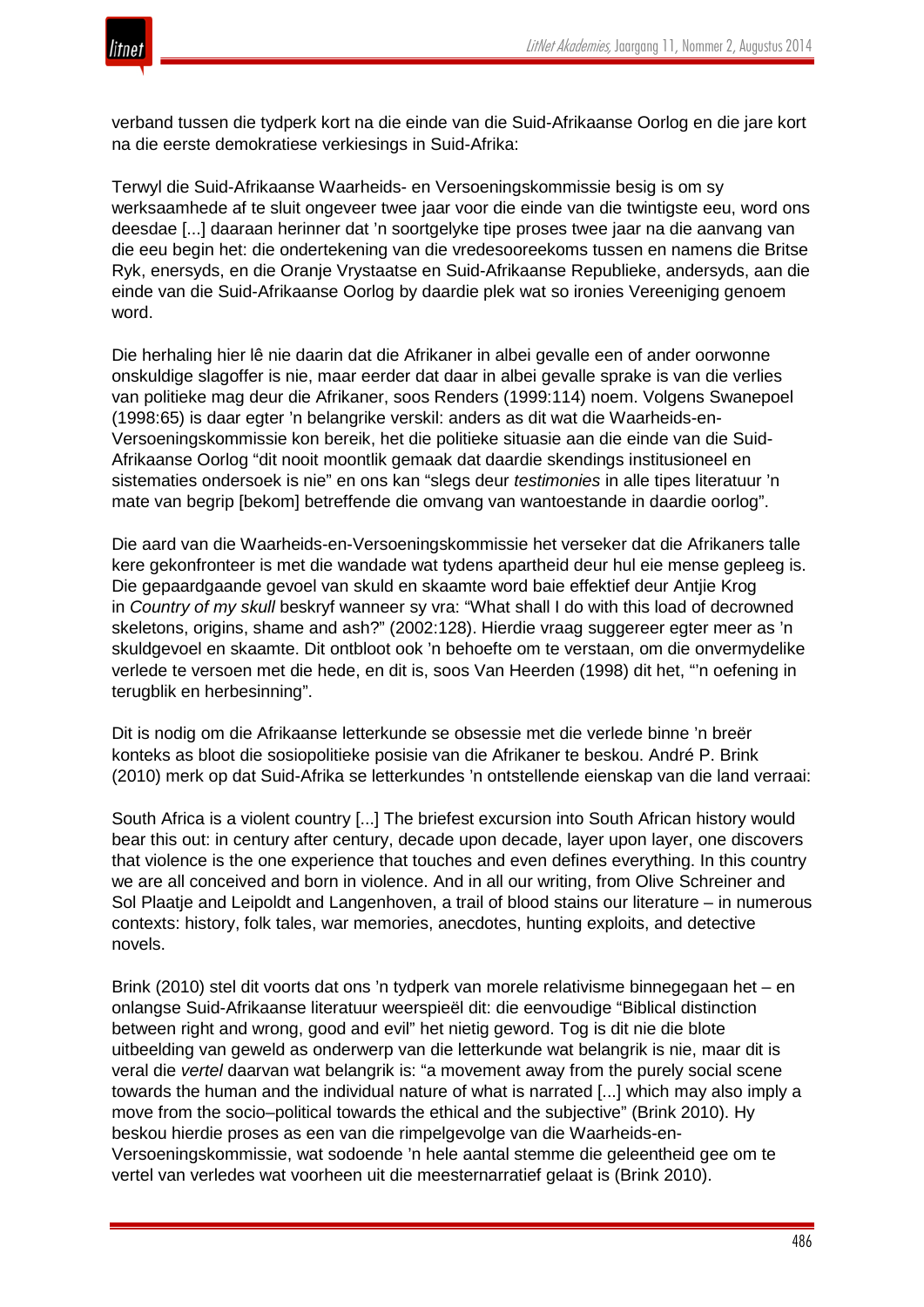verband tussen die tydperk kort na die einde van die Suid-Afrikaanse Oorlog en die jare kort na die eerste demokratiese verkiesings in Suid-Afrika:

> Terwyl die Suid-Afrikaanse Waarheids- en Versoeningskommissie besig is om sy werksaamhede af te sluit ongeveer twee jaar voor die einde van die twintigste eeu, word ons deesdae [...] daaraan herinner dat ’n soortgelyke tipe proses twee jaar na die aanvang van die eeu begin het: die ondertekening van die vredesooreekoms tussen en namens die Britse Ryk, enersyds, en die Oranje Vrystaatse en Suid-Afrikaanse Republieke, andersyds, aan die einde van die Suid-Afrikaanse Oorlog by daardie plek wat so ironies Vereeniging genoem word.

Die herhaling hier lê nie daarin dat die Afrikaner in albei gevalle een of ander oorwonne onskuldige slagoffer is nie, maar eerder dat daar in albei gevalle sprake is van die verlies van politieke mag deur die Afrikaner, soos Renders (1999:114) noem. Volgens Swanepoel (1998:65) is daar egter ’n belangrike verskil: anders as dit wat die Waarheids-en-Versoeningskommissie kon bereik, het die politieke situasie aan die einde van die Suid-Afrikaanse Oorlog “dit nooit moontlik gemaak dat daardie skendings institusioneel en sistematies ondersoek is nie” en ons kan “slegs deur *testimonies* in alle tipes literatuur ’n mate van begrip [bekom] betreffende die omvang van wantoestande in daardie oorlog”.

Die aard van die Waarheids-en-Versoeningskommissie het verseker dat die Afrikaners talle kere gekonfronteer is met die wandade wat tydens apartheid deur hul eie mense gepleeg is. Die gepaardgaande gevoel van skuld en skaamte word baie effektief deur Antjie Krog in *Country of my skull* beskryf wanneer sy vra: “What shall I do with this load of decrowned skeletons, origins, shame and ash?” (2002:128). Hierdie vraag suggereer egter meer as ’n skuldgevoel en skaamte. Dit ontbloot ook ’n behoefte om te verstaan, om die onvermydelike verlede te versoen met die hede, en dit is, soos Van Heerden (1998) dit het, “’n oefening in terugblik en herbesinning”.

Dit is nodig om die Afrikaanse letterkunde se obsessie met die verlede binne ’n breër konteks as bloot die sosiopolitieke posisie van die Afrikaner te beskou. André P. Brink (2010) merk op dat Suid-Afrika se letterkundes ’n ontstellende eienskap van die land verraai:

> South Africa is a violent country [...] The briefest excursion into South African history would bear this out: in century after century, decade upon decade, layer upon layer, one discovers that violence is the one experience that touches and even defines everything. In this country we are all conceived and born in violence. And in all our writing, from Olive Schreiner and Sol Plaatje and Leipoldt and Langenhoven, a trail of blood stains our literature – in numerous contexts: history, folk tales, war memories, anecdotes, hunting exploits, and detective novels.

Brink (2010) stel dit voorts dat ons ’n tydperk van morele relativisme binnegegaan het – en onlangse Suid-Afrikaanse literatuur weerspieël dit: die eenvoudige “Biblical distinction between right and wrong, good and evil” het nietig geword. Tog is dit nie die blote uitbeelding van geweld as onderwerp van die letterkunde wat belangrik is nie, maar dit is veral die *vertel* daarvan wat belangrik is: “a movement away from the purely social scene towards the human and the individual nature of what is narrated [...] which may also imply a move from the socio–political towards the ethical and the subjective” (Brink 2010). Hy beskou hierdie proses as een van die rimpelgevolge van die Waarheids-en-Versoeningskommissie, wat sodoende ’n hele aantal stemme die geleentheid gee om te vertel van verledes wat voorheen uit die meesternarratief gelaat is (Brink 2010).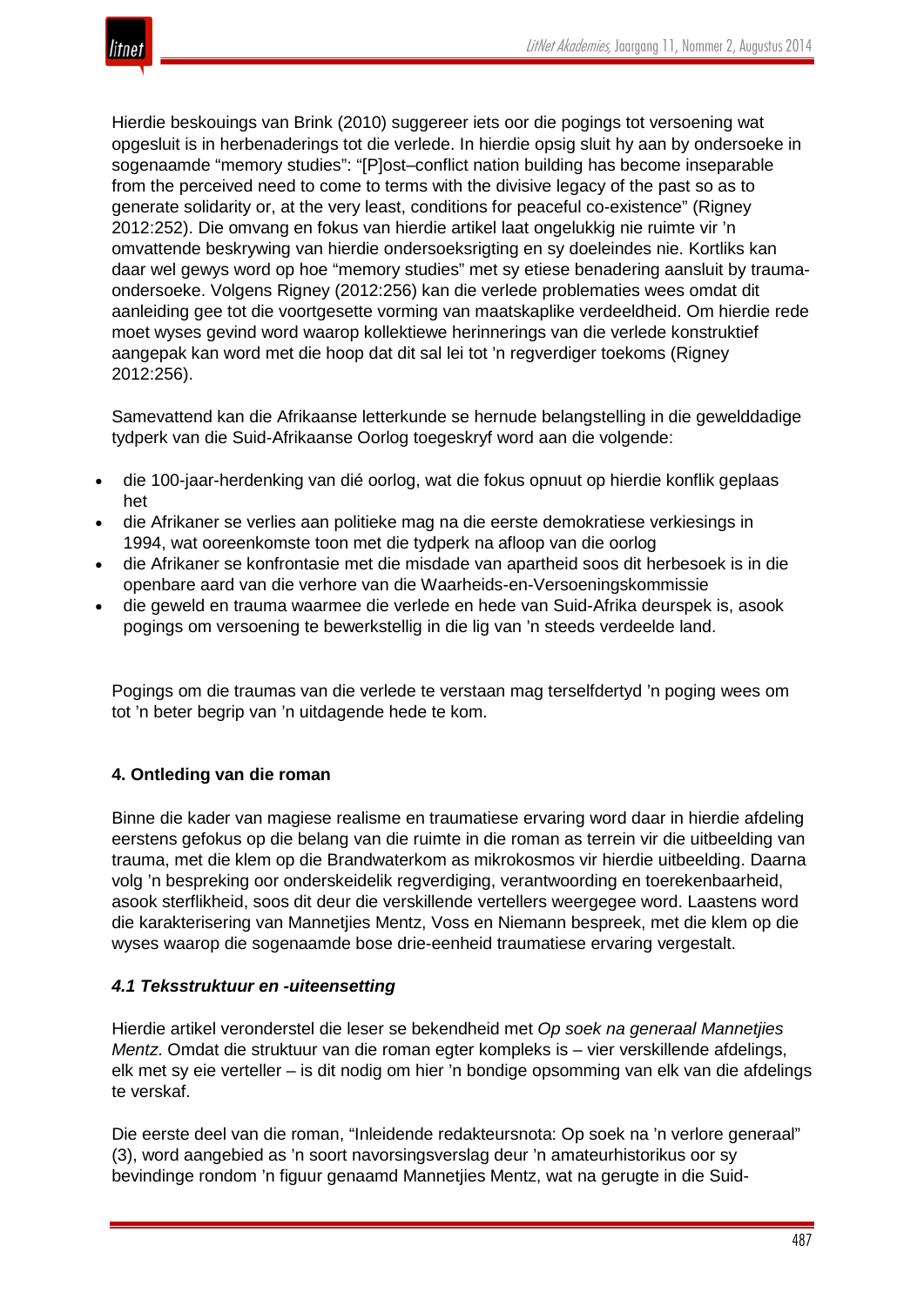Hierdie beskouings van Brink (2010) suggereer iets oor die pogings tot versoening wat opgesluit is in herbenaderings tot die verlede. In hierdie opsig sluit hy aan by ondersoeke in sogenaamde "memory studies": "[P]ost–conflict nation building has become inseparable from the perceived need to come to terms with the divisive legacy of the past so as to generate solidarity or, at the very least, conditions for peaceful co-existence" (Rigney 2012:252). Die omvang en fokus van hierdie artikel laat ongelukkig nie ruimte vir 'n omvattende beskrywing van hierdie ondersoeksrigting en sy doeleindes nie. Kortliks kan daar wel gewys word op hoe "memory studies" met sy etiese benadering aansluit by trauma-ondersoeke. Volgens Rigney (2012:256) kan die verlede problematies wees omdat dit aanleiding gee tot die voortgesette vorming van maatskaplike verdeeldheid. Om hierdie rede moet wyses gevind word waarop kollektiewe herinnerings van die verlede konstruktief aangepak kan word met die hoop dat dit sal lei tot 'n regverdiger toekoms (Rigney 2012:256).

Samevattend kan die Afrikaanse letterkunde se hernude belangstelling in die gewelddadige tydperk van die Suid-Afrikaanse Oorlog toegeskryf word aan die volgende:

- die 100-jaar-herdenking van dié oorlog, wat die fokus opnuut op hierdie konflik geplaas het
- die Afrikaner se verlies aan politieke mag na die eerste demokratiese verkiesings in 1994, wat ooreenkomste toon met die tydperk na afloop van die oorlog
- die Afrikaner se konfrontasie met die misdade van apartheid soos dit herbesoek is in die openbare aard van die verhore van die Waarheids-en-Versoeningskommissie
- die geweld en trauma waarmee die verlede en hede van Suid-Afrika deurspek is, asook pogings om versoening te bewerkstellig in die lig van 'n steeds verdeelde land.

Pogings om die traumas van die verlede te verstaan mag terselfdertyd 'n poging wees om tot 'n beter begrip van 'n uitdagende hede te kom.

## 4. Ontleding van die roman

Binne die kader van magiese realisme en traumatiese ervaring word daar in hierdie afdeling eerstens gefokus op die belang van die ruimte in die roman as terrein vir die uitbeelding van trauma, met die klem op die Brandwaterkom as mikrokosmos vir hierdie uitbeelding. Daarna volg 'n bespreking oor onderskeidelik regverdiging, verantwoording en toerekenbaarheid, asook sterflikheid, soos dit deur die verskillende vertellers weergegee word. Laastens word die karakterisering van Mannetjies Mentz, Voss en Niemann bespreek, met die klem op die wyses waarop die sogenaamde bose drie-eenheid traumatiese ervaring vergestalt.

### *4.1 Teksstruktuur en -uiteensetting*

Hierdie artikel veronderstel die leser se bekendheid met *Op soek na generaal Mannetjies Mentz*. Omdat die struktuur van die roman egter kompleks is – vier verskillende afdelings, elk met sy eie verteller – is dit nodig om hier 'n bondige opsomming van elk van die afdelings te verskaf.

Die eerste deel van die roman, "Inleidende redakteursnota: Op soek na 'n verlore generaal" (3), word aangebied as 'n soort navorsingsverslag deur 'n amateurhistorikus oor sy bevindinge rondom 'n figuur genaamd Mannetjies Mentz, wat na gerugte in die Suid-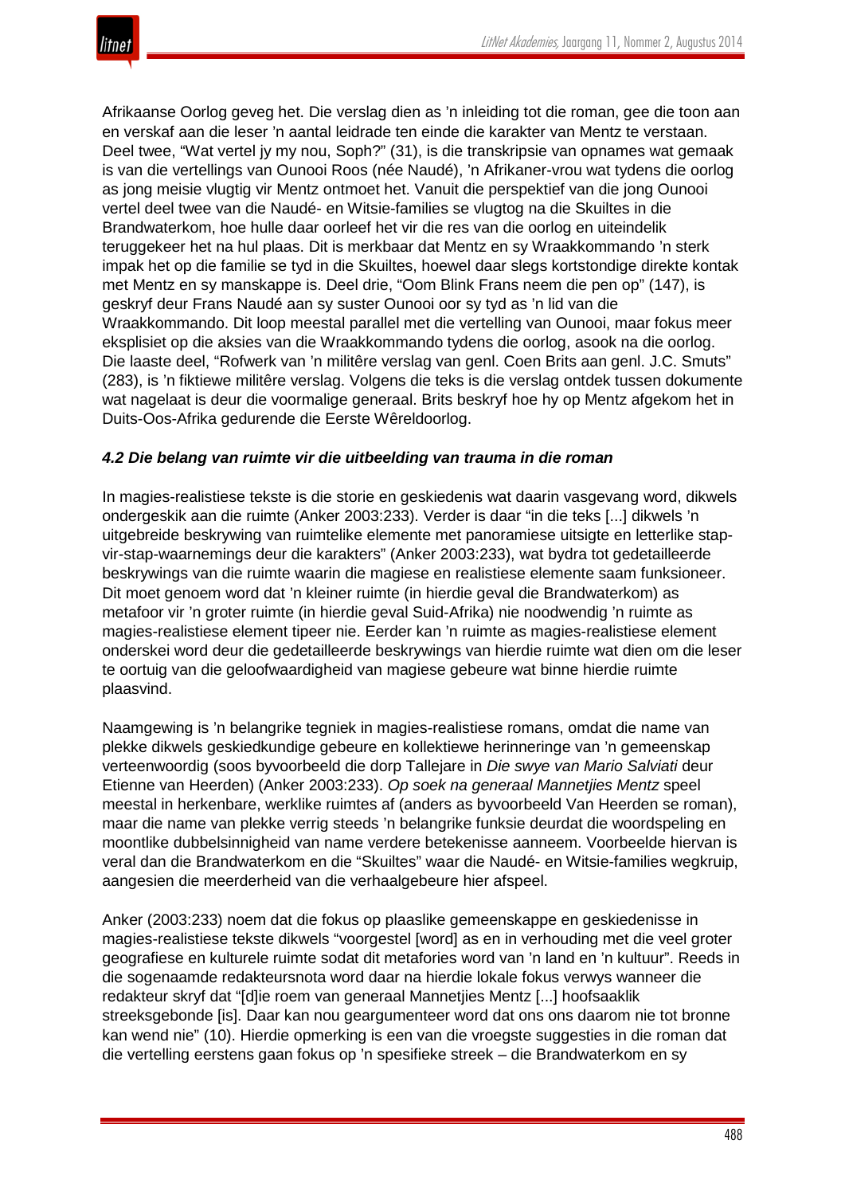Afrikaanse Oorlog geveg het. Die verslag dien as 'n inleiding tot die roman, gee die toon aan en verskaf aan die leser 'n aantal leidrade ten einde die karakter van Mentz te verstaan. Deel twee, "Wat vertel jy my nou, Soph?" (31), is die transkripsie van opnames wat gemaak is van die vertellings van Ounooi Roos (née Naudé), 'n Afrikaner-vrou wat tydens die oorlog as jong meisie vlugtig vir Mentz ontmoet het. Vanuit die perspektief van die jong Ounooi vertel deel twee van die Naudé- en Witsie-families se vlugtog na die Skuiltes in die Brandwaterkom, hoe hulle daar oorleef het vir die res van die oorlog en uiteindelik teruggekeer het na hul plaas. Dit is merkbaar dat Mentz en sy Wraakkommando 'n sterk impak het op die familie se tyd in die Skuiltes, hoewel daar slegs kortstondige direkte kontak met Mentz en sy manskappe is. Deel drie, "Oom Blink Frans neem die pen op" (147), is geskryf deur Frans Naudé aan sy suster Ounooi oor sy tyd as 'n lid van die Wraakkommando. Dit loop meestal parallel met die vertelling van Ounooi, maar fokus meer eksplisiet op die aksies van die Wraakkommando tydens die oorlog, asook na die oorlog. Die laaste deel, "Rofwerk van 'n militêre verslag van genl. Coen Brits aan genl. J.C. Smuts" (283), is 'n fiktiewe militêre verslag. Volgens die teks is die verslag ontdek tussen dokumente wat nagelaat is deur die voormalige generaal. Brits beskryf hoe hy op Mentz afgekom het in Duits-Oos-Afrika gedurende die Eerste Wêreldoorlog.

#### *4.2 Die belang van ruimte vir die uitbeelding van trauma in die roman*

In magies-realistiese tekste is die storie en geskiedenis wat daarin vasgevang word, dikwels ondergeskik aan die ruimte (Anker 2003:233). Verder is daar "in die teks [...] dikwels 'n uitgebreide beskrywing van ruimtelike elemente met panoramiese uitsigte en letterlike stap-vir-stap-waarnemings deur die karakters" (Anker 2003:233), wat bydra tot gedetailleerde beskrywings van die ruimte waarin die magiese en realistiese elemente saam funksioneer. Dit moet genoem word dat 'n kleiner ruimte (in hierdie geval die Brandwaterkom) as metafoor vir 'n groter ruimte (in hierdie geval Suid-Afrika) nie noodwendig 'n ruimte as magies-realistiese element tipeer nie. Eerder kan 'n ruimte as magies-realistiese element onderskei word deur die gedetailleerde beskrywings van hierdie ruimte wat dien om die leser te oortuig van die geloofwaardigheid van magiese gebeure wat binne hierdie ruimte plaasvind.

Naamgewing is 'n belangrike tegniek in magies-realistiese romans, omdat die name van plekke dikwels geskiedkundige gebeure en kollektiewe herinneringe van 'n gemeenskap verteenwoordig (soos byvoorbeeld die dorp Tallejare in *Die swye van Mario Salviati* deur Etienne van Heerden) (Anker 2003:233). *Op soek na generaal Mannetjies Mentz* speel meestal in herkenbare, werklike ruimtes af (anders as byvoorbeeld Van Heerden se roman), maar die name van plekke verrig steeds 'n belangrike funksie deurdat die woordspeling en moontlike dubbelsinnigheid van name verdere betekenisse aanneem. Voorbeelde hiervan is veral dan die Brandwaterkom en die "Skuiltes" waar die Naudé- en Witsie-families wegkruip, aangesien die meerderheid van die verhaalgebeure hier afspeel.

Anker (2003:233) noem dat die fokus op plaaslike gemeenskappe en geskiedenisse in magies-realistiese tekste dikwels "voorgestel [word] as en in verhouding met die veel groter geografiese en kulturele ruimte sodat dit metafories word van 'n land en 'n kultuur". Reeds in die sogenaamde redakteursnota word daar na hierdie lokale fokus verwys wanneer die redakteur skryf dat "[d]ie roem van generaal Mannetjies Mentz [...] hoofsaaklik streeksgebonde [is]. Daar kan nou geargumenteer word dat ons ons daarom nie tot bronne kan wend nie" (10). Hierdie opmerking is een van die vroegste suggesties in die roman dat die vertelling eerstens gaan fokus op 'n spesifieke streek – die Brandwaterkom en sy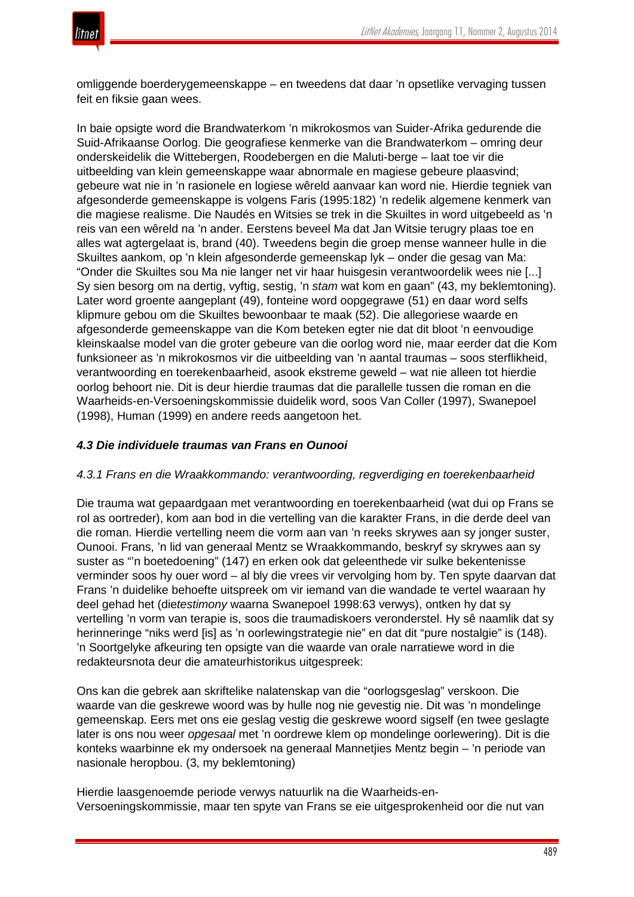omliggende boerderygemeenskappe – en tweedens dat daar ’n opsetlike vervaging tussen feit en fiksie gaan wees.

In baie opsigte word die Brandwaterkom ’n mikrokosmos van Suider-Afrika gedurende die Suid-Afrikaanse Oorlog. Die geografiese kenmerke van die Brandwaterkom – omring deur onderskeidelik die Wittebergen, Roodebergen en die Maluti-berge – laat toe vir die uitbeelding van klein gemeenskappe waar abnormale en magiese gebeure plaasvind; gebeure wat nie in ’n rasionele en logiese wêreld aanvaar kan word nie. Hierdie tegniek van afgesonderde gemeenskappe is volgens Faris (1995:182) ’n redelik algemene kenmerk van die magiese realisme. Die Naudés en Witsies se trek in die Skuiltes in word uitgebeeld as ’n reis van een wêreld na ’n ander. Eerstens beveel Ma dat Jan Witsie terugry plaas toe en alles wat agtergelaat is, brand (40). Tweedens begin die groep mense wanneer hulle in die Skuiltes aankom, op ’n klein afgesonderde gemeenskap lyk – onder die gesag van Ma: “Onder die Skuiltes sou Ma nie langer net vir haar huisgesin verantwoordelik wees nie [...] Sy sien besorg om na dertig, vyftig, sestig, ’n *stam* wat kom en gaan” (43, my beklemtoning). Later word groente aangeplant (49), fonteine word oopgegrawe (51) en daar word selfs klipmure gebou om die Skuiltes bewoonbaar te maak (52). Die allegoriese waarde en afgesonderde gemeenskappe van die Kom beteken egter nie dat dit bloot ’n eenvoudige kleinskaalse model van die groter gebeure van die oorlog word nie, maar eerder dat die Kom funksioneer as ’n mikrokosmos vir die uitbeelding van ’n aantal traumas – soos sterflikheid, verantwoording en toerekenbaarheid, asook ekstreme geweld – wat nie alleen tot hierdie oorlog behoort nie. Dit is deur hierdie traumas dat die parallelle tussen die roman en die Waarheids-en-Versoeningskommissie duidelik word, soos Van Coller (1997), Swanepoel (1998), Human (1999) en andere reeds aangetoon het.

### *4.3 Die individuele traumas van Frans en Ounooi*

#### *4.3.1 Frans en die Wraakkommando: verantwoording, regverdiging en toerekenbaarheid*

Die trauma wat gepaardgaan met verantwoording en toerekenbaarheid (wat dui op Frans se rol as oortreder), kom aan bod in die vertelling van die karakter Frans, in die derde deel van die roman. Hierdie vertelling neem die vorm aan van ’n reeks skrywes aan sy jonger suster, Ounooi. Frans, ’n lid van generaal Mentz se Wraakkommando, beskryf sy skrywes aan sy suster as “’n boetedoening” (147) en erken ook dat geleenthede vir sulke bekentenisse verminder soos hy ouer word – al bly die vrees vir vervolging hom by. Ten spyte daarvan dat Frans ’n duidelike behoefte uitspreek om vir iemand van die wandade te vertel waaraan hy deel gehad het (die*testimony* waarna Swanepoel 1998:63 verwys), ontken hy dat sy vertelling ’n vorm van terapie is, soos die traumadiskoers veronderstel. Hy sê naamlik dat sy herinneringe “niks werd [is] as ’n oorlewingstrategie nie” en dat dit “pure nostalgie” is (148). ’n Soortgelyke afkeuring ten opsigte van die waarde van orale narratiewe word in die redakteursnota deur die amateurhistorikus uitgespreek:

Ons kan die gebrek aan skriftelike nalatenskap van die “oorlogsgeslag” verskoon. Die waarde van die geskrewe woord was by hulle nog nie gevestig nie. Dit was ’n mondelinge gemeenskap. Eers met ons eie geslag vestig die geskrewe woord sigself (en twee geslagte later is ons nou weer *opgesaal* met ’n oordrewe klem op mondelinge oorlewering). Dit is die konteks waarbinne ek my ondersoek na generaal Mannetjies Mentz begin – ’n periode van nasionale heropbou. (3, my beklemtoning)

Hierdie laasgenoemde periode verwys natuurlik na die Waarheids-en-Versoeningskommissie, maar ten spyte van Frans se eie uitgesprokenheid oor die nut van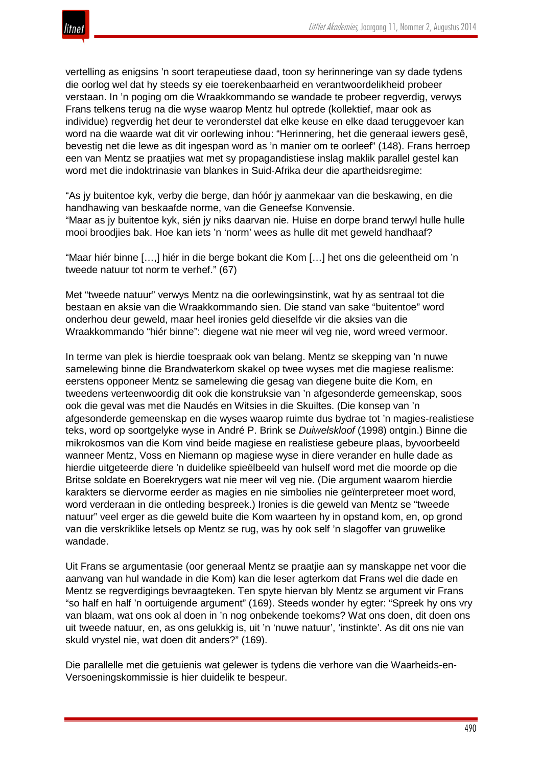vertelling as enigsins ’n soort terapeutiese daad, toon sy herinneringe van sy dade tydens die oorlog wel dat hy steeds sy eie toerekenbaarheid en verantwoordelikheid probeer verstaan. In ’n poging om die Wraakkommando se wandade te probeer regverdig, verwys Frans telkens terug na die wyse waarop Mentz hul optrede (kollektief, maar ook as individue) regverdig het deur te veronderstel dat elke keuse en elke daad teruggevoer kan word na die waarde wat dit vir oorlewing inhou: “Herinnering, het die generaal iewers gesê, bevestig net die lewe as dit ingespan word as ’n manier om te oorleef” (148). Frans herroep een van Mentz se praatjies wat met sy propagandistiese inslag maklik parallel gestel kan word met die indoktrinasie van blankes in Suid-Afrika deur die apartheidsregime:

“As jy buitentoe kyk, verby die berge, dan hóór jy aanmekaar van die beskawing, en die handhawing van beskaafde norme, van die Geneefse Konvensie.
“Maar as jy buitentoe kyk, sién jy niks daarvan nie. Huise en dorpe brand terwyl hulle hulle mooi broodjies bak. Hoe kan iets ’n ‘norm’ wees as hulle dit met geweld handhaaf?

“Maar hiér binne […,] hiér in die berge bokant die Kom […] het ons die geleentheid om ’n tweede natuur tot norm te verhef.” (67)

Met “tweede natuur” verwys Mentz na die oorlewingsinstink, wat hy as sentraal tot die bestaan en aksie van die Wraakkommando sien. Die stand van sake “buitentoe” word onderhou deur geweld, maar heel ironies geld dieselfde vir die aksies van die Wraakkommando “hiér binne”: diegene wat nie meer wil veg nie, word wreed vermoor.

In terme van plek is hierdie toespraak ook van belang. Mentz se skepping van ’n nuwe samelewing binne die Brandwaterkom skakel op twee wyses met die magiese realisme: eerstens opponeer Mentz se samelewing die gesag van diegene buite die Kom, en tweedens verteenwoordig dit ook die konstruksie van ’n afgesonderde gemeenskap, soos ook die geval was met die Naudés en Witsies in die Skuiltes. (Die konsep van ’n afgesonderde gemeenskap en die wyses waarop ruimte dus bydrae tot ’n magies-realistiese teks, word op soortgelyke wyse in André P. Brink se *Duiwelskloof* (1998) ontgin.) Binne die mikrokosmos van die Kom vind beide magiese en realistiese gebeure plaas, byvoorbeeld wanneer Mentz, Voss en Niemann op magiese wyse in diere verander en hulle dade as hierdie uitgeteerde diere ’n duidelike spieëlbeeld van hulself word met die moorde op die Britse soldate en Boerekrygers wat nie meer wil veg nie. (Die argument waarom hierdie karakters se diervorme eerder as magies en nie simbolies nie geïnterpreteer moet word, word verderaan in die ontleding bespreek.) Ironies is die geweld van Mentz se “tweede natuur” veel erger as die geweld buite die Kom waarteen hy in opstand kom, en, op grond van die verskriklike letsels op Mentz se rug, was hy ook self ’n slagoffer van gruwelike wandade.

Uit Frans se argumentasie (oor generaal Mentz se praatjie aan sy manskappe net voor die aanvang van hul wandade in die Kom) kan die leser agterkom dat Frans wel die dade en Mentz se regverdigings bevraagteken. Ten spyte hiervan bly Mentz se argument vir Frans “so half en half ’n oortuigende argument” (169). Steeds wonder hy egter: “Spreek hy ons vry van blaam, wat ons ook al doen in ’n nog onbekende toekoms? Wat ons doen, dit doen ons uit tweede natuur, en, as ons gelukkig is, uit ’n ‘nuwe natuur’, ‘instinkte’. As dit ons nie van skuld vrystel nie, wat doen dit anders?” (169).

Die parallelle met die getuienis wat gelewer is tydens die verhore van die Waarheids-en-Versoeningskommissie is hier duidelik te bespeur.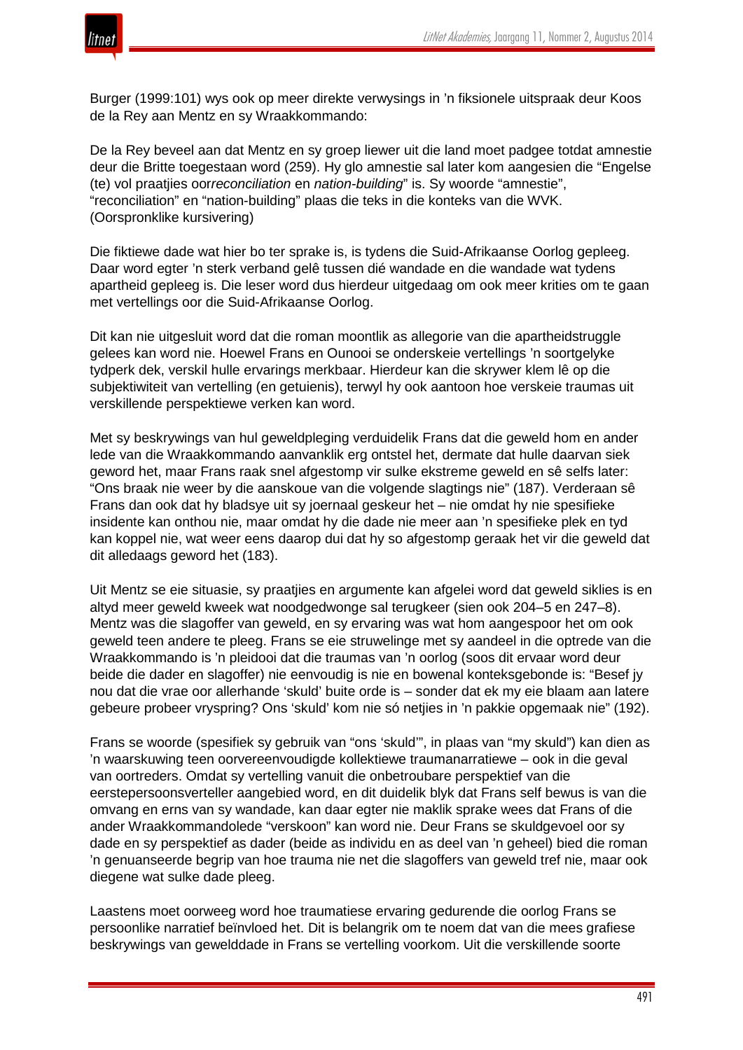Burger (1999:101) wys ook op meer direkte verwysings in ’n fiksionele uitspraak deur Koos de la Rey aan Mentz en sy Wraakkommando:

De la Rey beveel aan dat Mentz en sy groep liewer uit die land moet padgee totdat amnestie deur die Britte toegestaan word (259). Hy glo amnestie sal later kom aangesien die “Engelse (te) vol praatjies oor*reconciliation* en *nation-building*” is. Sy woorde “amnestie”, “reconciliation” en “nation-building” plaas die teks in die konteks van die WVK. (Oorspronklike kursivering)

Die fiktiewe dade wat hier bo ter sprake is, is tydens die Suid-Afrikaanse Oorlog gepleeg. Daar word egter ’n sterk verband gelê tussen dié wandade en die wandade wat tydens apartheid gepleeg is. Die leser word dus hierdeur uitgedaag om ook meer krities om te gaan met vertellings oor die Suid-Afrikaanse Oorlog.

Dit kan nie uitgesluit word dat die roman moontlik as allegorie van die apartheidstruggle gelees kan word nie. Hoewel Frans en Ounooi se onderskeie vertellings ’n soortgelyke tydperk dek, verskil hulle ervarings merkbaar. Hierdeur kan die skrywer klem lê op die subjektiwiteit van vertelling (en getuienis), terwyl hy ook aantoon hoe verskeie traumas uit verskillende perspektiewe verken kan word.

Met sy beskrywings van hul geweldpleging verduidelik Frans dat die geweld hom en ander lede van die Wraakkommando aanvanklik erg ontstel het, dermate dat hulle daarvan siek geword het, maar Frans raak snel afgestomp vir sulke ekstreme geweld en sê selfs later: “Ons braak nie weer by die aanskoue van die volgende slagtings nie” (187). Verderaan sê Frans dan ook dat hy bladsye uit sy joernaal geskeur het – nie omdat hy nie spesifieke insidente kan onthou nie, maar omdat hy die dade nie meer aan ’n spesifieke plek en tyd kan koppel nie, wat weer eens daarop dui dat hy so afgestomp geraak het vir die geweld dat dit alledaags geword het (183).

Uit Mentz se eie situasie, sy praatjies en argumente kan afgelei word dat geweld siklies is en altyd meer geweld kweek wat noodgedwonge sal terugkeer (sien ook 204–5 en 247–8). Mentz was die slagoffer van geweld, en sy ervaring was wat hom aangespoor het om ook geweld teen andere te pleeg. Frans se eie struwelinge met sy aandeel in die optrede van die Wraakkommando is ’n pleidooi dat die traumas van ’n oorlog (soos dit ervaar word deur beide die dader en slagoffer) nie eenvoudig is nie en bowenal konteksgebonde is: “Besef jy nou dat die vrae oor allerhande ‘skuld’ buite orde is – sonder dat ek my eie blaam aan latere gebeure probeer vryspring? Ons ‘skuld’ kom nie só netjies in ’n pakkie opgemaak nie” (192).

Frans se woorde (spesifiek sy gebruik van “ons ‘skuld’”, in plaas van “my skuld”) kan dien as ’n waarskuwing teen oorvereenvoudigde kollektiewe traumanarratiewe – ook in die geval van oortreders. Omdat sy vertelling vanuit die onbetroubare perspektief van die eerstepersoonsverteller aangebied word, en dit duidelik blyk dat Frans self bewus is van die omvang en erns van sy wandade, kan daar egter nie maklik sprake wees dat Frans of die ander Wraakkommandolede “verskoon” kan word nie. Deur Frans se skuldgevoel oor sy dade en sy perspektief as dader (beide as individu en as deel van ’n geheel) bied die roman ’n genuanseerde begrip van hoe trauma nie net die slagoffers van geweld tref nie, maar ook diegene wat sulke dade pleeg.

Laastens moet oorweeg word hoe traumatiese ervaring gedurende die oorlog Frans se persoonlike narratief beïnvloed het. Dit is belangrik om te noem dat van die mees grafiese beskrywings van gewelddade in Frans se vertelling voorkom. Uit die verskillende soorte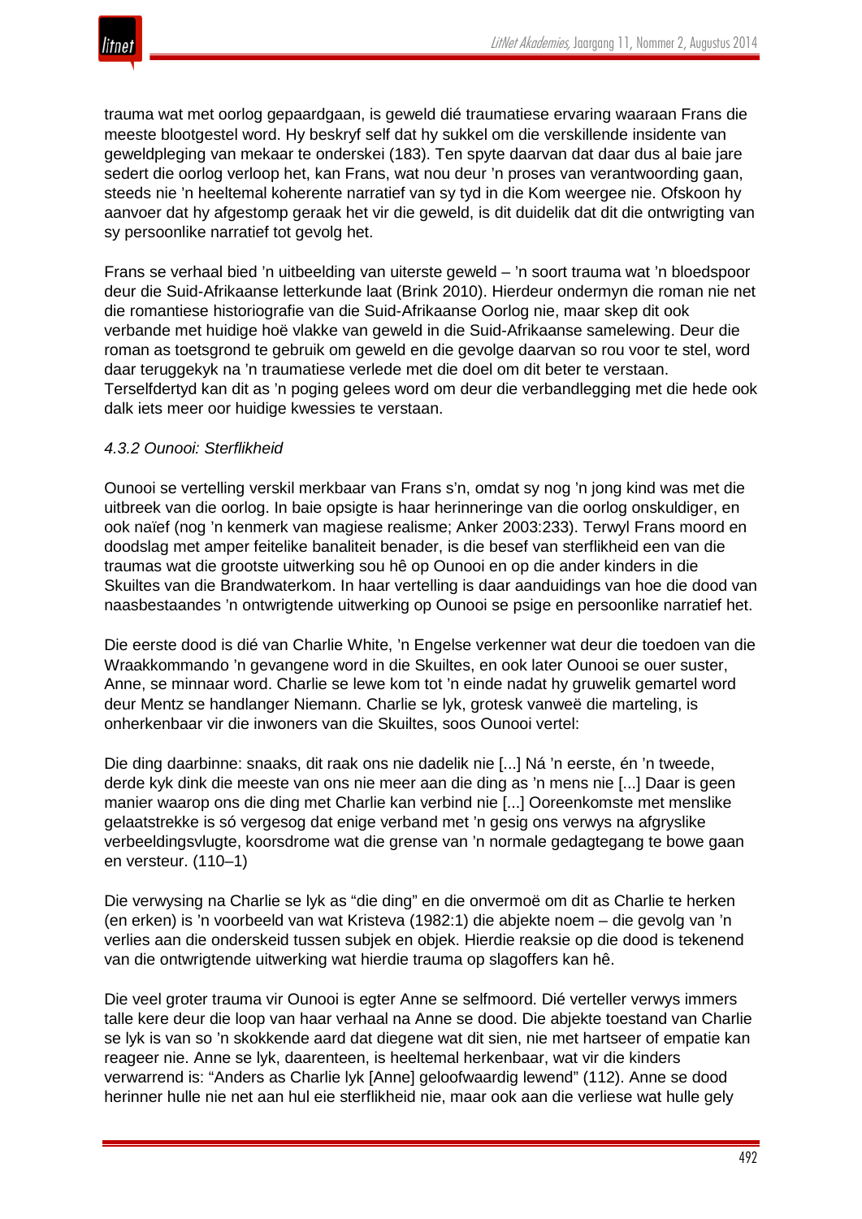trauma wat met oorlog gepaardgaan, is geweld dié traumatiese ervaring waaraan Frans die meeste blootgestel word. Hy beskryf self dat hy sukkel om die verskillende insidente van geweldpleging van mekaar te onderskei (183). Ten spyte daarvan dat daar dus al baie jare sedert die oorlog verloop het, kan Frans, wat nou deur 'n proses van verantwoording gaan, steeds nie 'n heeltemal koherente narratief van sy tyd in die Kom weergee nie. Ofskoon hy aanvoer dat hy afgestomp geraak het vir die geweld, is dit duidelik dat dit die ontwrigting van sy persoonlike narratief tot gevolg het.

Frans se verhaal bied 'n uitbeelding van uiterste geweld – 'n soort trauma wat 'n bloedspoor deur die Suid-Afrikaanse letterkunde laat (Brink 2010). Hierdeur ondermyn die roman nie net die romantiese historiografie van die Suid-Afrikaanse Oorlog nie, maar skep dit ook verbande met huidige hoë vlakke van geweld in die Suid-Afrikaanse samelewing. Deur die roman as toetsgrond te gebruik om geweld en die gevolge daarvan so rou voor te stel, word daar teruggekyk na 'n traumatiese verlede met die doel om dit beter te verstaan. Terselfdertyd kan dit as 'n poging gelees word om deur die verbandlegging met die hede ook dalk iets meer oor huidige kwessies te verstaan.

*4.3.2 Ounooi: Sterflikheid*

Ounooi se vertelling verskil merkbaar van Frans s'n, omdat sy nog 'n jong kind was met die uitbreek van die oorlog. In baie opsigte is haar herinneringe van die oorlog onskuldiger, en ook naïef (nog 'n kenmerk van magiese realisme; Anker 2003:233). Terwyl Frans moord en doodslag met amper feitelike banaliteit benader, is die besef van sterflikheid een van die traumas wat die grootste uitwerking sou hê op Ounooi en op die ander kinders in die Skuiltes van die Brandwaterkom. In haar vertelling is daar aanduidings van hoe die dood van naasbestaandes 'n ontwrigtende uitwerking op Ounooi se psige en persoonlike narratief het.

Die eerste dood is dié van Charlie White, 'n Engelse verkenner wat deur die toedoen van die Wraakkommando 'n gevangene word in die Skuiltes, en ook later Ounooi se ouer suster, Anne, se minnaar word. Charlie se lewe kom tot 'n einde nadat hy gruwelik gemartel word deur Mentz se handlanger Niemann. Charlie se lyk, grotesk vanweë die marteling, is onherkenbaar vir die inwoners van die Skuiltes, soos Ounooi vertel:

Die ding daarbinne: snaaks, dit raak ons nie dadelik nie [...] Ná 'n eerste, én 'n tweede, derde kyk dink die meeste van ons nie meer aan die ding as 'n mens nie [...] Daar is geen manier waarop ons die ding met Charlie kan verbind nie [...] Ooreenkomste met menslike gelaatstrekke is só vergesog dat enige verband met 'n gesig ons verwys na afgryslike verbeeldingsvlugte, koorsdrome wat die grense van 'n normale gedagtegang te bowe gaan en versteur. (110–1)

Die verwysing na Charlie se lyk as "die ding" en die onvermoë om dit as Charlie te herken (en erken) is 'n voorbeeld van wat Kristeva (1982:1) die abjekte noem – die gevolg van 'n verlies aan die onderskeid tussen subjek en objek. Hierdie reaksie op die dood is tekenend van die ontwrigtende uitwerking wat hierdie trauma op slagoffers kan hê.

Die veel groter trauma vir Ounooi is egter Anne se selfmoord. Dié verteller verwys immers talle kere deur die loop van haar verhaal na Anne se dood. Die abjekte toestand van Charlie se lyk is van so 'n skokkende aard dat diegene wat dit sien, nie met hartseer of empatie kan reageer nie. Anne se lyk, daarenteen, is heeltemal herkenbaar, wat vir die kinders verwarrend is: "Anders as Charlie lyk [Anne] geloofwaardig lewend" (112). Anne se dood herinner hulle nie net aan hul eie sterflikheid nie, maar ook aan die verliese wat hulle gely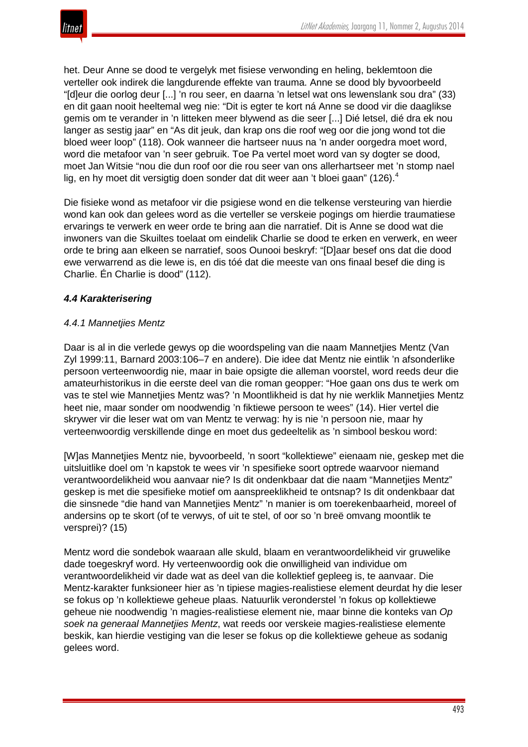het. Deur Anne se dood te vergelyk met fisiese verwonding en heling, beklemtoon die verteller ook indirek die langdurende effekte van trauma. Anne se dood bly byvoorbeeld "[d]eur die oorlog deur [...] 'n rou seer, en daarna 'n letsel wat ons lewenslank sou dra" (33) en dit gaan nooit heeltemal weg nie: "Dit is egter te kort ná Anne se dood vir die daaglikse gemis om te verander in 'n litteken meer blywend as die seer [...] Dié letsel, dié dra ek nou langer as sestig jaar" en "As dit jeuk, dan krap ons die roof weg oor die jong wond tot die bloed weer loop" (118). Ook wanneer die hartseer nuus na 'n ander oorgedra moet word, word die metafoor van 'n seer gebruik. Toe Pa vertel moet word van sy dogter se dood, moet Jan Witsie "nou die dun roof oor die rou seer van ons allerhartseer met 'n stomp nael lig, en hy moet dit versigtig doen sonder dat dit weer aan 't bloei gaan" (126).[4]

Die fisieke wond as metafoor vir die psigiese wond en die telkense versteuring van hierdie wond kan ook dan gelees word as die verteller se verskeie pogings om hierdie traumatiese ervarings te verwerk en weer orde te bring aan die narratief. Dit is Anne se dood wat die inwoners van die Skuiltes toelaat om eindelik Charlie se dood te erken en verwerk, en weer orde te bring aan elkeen se narratief, soos Ounooi beskryf: "[D]aar besef ons dat die dood ewe verwarrend as die lewe is, en dis tóé dat die meeste van ons finaal besef die ding is Charlie. Én Charlie is dood" (112).

### *4.4 Karakterisering*

#### *4.4.1 Mannetjies Mentz*

Daar is al in die verlede gewys op die woordspeling van die naam Mannetjies Mentz (Van Zyl 1999:11, Barnard 2003:106–7 en andere). Die idee dat Mentz nie eintlik 'n afsonderlike persoon verteenwoordig nie, maar in baie opsigte die alleman voorstel, word reeds deur die amateurhistorikus in die eerste deel van die roman geopper: "Hoe gaan ons dus te werk om vas te stel wie Mannetjies Mentz was? 'n Moontlikheid is dat hy nie werklik Mannetjies Mentz heet nie, maar sonder om noodwendig 'n fiktiewe persoon te wees" (14). Hier vertel die skrywer vir die leser wat om van Mentz te verwag: hy is nie 'n persoon nie, maar hy verteenwoordig verskillende dinge en moet dus gedeeltelik as 'n simbool beskou word:

> [W]as Mannetjies Mentz nie, byvoorbeeld, 'n soort "kollektiewe" eienaam nie, geskep met die uitsluitlike doel om 'n kapstok te wees vir 'n spesifieke soort optrede waarvoor niemand verantwoordelikheid wou aanvaar nie? Is dit ondenkbaar dat die naam "Mannetjies Mentz" geskep is met die spesifieke motief om aanspreeklikheid te ontsnap? Is dit ondenkbaar dat die sinsnede "die hand van Mannetjies Mentz" 'n manier is om toerekenbaarheid, moreel of andersins op te skort (of te verwys, of uit te stel, of oor so 'n breë omvang moontlik te versprei)? (15)

Mentz word die sondebok waaraan alle skuld, blaam en verantwoordelikheid vir gruwelike dade toegeskryf word. Hy verteenwoordig ook die onwilligheid van individue om verantwoordelikheid vir dade wat as deel van die kollektief gepleeg is, te aanvaar. Die Mentz-karakter funksioneer hier as 'n tipiese magies-realistiese element deurdat hy die leser se fokus op 'n kollektiewe geheue plaas. Natuurlik veronderstel 'n fokus op kollektiewe geheue nie noodwendig 'n magies-realistiese element nie, maar binne die konteks van *Op soek na generaal Mannetjies Mentz*, wat reeds oor verskeie magies-realistiese elemente beskik, kan hierdie vestiging van die leser se fokus op die kollektiewe geheue as sodanig gelees word.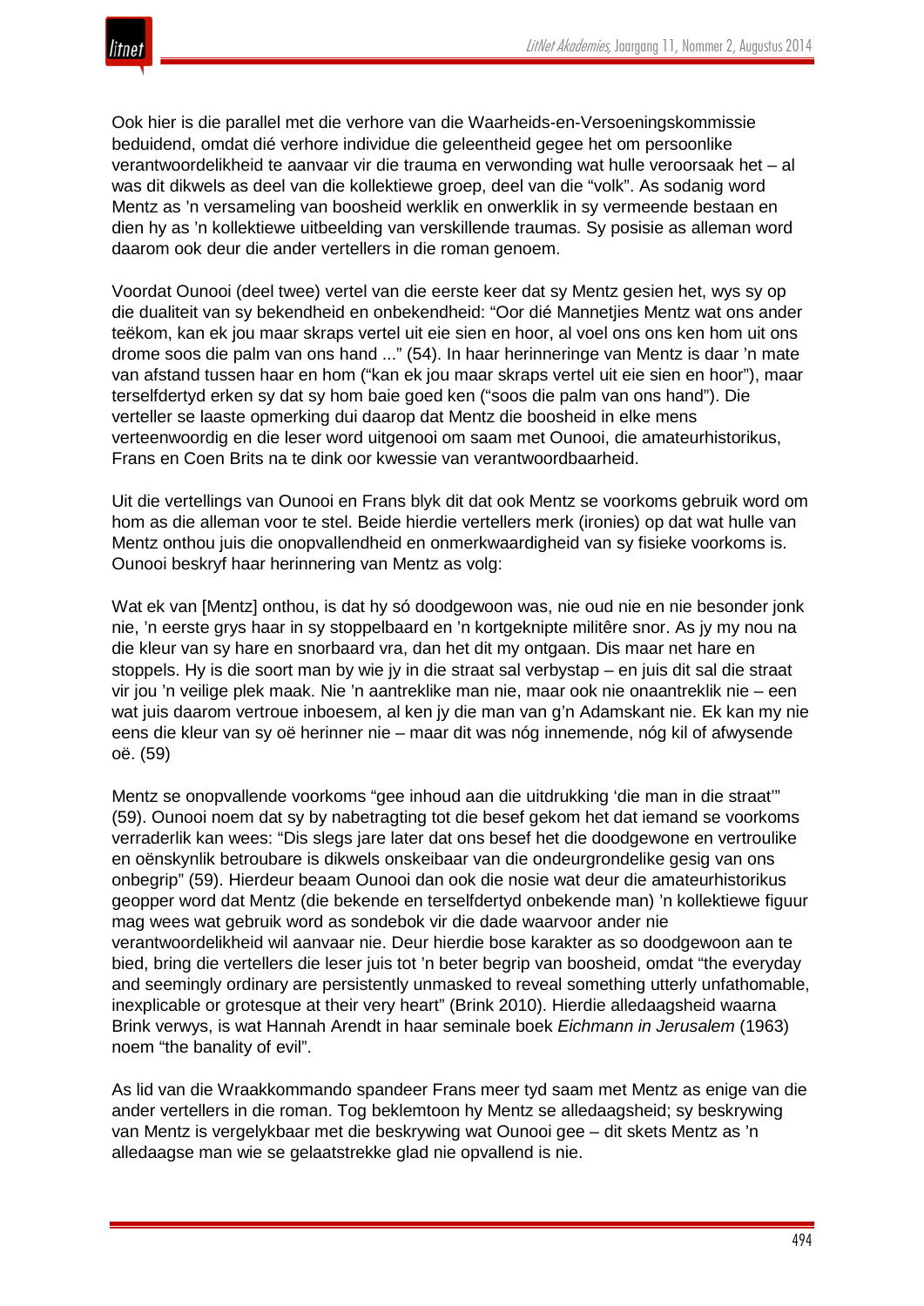Ook hier is die parallel met die verhore van die Waarheids-en-Versoeningskommissie beduidend, omdat dié verhore individue die geleentheid gegee het om persoonlike verantwoordelikheid te aanvaar vir die trauma en verwonding wat hulle veroorsaak het – al was dit dikwels as deel van die kollektiewe groep, deel van die "volk". As sodanig word Mentz as 'n versameling van boosheid werklik en onwerklik in sy vermeende bestaan en dien hy as 'n kollektiewe uitbeelding van verskillende traumas. Sy posisie as alleman word daarom ook deur die ander vertellers in die roman genoem.

Voordat Ounooi (deel twee) vertel van die eerste keer dat sy Mentz gesien het, wys sy op die dualiteit van sy bekendheid en onbekendheid: "Oor dié Mannetjies Mentz wat ons ander teëkom, kan ek jou maar skraps vertel uit eie sien en hoor, al voel ons ons ken hom uit ons drome soos die palm van ons hand ..." (54). In haar herinneringe van Mentz is daar 'n mate van afstand tussen haar en hom ("kan ek jou maar skraps vertel uit eie sien en hoor"), maar terselfdertyd erken sy dat sy hom baie goed ken ("soos die palm van ons hand"). Die verteller se laaste opmerking dui daarop dat Mentz die boosheid in elke mens verteenwoordig en die leser word uitgenooi om saam met Ounooi, die amateurhistorikus, Frans en Coen Brits na te dink oor kwessie van verantwoordbaarheid.

Uit die vertellings van Ounooi en Frans blyk dit dat ook Mentz se voorkoms gebruik word om hom as die alleman voor te stel. Beide hierdie vertellers merk (ironies) op dat wat hulle van Mentz onthou juis die onopvallendheid en onmerkwaardigheid van sy fisieke voorkoms is. Ounooi beskryf haar herinnering van Mentz as volg:

Wat ek van [Mentz] onthou, is dat hy só doodgewoon was, nie oud nie en nie besonder jonk nie, 'n eerste grys haar in sy stoppelbaard en 'n kortgeknipte militêre snor. As jy my nou na die kleur van sy hare en snorbaard vra, dan het dit my ontgaan. Dis maar net hare en stoppels. Hy is die soort man by wie jy in die straat sal verbystap – en juis dit sal die straat vir jou 'n veilige plek maak. Nie 'n aantreklike man nie, maar ook nie onaantreklik nie – een wat juis daarom vertroue inboesem, al ken jy die man van g'n Adamskant nie. Ek kan my nie eens die kleur van sy oë herinner nie – maar dit was nóg innemende, nóg kil of afwysende oë. (59)

Mentz se onopvallende voorkoms "gee inhoud aan die uitdrukking 'die man in die straat'" (59). Ounooi noem dat sy by nabetragting tot die besef gekom het dat iemand se voorkoms verraderlik kan wees: "Dis slegs jare later dat ons besef het die doodgewone en vertroulike en oënskynlik betroubare is dikwels onskeibaar van die ondeurgrondelike gesig van ons onbegrip" (59). Hierdeur beaam Ounooi dan ook die nosie wat deur die amateurhistorikus geopper word dat Mentz (die bekende en terselfdertyd onbekende man) 'n kollektiewe figuur mag wees wat gebruik word as sondebok vir die dade waarvoor ander nie verantwoordelikheid wil aanvaar nie. Deur hierdie bose karakter as so doodgewoon aan te bied, bring die vertellers die leser juis tot 'n beter begrip van boosheid, omdat "the everyday and seemingly ordinary are persistently unmasked to reveal something utterly unfathomable, inexplicable or grotesque at their very heart" (Brink 2010). Hierdie alledaagsheid waarna Brink verwys, is wat Hannah Arendt in haar seminale boek *Eichmann in Jerusalem* (1963) noem "the banality of evil".

As lid van die Wraakkommando spandeer Frans meer tyd saam met Mentz as enige van die ander vertellers in die roman. Tog beklemtoon hy Mentz se alledaagsheid; sy beskrywing van Mentz is vergelykbaar met die beskrywing wat Ounooi gee – dit skets Mentz as 'n alledaagse man wie se gelaatstrekke glad nie opvallend is nie.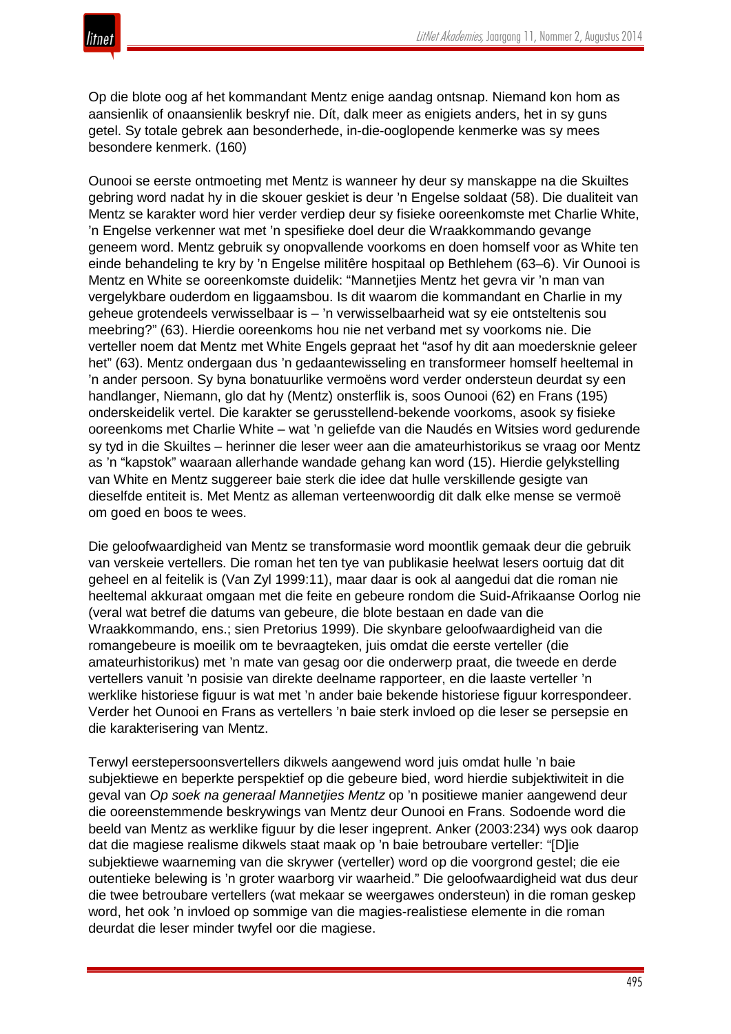Op die blote oog af het kommandant Mentz enige aandag ontsnap. Niemand kon hom as aansienlik of onaansienlik beskryf nie. Dít, dalk meer as enigiets anders, het in sy guns getel. Sy totale gebrek aan besonderhede, in-die-ooglopende kenmerke was sy mees besondere kenmerk. (160)

Ounooi se eerste ontmoeting met Mentz is wanneer hy deur sy manskappe na die Skuiltes gebring word nadat hy in die skouer geskiet is deur 'n Engelse soldaat (58). Die dualiteit van Mentz se karakter word hier verder verdiep deur sy fisieke ooreenkomste met Charlie White, 'n Engelse verkenner wat met 'n spesifieke doel deur die Wraakkommando gevange geneem word. Mentz gebruik sy onopvallende voorkoms en doen homself voor as White ten einde behandeling te kry by 'n Engelse militêre hospitaal op Bethlehem (63–6). Vir Ounooi is Mentz en White se ooreenkomste duidelik: "Mannetjies Mentz het gevra vir 'n man van vergelykbare ouderdom en liggaamsbou. Is dit waarom die kommandant en Charlie in my geheue grotendeels verwisselbaar is – 'n verwisselbaarheid wat sy eie ontsteltenis sou meebring?" (63). Hierdie ooreenkoms hou nie net verband met sy voorkoms nie. Die verteller noem dat Mentz met White Engels gepraat het "asof hy dit aan moedersknie geleer het" (63). Mentz ondergaan dus 'n gedaantewisseling en transformeer homself heeltemal in 'n ander persoon. Sy byna bonatuurlike vermoëns word verder ondersteun deurdat sy een handlanger, Niemann, glo dat hy (Mentz) onsterflik is, soos Ounooi (62) en Frans (195) onderskeidelik vertel. Die karakter se gerusstellend-bekende voorkoms, asook sy fisieke ooreenkoms met Charlie White – wat 'n geliefde van die Naudés en Witsies word gedurende sy tyd in die Skuiltes – herinner die leser weer aan die amateurhistorikus se vraag oor Mentz as 'n "kapstok" waaraan allerhande wandade gehang kan word (15). Hierdie gelykstelling van White en Mentz suggereer baie sterk die idee dat hulle verskillende gesigte van dieselfde entiteit is. Met Mentz as alleman verteenwoordig dit dalk elke mense se vermoë om goed en boos te wees.

Die geloofwaardigheid van Mentz se transformasie word moontlik gemaak deur die gebruik van verskeie vertellers. Die roman het ten tye van publikasie heelwat lesers oortuig dat dit geheel en al feitelik is (Van Zyl 1999:11), maar daar is ook al aangedui dat die roman nie heeltemal akkuraat omgaan met die feite en gebeure rondom die Suid-Afrikaanse Oorlog nie (veral wat betref die datums van gebeure, die blote bestaan en dade van die Wraakkommando, ens.; sien Pretorius 1999). Die skynbare geloofwaardigheid van die romangebeure is moeilik om te bevraagteken, juis omdat die eerste verteller (die amateurhistorikus) met 'n mate van gesag oor die onderwerp praat, die tweede en derde vertellers vanuit 'n posisie van direkte deelname rapporteer, en die laaste verteller 'n werklike historiese figuur is wat met 'n ander baie bekende historiese figuur korrespondeer. Verder het Ounooi en Frans as vertellers 'n baie sterk invloed op die leser se persepsie en die karakterisering van Mentz.

Terwyl eerstepersoonsvertellers dikwels aangewend word juis omdat hulle 'n baie subjektiewe en beperkte perspektief op die gebeure bied, word hierdie subjektiwiteit in die geval van *Op soek na generaal Mannetjies Mentz* op 'n positiewe manier aangewend deur die ooreenstemmende beskrywings van Mentz deur Ounooi en Frans. Sodoende word die beeld van Mentz as werklike figuur by die leser ingeprent. Anker (2003:234) wys ook daarop dat die magiese realisme dikwels staat maak op 'n baie betroubare verteller: "[D]ie subjektiewe waarneming van die skrywer (verteller) word op die voorgrond gestel; die eie outentieke belewing is 'n groter waarborg vir waarheid." Die geloofwaardigheid wat dus deur die twee betroubare vertellers (wat mekaar se weergawes ondersteun) in die roman geskep word, het ook 'n invloed op sommige van die magies-realistiese elemente in die roman deurdat die leser minder twyfel oor die magiese.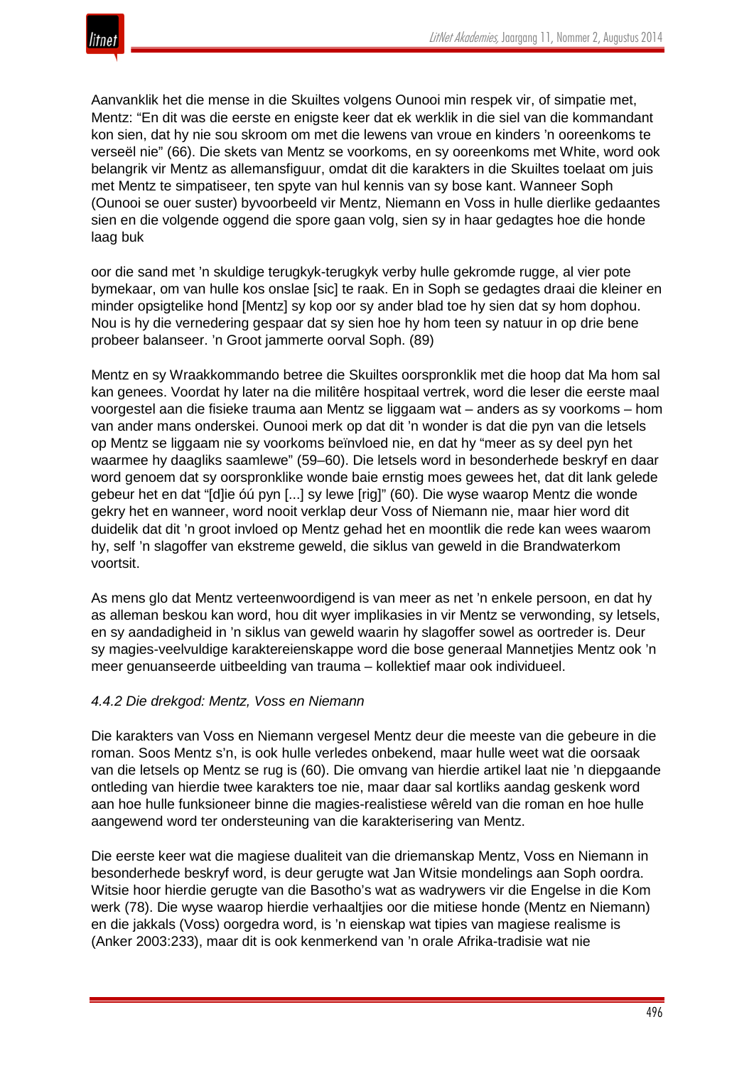Aanvanklik het die mense in die Skuiltes volgens Ounooi min respek vir, of simpatie met, Mentz: "En dit was die eerste en enigste keer dat ek werklik in die siel van die kommandant kon sien, dat hy nie sou skroom om met die lewens van vroue en kinders 'n ooreenkoms te verseël nie" (66). Die skets van Mentz se voorkoms, en sy ooreenkoms met White, word ook belangrik vir Mentz as allemansfiguur, omdat dit die karakters in die Skuiltes toelaat om juis met Mentz te simpatiseer, ten spyte van hul kennis van sy bose kant. Wanneer Soph (Ounooi se ouer suster) byvoorbeeld vir Mentz, Niemann en Voss in hulle dierlike gedaantes sien en die volgende oggend die spore gaan volg, sien sy in haar gedagtes hoe die honde laag buk

> oor die sand met 'n skuldige terugkyk-terugkyk verby hulle gekromde rugge, al vier pote bymekaar, om van hulle kos onslae [sic] te raak. En in Soph se gedagtes draai die kleiner en minder opsigtelike hond [Mentz] sy kop oor sy ander blad toe hy sien dat sy hom dophou. Nou is hy die vernedering gespaar dat sy sien hoe hy hom teen sy natuur in op drie bene probeer balanseer. 'n Groot jammerte oorval Soph. (89)

Mentz en sy Wraakkommando betree die Skuiltes oorspronklik met die hoop dat Ma hom sal kan genees. Voordat hy later na die militêre hospitaal vertrek, word die leser die eerste maal voorgestel aan die fisieke trauma aan Mentz se liggaam wat – anders as sy voorkoms – hom van ander mans onderskei. Ounooi merk op dat dit 'n wonder is dat die pyn van die letsels op Mentz se liggaam nie sy voorkoms beïnvloed nie, en dat hy "meer as sy deel pyn het waarmee hy daagliks saamlewe" (59–60). Die letsels word in besonderhede beskryf en daar word genoem dat sy oorspronklike wonde baie ernstig moes gewees het, dat dit lank gelede gebeur het en dat "[d]ie óú pyn [...] sy lewe [rig]" (60). Die wyse waarop Mentz die wonde gekry het en wanneer, word nooit verklap deur Voss of Niemann nie, maar hier word dit duidelik dat dit 'n groot invloed op Mentz gehad het en moontlik die rede kan wees waarom hy, self 'n slagoffer van ekstreme geweld, die siklus van geweld in die Brandwaterkom voortsit.

As mens glo dat Mentz verteenwoordigend is van meer as net 'n enkele persoon, en dat hy as alleman beskou kan word, hou dit wyer implikasies in vir Mentz se verwonding, sy letsels, en sy aandadigheid in 'n siklus van geweld waarin hy slagoffer sowel as oortreder is. Deur sy magies-veelvuldige karaktereienskappe word die bose generaal Mannetjies Mentz ook 'n meer genuanseerde uitbeelding van trauma – kollektief maar ook individueel.

#### *4.4.2 Die drekgod: Mentz, Voss en Niemann*

Die karakters van Voss en Niemann vergesel Mentz deur die meeste van die gebeure in die roman. Soos Mentz s'n, is ook hulle verledes onbekend, maar hulle weet wat die oorsaak van die letsels op Mentz se rug is (60). Die omvang van hierdie artikel laat nie 'n diepgaande ontleding van hierdie twee karakters toe nie, maar daar sal kortliks aandag geskenk word aan hoe hulle funksioneer binne die magies-realistiese wêreld van die roman en hoe hulle aangewend word ter ondersteuning van die karakterisering van Mentz.

Die eerste keer wat die magiese dualiteit van die driemanskap Mentz, Voss en Niemann in besonderhede beskryf word, is deur gerugte wat Jan Witsie mondelings aan Soph oordra. Witsie hoor hierdie gerugte van die Basotho's wat as wadrywers vir die Engelse in die Kom werk (78). Die wyse waarop hierdie verhaaltjies oor die mitiese honde (Mentz en Niemann) en die jakkals (Voss) oorgedra word, is 'n eienskap wat tipies van magiese realisme is (Anker 2003:233), maar dit is ook kenmerkend van 'n orale Afrika-tradisie wat nie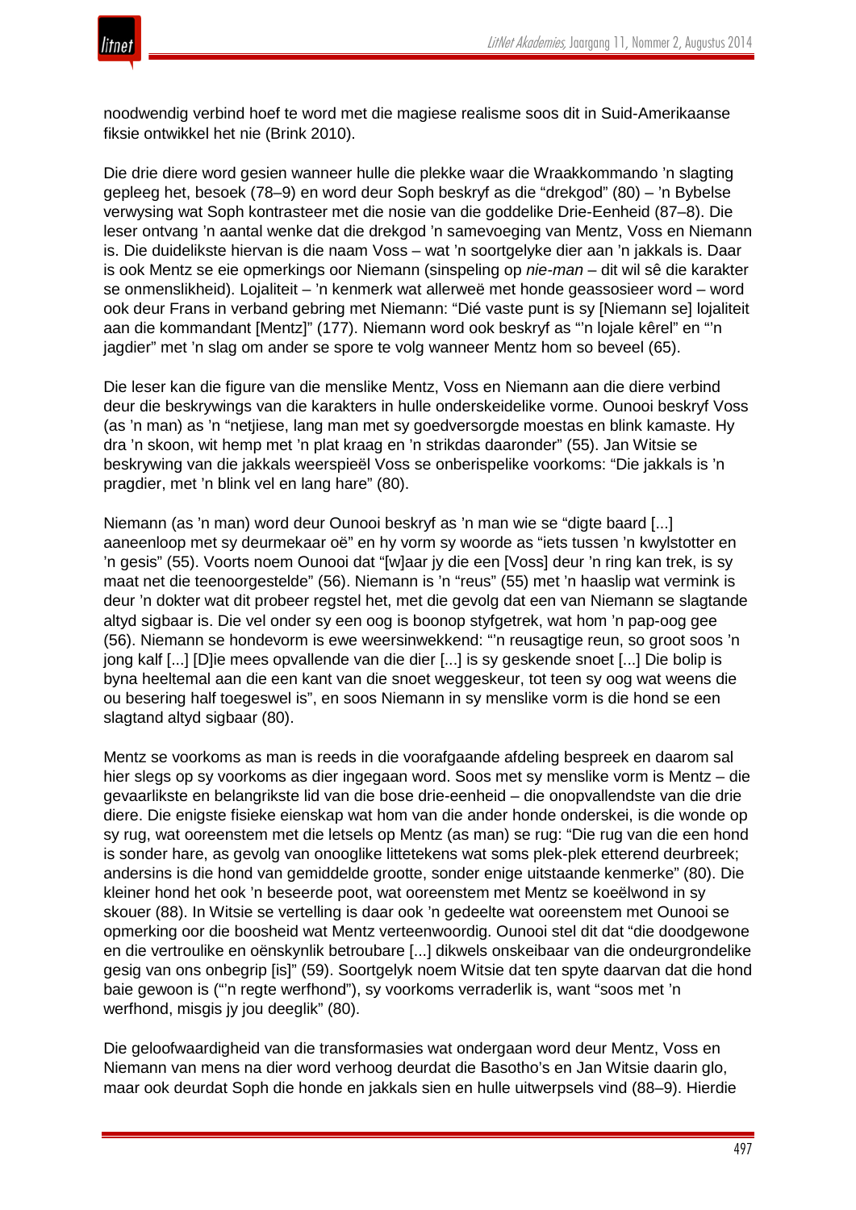noodwendig verbind hoef te word met die magiese realisme soos dit in Suid-Amerikaanse fiksie ontwikkel het nie (Brink 2010).

Die drie diere word gesien wanneer hulle die plekke waar die Wraakkommando ’n slagting gepleeg het, besoek (78–9) en word deur Soph beskryf as die “drekgod” (80) – ’n Bybelse verwysing wat Soph kontrasteer met die nosie van die goddelike Drie-Eenheid (87–8). Die leser ontvang ’n aantal wenke dat die drekgod ’n samevoeging van Mentz, Voss en Niemann is. Die duidelikste hiervan is die naam Voss – wat ’n soortgelyke dier aan ’n jakkals is. Daar is ook Mentz se eie opmerkings oor Niemann (sinspeling op *nie-man* – dit wil sê die karakter se onmenslikheid). Lojaliteit – ’n kenmerk wat allerweë met honde geassosieer word – word ook deur Frans in verband gebring met Niemann: “Dié vaste punt is sy [Niemann se] lojaliteit aan die kommandant [Mentz]” (177). Niemann word ook beskryf as “’n lojale kêrel” en “’n jagdier” met ’n slag om ander se spore te volg wanneer Mentz hom so beveel (65).

Die leser kan die figure van die menslike Mentz, Voss en Niemann aan die diere verbind deur die beskrywings van die karakters in hulle onderskeidelike vorme. Ounooi beskryf Voss (as ’n man) as ’n “netjiese, lang man met sy goedversorgde moestas en blink kamaste. Hy dra ’n skoon, wit hemp met ’n plat kraag en ’n strikdas daaronder” (55). Jan Witsie se beskrywing van die jakkals weerspieël Voss se onberispelike voorkoms: “Die jakkals is ’n pragdier, met ’n blink vel en lang hare” (80).

Niemann (as ’n man) word deur Ounooi beskryf as ’n man wie se “digte baard [...] aaneenloop met sy deurmekaar oë” en hy vorm sy woorde as “iets tussen ’n kwylstotter en ’n gesis” (55). Voorts noem Ounooi dat “[w]aar jy die een [Voss] deur ’n ring kan trek, is sy maat net die teenoorgestelde” (56). Niemann is ’n “reus” (55) met ’n haaslip wat vermink is deur ’n dokter wat dit probeer regstel het, met die gevolg dat een van Niemann se slagtande altyd sigbaar is. Die vel onder sy een oog is boonop styfgetrek, wat hom ’n pap-oog gee (56). Niemann se hondevorm is ewe weersinwekkend: “’n reusagtige reun, so groot soos ’n jong kalf [...] [D]ie mees opvallende van die dier [...] is sy geskende snoet [...] Die bolip is byna heeltemal aan die een kant van die snoet weggeskeur, tot teen sy oog wat weens die ou besering half toegeswel is”, en soos Niemann in sy menslike vorm is die hond se een slagtand altyd sigbaar (80).

Mentz se voorkoms as man is reeds in die voorafgaande afdeling bespreek en daarom sal hier slegs op sy voorkoms as dier ingegaan word. Soos met sy menslike vorm is Mentz – die gevaarlikste en belangrikste lid van die bose drie-eenheid – die onopvallendste van die drie diere. Die enigste fisieke eienskap wat hom van die ander honde onderskei, is die wonde op sy rug, wat ooreenstem met die letsels op Mentz (as man) se rug: “Die rug van die een hond is sonder hare, as gevolg van onooglike littetekens wat soms plek-plek etterend deurbreek; andersins is die hond van gemiddelde grootte, sonder enige uitstaande kenmerke” (80). Die kleiner hond het ook ’n beseerde poot, wat ooreenstem met Mentz se koeëlwond in sy skouer (88). In Witsie se vertelling is daar ook ’n gedeelte wat ooreenstem met Ounooi se opmerking oor die boosheid wat Mentz verteenwoordig. Ounooi stel dit dat “die doodgewone en die vertroulike en oënskynlik betroubare [...] dikwels onskeibaar van die ondeurgrondelike gesig van ons onbegrip [is]” (59). Soortgelyk noem Witsie dat ten spyte daarvan dat die hond baie gewoon is (“’n regte werfhond”), sy voorkoms verraderlik is, want “soos met ’n werfhond, misgis jy jou deeglik” (80).

Die geloofwaardigheid van die transformasies wat ondergaan word deur Mentz, Voss en Niemann van mens na dier word verhoog deurdat die Basotho’s en Jan Witsie daarin glo, maar ook deurdat Soph die honde en jakkals sien en hulle uitwerpsels vind (88–9). Hierdie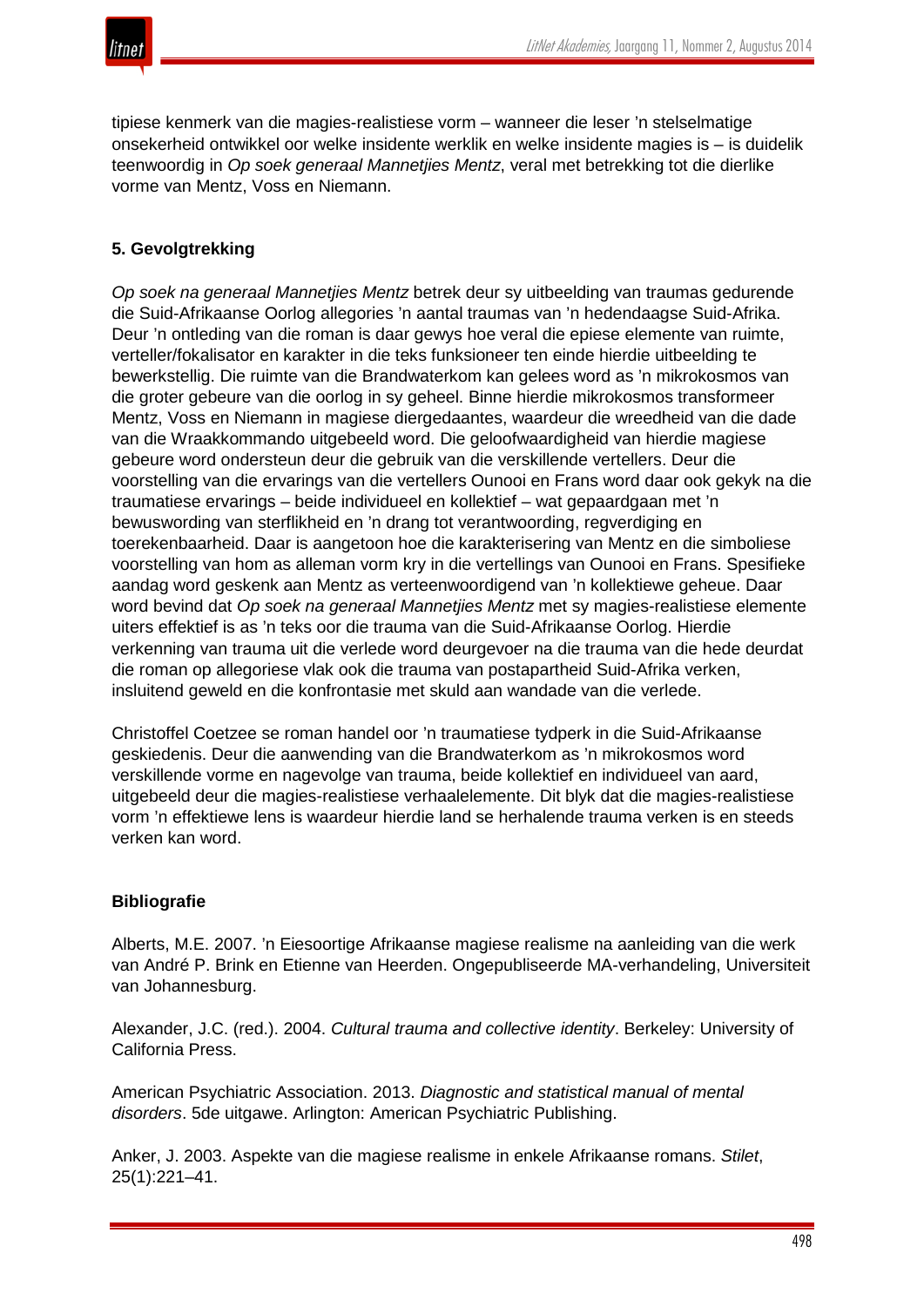tipiese kenmerk van die magies-realistiese vorm – wanneer die leser ’n stelselmatige onsekerheid ontwikkel oor watter insidente werklik en watter insidente magies is – is duidelik teenwoordig in *Op soek generaal Mannetjies Mentz*, veral met betrekking tot die dierlike vorme van Mentz, Voss en Niemann.

### 5. Gevolgtrekking

*Op soek na generaal Mannetjies Mentz* betrek deur sy uitbeelding van traumas gedurende die Suid-Afrikaanse Oorlog allegories ’n aantal traumas van ’n hedendaagse Suid-Afrika. Deur ’n ontleding van die roman is daar gewys hoe veral die epiese elemente van ruimte, verteller/fokalisator en karakter in die teks funksioneer ten einde hierdie uitbeelding te bewerkstellig. Die ruimte van die Brandwaterkom kan gelees word as ’n mikrokosmos van die groter gebeure van die oorlog in sy geheel. Binne hierdie mikrokosmos transformeer Mentz, Voss en Niemann in magiese diergedaantes, waardeur die wreedheid van die dade van die Wraakkommando uitgebeeld word. Die geloofwaardigheid van hierdie magiese gebeure word ondersteun deur die gebruik van die verskillende vertellers. Deur die voorstelling van die ervarings van die vertellers Ounooi en Frans word daar ook gekyk na die traumatiese ervarings – beide individueel en kollektief – wat gepaardgaan met ’n bewuswording van sterflikheid en ’n drang tot verantwoording, regverdiging en toerekenbaarheid. Daar is aangetoon hoe die karakterisering van Mentz en die simboliese voorstelling van hom as alleman vorm kry in die vertellings van Ounooi en Frans. Spesifieke aandag word geskenk aan Mentz as verteenwoordigend van ’n kollektiewe geheue. Daar word bevind dat *Op soek na generaal Mannetjies Mentz* met sy magies-realistiese elemente uiters effektief is as ’n teks oor die trauma van die Suid-Afrikaanse Oorlog. Hierdie verkenning van trauma uit die verlede word deurgevoer na die trauma van die hede deurdat die roman op allegoriese vlak ook die trauma van postapartheid Suid-Afrika verken, insluitend geweld en die konfrontasie met skuld aan wandade van die verlede.

Christoffel Coetzee se roman handel oor ’n traumatiese tydperk in die Suid-Afrikaanse geskiedenis. Deur die aanwending van die Brandwaterkom as ’n mikrokosmos word verskillende vorme en nagevolge van trauma, beide kollektief en individueel van aard, uitgebeeld deur die magies-realistiese verhaalelemente. Dit blyk dat die magies-realistiese vorm ’n effektiewe lens is waardeur hierdie land se herhalende trauma verken is en steeds verken kan word.

### Bibliografie

Alberts, M.E. 2007. ’n Eiesoortige Afrikaanse magiese realisme na aanleiding van die werk van André P. Brink en Etienne van Heerden. Ongepubliseerde MA-verhandeling, Universiteit van Johannesburg.

Alexander, J.C. (red.). 2004. *Cultural trauma and collective identity*. Berkeley: University of California Press.

American Psychiatric Association. 2013. *Diagnostic and statistical manual of mental disorders*. 5de uitgawe. Arlington: American Psychiatric Publishing.

Anker, J. 2003. Aspekte van die magiese realisme in enkele Afrikaanse romans. *Stilet*, 25(1):221–41.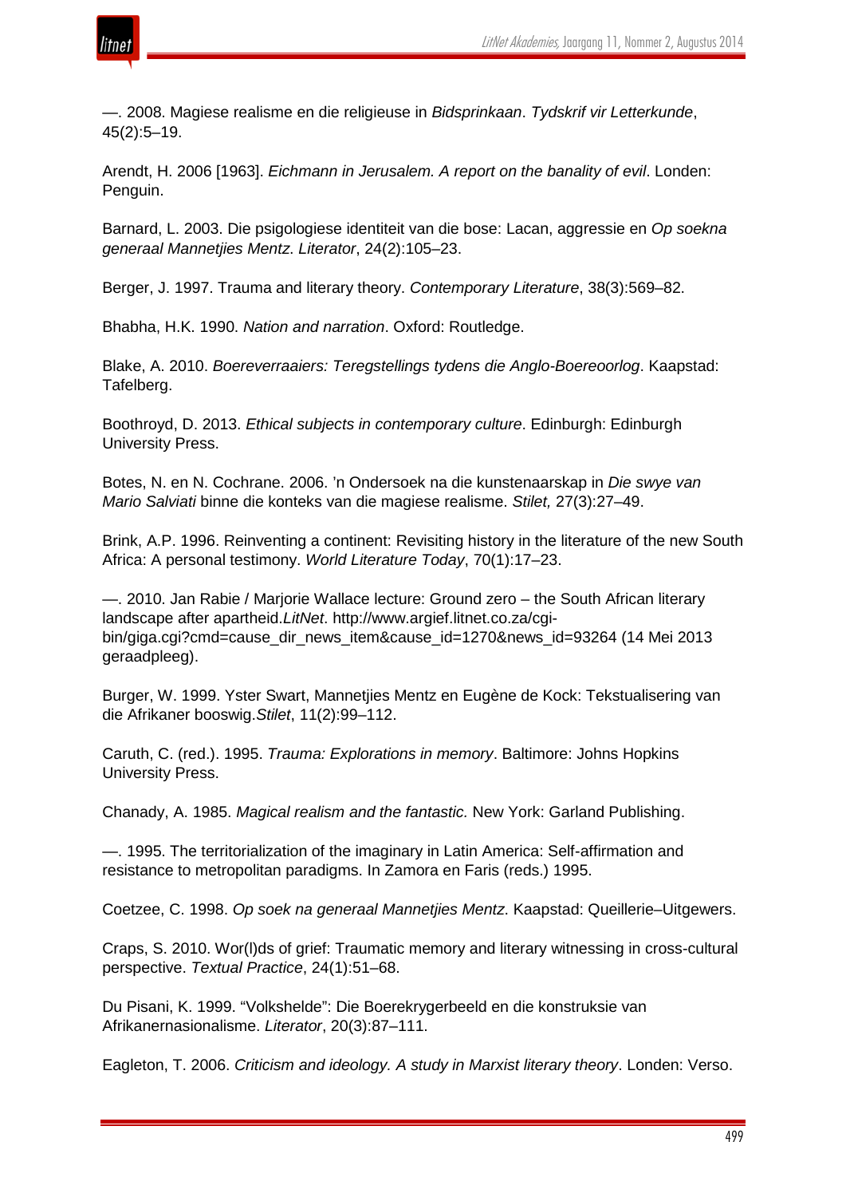—. 2008. Magiese realisme en die religieuse in *Bidsprinkaan*. *Tydskrif vir Letterkunde*, 45(2):5–19.

Arendt, H. 2006 [1963]. *Eichmann in Jerusalem. A report on the banality of evil*. Londen: Penguin.

Barnard, L. 2003. Die psigologiese identiteit van die bose: Lacan, aggressie en *Op soekna generaal Mannetjies Mentz*. *Literator*, 24(2):105–23.

Berger, J. 1997. Trauma and literary theory. *Contemporary Literature*, 38(3):569–82.

Bhabha, H.K. 1990. *Nation and narration*. Oxford: Routledge.

Blake, A. 2010. *Boereverraaiers: Teregstellings tydens die Anglo-Boereoorlog*. Kaapstad: Tafelberg.

Boothroyd, D. 2013. *Ethical subjects in contemporary culture*. Edinburgh: Edinburgh University Press.

Botes, N. en N. Cochrane. 2006. 'n Ondersoek na die kunstenaarskap in *Die swye van Mario Salviati* binne die konteks van die magiese realisme. *Stilet,* 27(3):27–49.

Brink, A.P. 1996. Reinventing a continent: Revisiting history in the literature of the new South Africa: A personal testimony. *World Literature Today*, 70(1):17–23.

—. 2010. Jan Rabie / Marjorie Wallace lecture: Ground zero – the South African literary landscape after apartheid.*LitNet*. http://www.argief.litnet.co.za/cgi-bin/giga.cgi?cmd=cause_dir_news_item&cause_id=1270&news_id=93264 (14 Mei 2013 geraadpleeg).

Burger, W. 1999. Yster Swart, Mannetjies Mentz en Eugène de Kock: Tekstualisering van die Afrikaner booswig.*Stilet*, 11(2):99–112.

Caruth, C. (red.). 1995. *Trauma: Explorations in memory*. Baltimore: Johns Hopkins University Press.

Chanady, A. 1985. *Magical realism and the fantastic.* New York: Garland Publishing.

—. 1995. The territorialization of the imaginary in Latin America: Self-affirmation and resistance to metropolitan paradigms. In Zamora en Faris (reds.) 1995.

Coetzee, C. 1998. *Op soek na generaal Mannetjies Mentz*. Kaapstad: Queillerie–Uitgewers.

Craps, S. 2010. Wor(l)ds of grief: Traumatic memory and literary witnessing in cross-cultural perspective. *Textual Practice*, 24(1):51–68.

Du Pisani, K. 1999. "Volkshelde": Die Boerekrygerbeeld en die konstruksie van Afrikanernasionalisme. *Literator*, 20(3):87–111.

Eagleton, T. 2006. *Criticism and ideology. A study in Marxist literary theory*. Londen: Verso.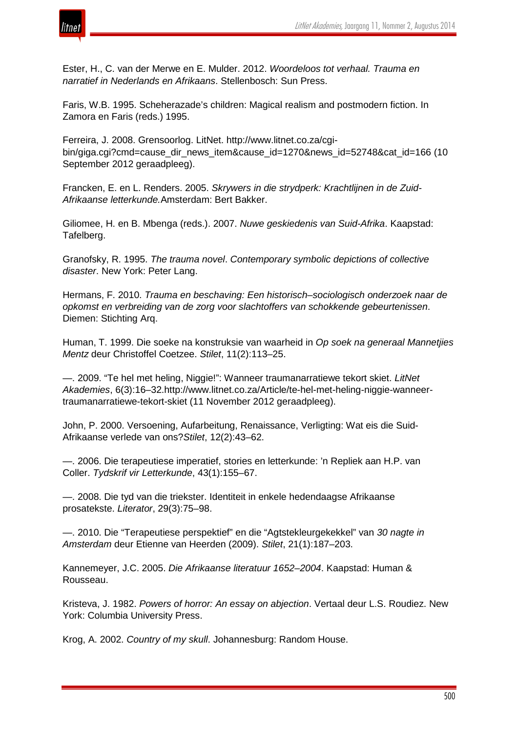Ester, H., C. van der Merwe en E. Mulder. 2012. *Woordeloos tot verhaal. Trauma en narratief in Nederlands en Afrikaans*. Stellenbosch: Sun Press.

Faris, W.B. 1995. Scheherazade's children: Magical realism and postmodern fiction. In Zamora en Faris (reds.) 1995.

Ferreira, J. 2008. Grensoorlog. LitNet. http://www.litnet.co.za/cgi-bin/giga.cgi?cmd=cause_dir_news_item&cause_id=1270&news_id=52748&cat_id=166 (10 September 2012 geraadpleeg).

Francken, E. en L. Renders. 2005. *Skrywers in die strydperk: Krachtlijnen in de Zuid-Afrikaanse letterkunde.* Amsterdam: Bert Bakker.

Giliomee, H. en B. Mbenga (reds.). 2007. *Nuwe geskiedenis van Suid-Afrika*. Kaapstad: Tafelberg.

Granofsky, R. 1995. *The trauma novel*. *Contemporary symbolic depictions of collective disaster*. New York: Peter Lang.

Hermans, F. 2010. *Trauma en beschaving: Een historisch–sociologisch onderzoek naar de opkomst en verbreiding van de zorg voor slachtoffers van schokkende gebeurtenissen*. Diemen: Stichting Arq.

Human, T. 1999. Die soeke na konstruksie van waarheid in *Op soek na generaal Mannetjies Mentz* deur Christoffel Coetzee. *Stilet*, 11(2):113–25.

—. 2009. "Te hel met heling, Niggie!": Wanneer traumanarratiewe tekort skiet. *LitNet Akademies*, 6(3):16–32.http://www.litnet.co.za/Article/te-hel-met-heling-niggie-wanneer-traumanarratiewe-tekort-skiet (11 November 2012 geraadpleeg).

John, P. 2000. Versoening, Aufarbeitung, Renaissance, Verligting: Wat eis die Suid-Afrikaanse verlede van ons?*Stilet*, 12(2):43–62.

—. 2006. Die terapeutiese imperatief, stories en letterkunde: 'n Repliek aan H.P. van Coller. *Tydskrif vir Letterkunde*, 43(1):155–67.

—. 2008. Die tyd van die triekster. Identiteit in enkele hedendaagse Afrikaanse prosatekste. *Literator*, 29(3):75–98.

—. 2010. Die "Terapeutiese perspektief" en die "Agtstekleurgekekkel" van *30 nagte in Amsterdam* deur Etienne van Heerden (2009). *Stilet*, 21(1):187–203.

Kannemeyer, J.C. 2005. *Die Afrikaanse literatuur 1652–2004*. Kaapstad: Human & Rousseau.

Kristeva, J. 1982. *Powers of horror: An essay on abjection*. Vertaal deur L.S. Roudiez. New York: Columbia University Press.

Krog, A. 2002. *Country of my skull*. Johannesburg: Random House.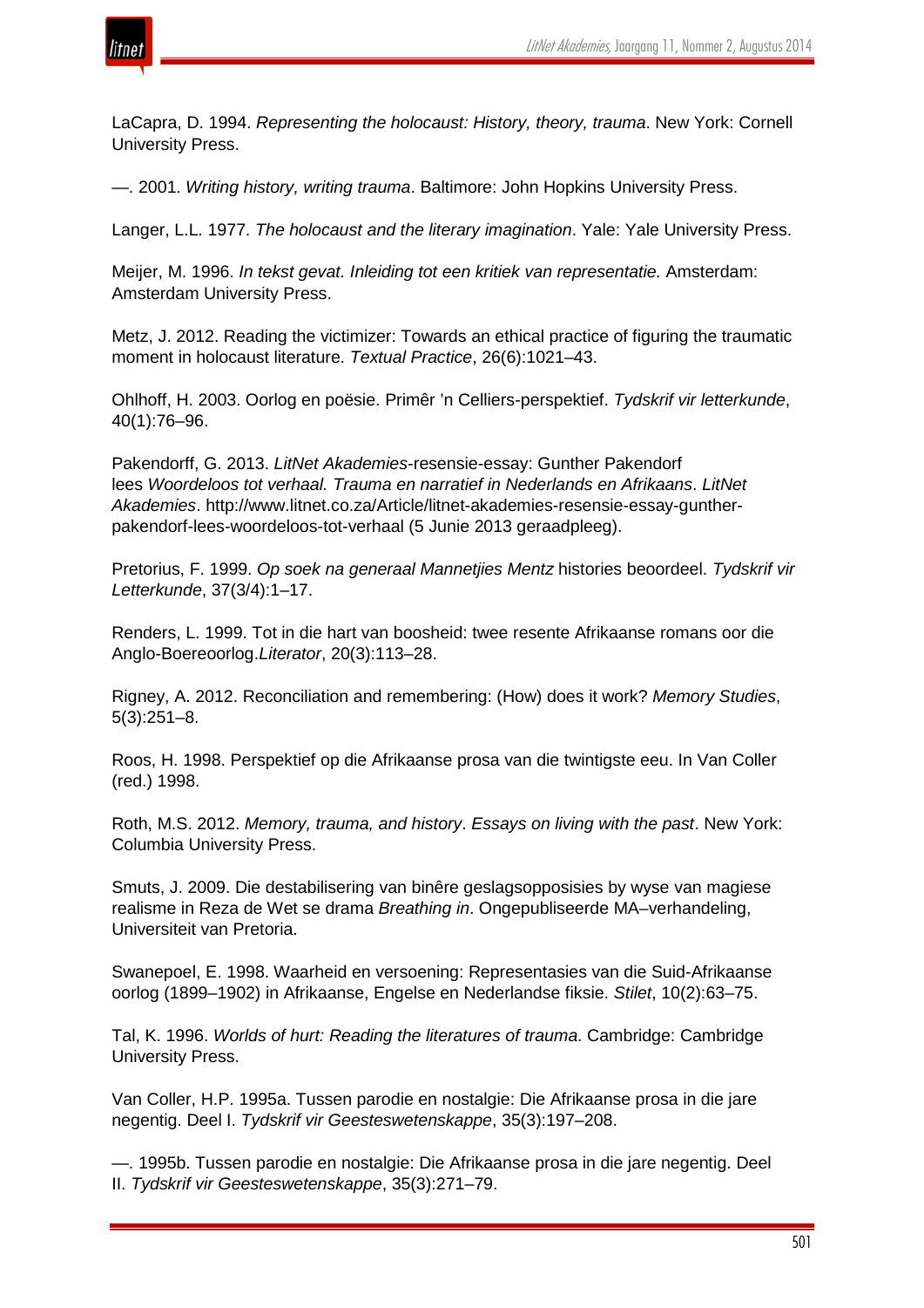LaCapra, D. 1994. *Representing the holocaust: History, theory, trauma*. New York: Cornell University Press.

—. 2001. *Writing history, writing trauma*. Baltimore: John Hopkins University Press.

Langer, L.L. 1977. *The holocaust and the literary imagination*. Yale: Yale University Press.

Meijer, M. 1996. *In tekst gevat. Inleiding tot een kritiek van representatie.* Amsterdam: Amsterdam University Press.

Metz, J. 2012. Reading the victimizer: Towards an ethical practice of figuring the traumatic moment in holocaust literature. *Textual Practice*, 26(6):1021–43.

Ohlhoff, H. 2003. Oorlog en poësie. Primêr 'n Celliers-perspektief. *Tydskrif vir letterkunde*, 40(1):76–96.

Pakendorff, G. 2013. *LitNet Akademies*-resensie-essay: Gunther Pakendorf lees *Woordeloos tot verhaal. Trauma en narratief in Nederlands en Afrikaans*. *LitNet Akademies*. http://www.litnet.co.za/Article/litnet-akademies-resensie-essay-gunther-pakendorf-lees-woordeloos-tot-verhaal (5 Junie 2013 geraadpleeg).

Pretorius, F. 1999. *Op soek na generaal Mannetjies Mentz* histories beoordeel. *Tydskrif vir Letterkunde*, 37(3/4):1–17.

Renders, L. 1999. Tot in die hart van boosheid: twee resente Afrikaanse romans oor die Anglo-Boereoorlog.*Literator*, 20(3):113–28.

Rigney, A. 2012. Reconciliation and remembering: (How) does it work? *Memory Studies*, 5(3):251–8.

Roos, H. 1998. Perspektief op die Afrikaanse prosa van die twintigste eeu. In Van Coller (red.) 1998.

Roth, M.S. 2012. *Memory, trauma, and history*. *Essays on living with the past*. New York: Columbia University Press.

Smuts, J. 2009. Die destabilisering van binêre geslagsopposisies by wyse van magiese realisme in Reza de Wet se drama *Breathing in*. Ongepubliseerde MA–verhandeling, Universiteit van Pretoria.

Swanepoel, E. 1998. Waarheid en versoening: Representasies van die Suid-Afrikaanse oorlog (1899–1902) in Afrikaanse, Engelse en Nederlandse fiksie. *Stilet*, 10(2):63–75.

Tal, K. 1996. *Worlds of hurt: Reading the literatures of trauma*. Cambridge: Cambridge University Press.

Van Coller, H.P. 1995a. Tussen parodie en nostalgie: Die Afrikaanse prosa in die jare negentig. Deel I. *Tydskrif vir Geesteswetenskappe*, 35(3):197–208.

—. 1995b. Tussen parodie en nostalgie: Die Afrikaanse prosa in die jare negentig. Deel II. *Tydskrif vir Geesteswetenskappe*, 35(3):271–79.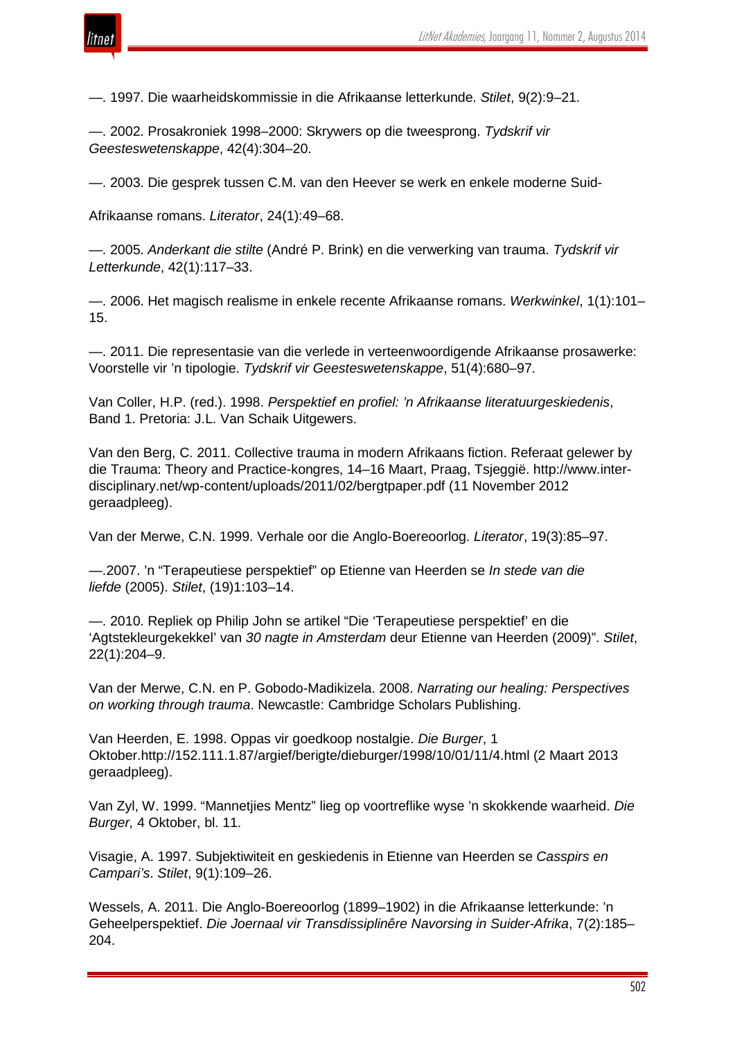—. 1997. Die waarheidskommissie in die Afrikaanse letterkunde. *Stilet*, 9(2):9–21.

—. 2002. Prosakroniek 1998–2000: Skrywers op die tweesprong. *Tydskrif vir Geesteswetenskappe*, 42(4):304–20.

—. 2003. Die gesprek tussen C.M. van den Heever se werk en enkele moderne Suid-

Afrikaanse romans. *Literator*, 24(1):49–68.

—. 2005. *Anderkant die stilte* (André P. Brink) en die verwerking van trauma. *Tydskrif vir Letterkunde*, 42(1):117–33.

—. 2006. Het magisch realisme in enkele recente Afrikaanse romans. *Werkwinkel*, 1(1):101–15.

—. 2011. Die representasie van die verlede in verteenwoordigende Afrikaanse prosawerke: Voorstelle vir 'n tipologie. *Tydskrif vir Geesteswetenskappe*, 51(4):680–97.

Van Coller, H.P. (red.). 1998. *Perspektief en profiel: 'n Afrikaanse literatuurgeskiedenis*, Band 1. Pretoria: J.L. Van Schaik Uitgewers.

Van den Berg, C. 2011. Collective trauma in modern Afrikaans fiction. Referaat gelewer by die Trauma: Theory and Practice-kongres, 14–16 Maart, Praag, Tsjeggië. http://www.inter-disciplinary.net/wp-content/uploads/2011/02/bergtpaper.pdf (11 November 2012 geraadpleeg).

Van der Merwe, C.N. 1999. Verhale oor die Anglo-Boereoorlog. *Literator*, 19(3):85–97.

—.2007. 'n "Terapeutiese perspektief" op Etienne van Heerden se *In stede van die liefde* (2005). *Stilet*, (19)1:103–14.

—. 2010. Repliek op Philip John se artikel "Die 'Terapeutiese perspektief' en die 'Agtstekleurgekekkel' van *30 nagte in Amsterdam* deur Etienne van Heerden (2009)". *Stilet*, 22(1):204–9.

Van der Merwe, C.N. en P. Gobodo-Madikizela. 2008. *Narrating our healing: Perspectives on working through trauma*. Newcastle: Cambridge Scholars Publishing.

Van Heerden, E. 1998. Oppas vir goedkoop nostalgie. *Die Burger*, 1 Oktober.http://152.111.1.87/argief/berigte/dieburger/1998/10/01/11/4.html (2 Maart 2013 geraadpleeg).

Van Zyl, W. 1999. "Mannetjies Mentz" lieg op voortreflike wyse 'n skokkende waarheid. *Die Burger,* 4 Oktober, bl. 11.

Visagie, A. 1997. Subjektiwiteit en geskiedenis in Etienne van Heerden se *Casspirs en Campari's*. *Stilet*, 9(1):109–26.

Wessels, A. 2011. Die Anglo-Boereoorlog (1899–1902) in die Afrikaanse letterkunde: 'n Geheelperspektief. *Die Joernaal vir Transdissiplinêre Navorsing in Suider-Afrika*, 7(2):185–204.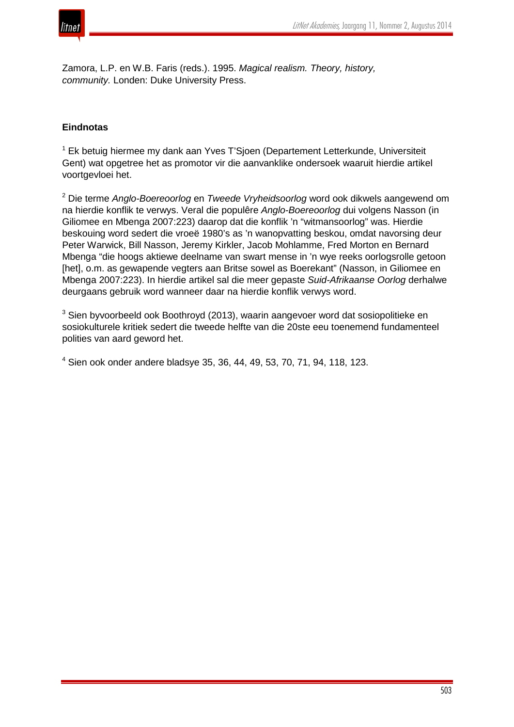Zamora, L.P. en W.B. Faris (reds.). 1995. *Magical realism. Theory, history, community.* Londen: Duke University Press.

### Eindnotas

[1] Ek betuig hiermee my dank aan Yves T'Sjoen (Departement Letterkunde, Universiteit Gent) wat opgetree het as promotor vir die aanvanklike ondersoek waaruit hierdie artikel voortgevloei het.

[2] Die terme *Anglo-Boereoorlog* en *Tweede Vryheidsoorlog* word ook dikwels aangewend om na hierdie konflik te verwys. Veral die populêre *Anglo-Boereoorlog* dui volgens Nasson (in Giliomee en Mbenga 2007:223) daarop dat die konflik 'n "witmansoorlog" was. Hierdie beskouing word sedert die vroeë 1980's as 'n wanopvatting beskou, omdat navorsing deur Peter Warwick, Bill Nasson, Jeremy Kirkler, Jacob Mohlamme, Fred Morton en Bernard Mbenga "die hoogs aktiewe deelname van swart mense in 'n wye reeks oorlogsrolle getoon [het], o.m. as gewapende vegters aan Britse sowel as Boerekant" (Nasson, in Giliomee en Mbenga 2007:223). In hierdie artikel sal die meer gepaste *Suid-Afrikaanse Oorlog* derhalwe deurgaans gebruik word wanneer daar na hierdie konflik verwys word.

[3] Sien byvoorbeeld ook Boothroyd (2013), waarin aangevoer word dat sosiopolitieke en sosiokulturele kritiek sedert die tweede helfte van die 20ste eeu toenemend fundamenteel polities van aard geword het.

[4] Sien ook onder andere bladsye 35, 36, 44, 49, 53, 70, 71, 94, 118, 123.